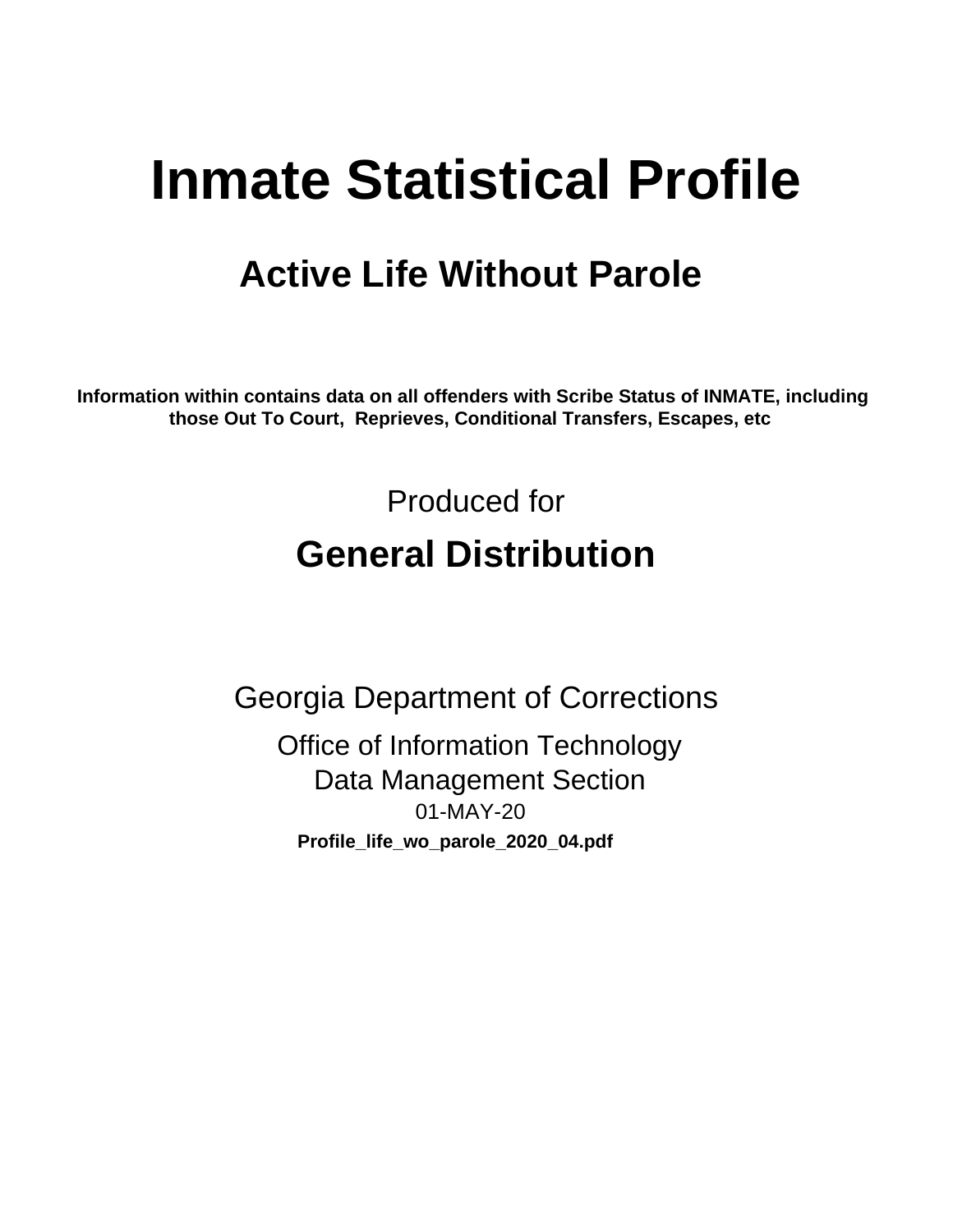# Inmate Statistical Profile

## Active Life Without Parole

**Information within contains data on all offenders with Scribe Status of INMATE, including those Out To Court, Reprieves, Conditional Transfers, Escapes, etc**

Produced for

## General Distribution

Georgia Department of Corrections

Office of Information Technology
Data Management Section
01-MAY-20

**Profile_life_wo_parole_2020_04.pdf**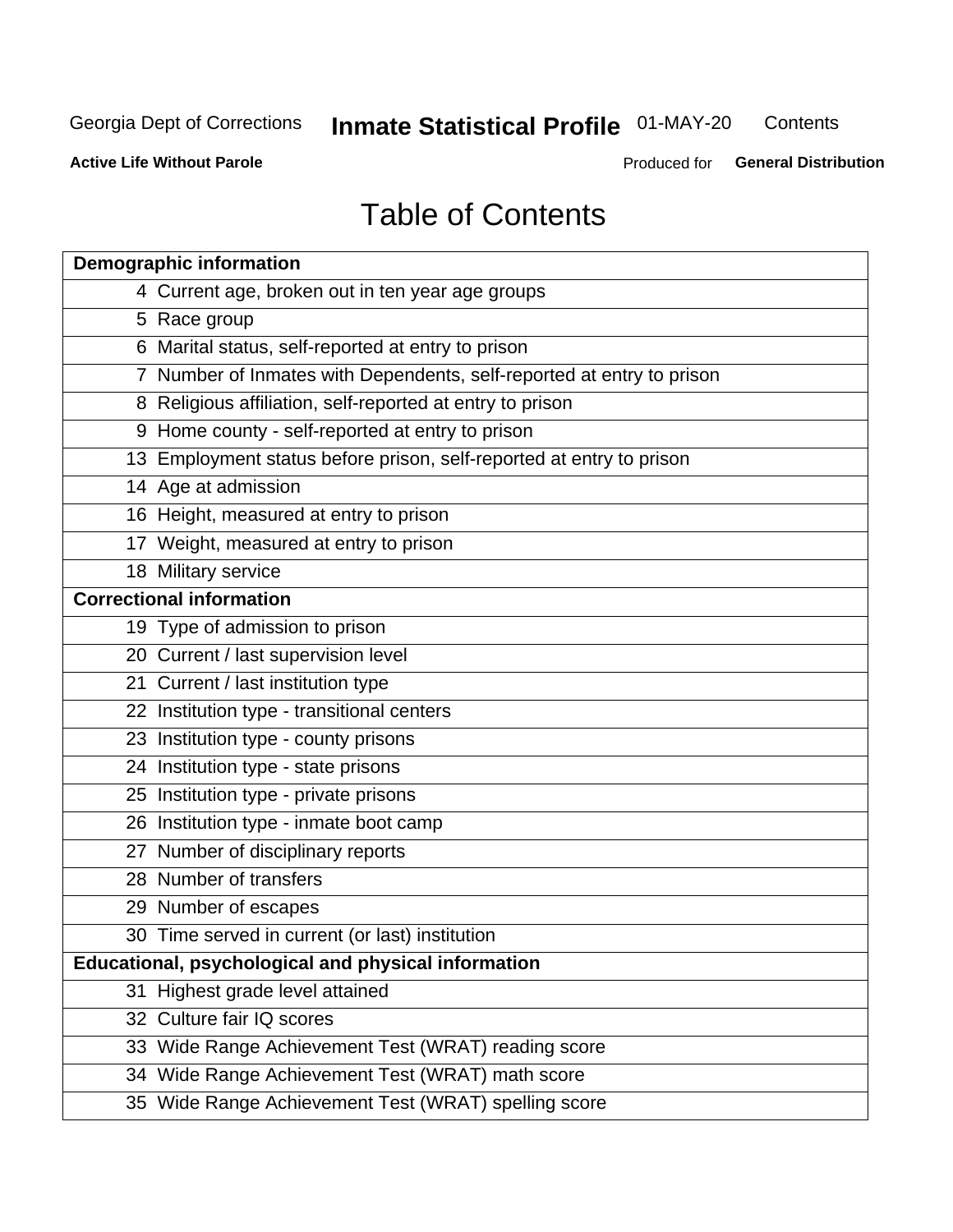# Table of Contents

| | |
|---|---|
| **Demographic information** | |
| 4 | Current age, broken out in ten year age groups |
| 5 | Race group |
| 6 | Marital status, self-reported at entry to prison |
| 7 | Number of Inmates with Dependents, self-reported at entry to prison |
| 8 | Religious affiliation, self-reported at entry to prison |
| 9 | Home county - self-reported at entry to prison |
| 13 | Employment status before prison, self-reported at entry to prison |
| 14 | Age at admission |
| 16 | Height, measured at entry to prison |
| 17 | Weight, measured at entry to prison |
| 18 | Military service |
| **Correctional information** | |
| 19 | Type of admission to prison |
| 20 | Current / last supervision level |
| 21 | Current / last institution type |
| 22 | Institution type - transitional centers |
| 23 | Institution type - county prisons |
| 24 | Institution type - state prisons |
| 25 | Institution type - private prisons |
| 26 | Institution type - inmate boot camp |
| 27 | Number of disciplinary reports |
| 28 | Number of transfers |
| 29 | Number of escapes |
| 30 | Time served in current (or last) institution |
| **Educational, psychological and physical information** | |
| 31 | Highest grade level attained |
| 32 | Culture fair IQ scores |
| 33 | Wide Range Achievement Test (WRAT) reading score |
| 34 | Wide Range Achievement Test (WRAT) math score |
| 35 | Wide Range Achievement Test (WRAT) spelling score |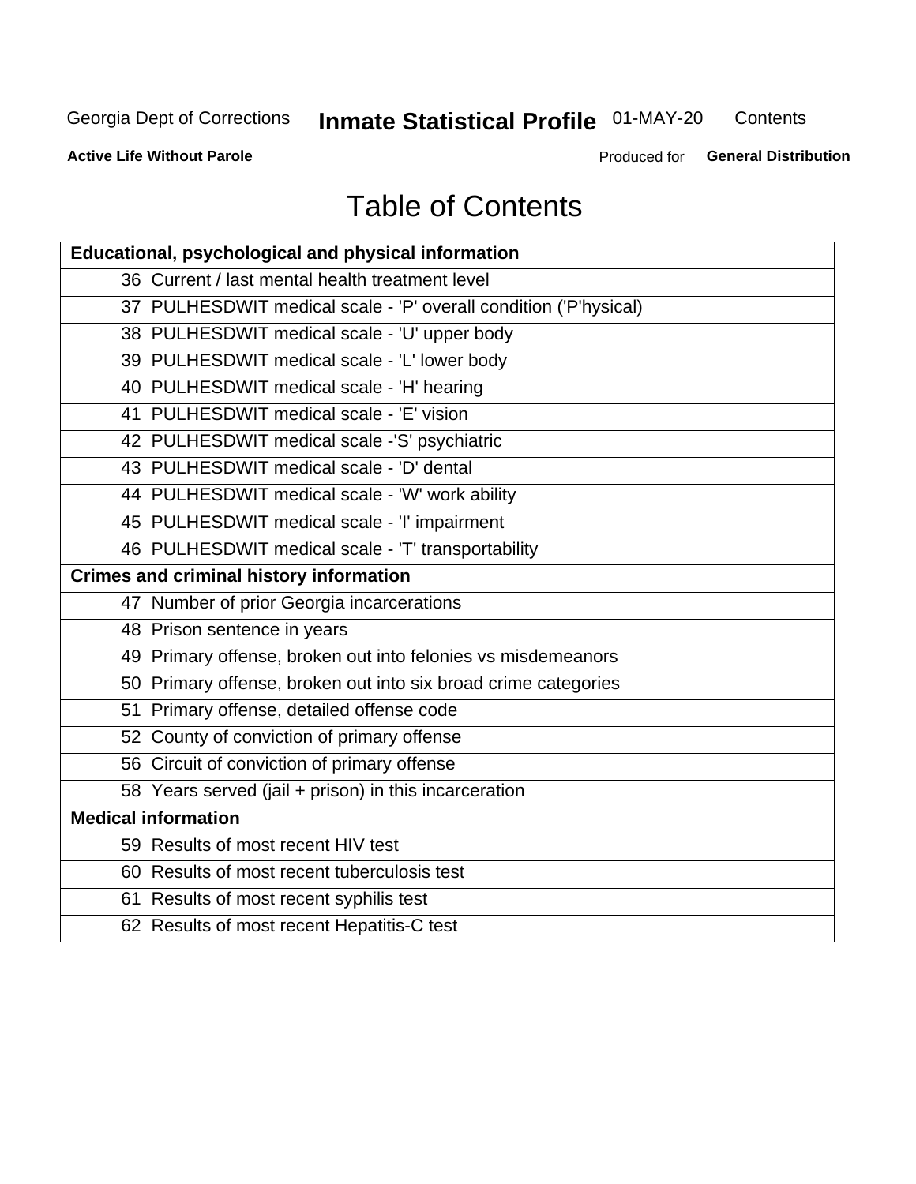# Table of Contents

| Educational, psychological and physical information |
|---|
| 36 Current / last mental health treatment level |
| 37 PULHESDWIT medical scale - 'P' overall condition ('P'hysical) |
| 38 PULHESDWIT medical scale - 'U' upper body |
| 39 PULHESDWIT medical scale - 'L' lower body |
| 40 PULHESDWIT medical scale - 'H' hearing |
| 41 PULHESDWIT medical scale - 'E' vision |
| 42 PULHESDWIT medical scale -'S' psychiatric |
| 43 PULHESDWIT medical scale - 'D' dental |
| 44 PULHESDWIT medical scale - 'W' work ability |
| 45 PULHESDWIT medical scale - 'I' impairment |
| 46 PULHESDWIT medical scale - 'T' transportability |
| **Crimes and criminal history information** |
| 47 Number of prior Georgia incarcerations |
| 48 Prison sentence in years |
| 49 Primary offense, broken out into felonies vs misdemeanors |
| 50 Primary offense, broken out into six broad crime categories |
| 51 Primary offense, detailed offense code |
| 52 County of conviction of primary offense |
| 56 Circuit of conviction of primary offense |
| 58 Years served (jail + prison) in this incarceration |
| **Medical information** |
| 59 Results of most recent HIV test |
| 60 Results of most recent tuberculosis test |
| 61 Results of most recent syphilis test |
| 62 Results of most recent Hepatitis-C test |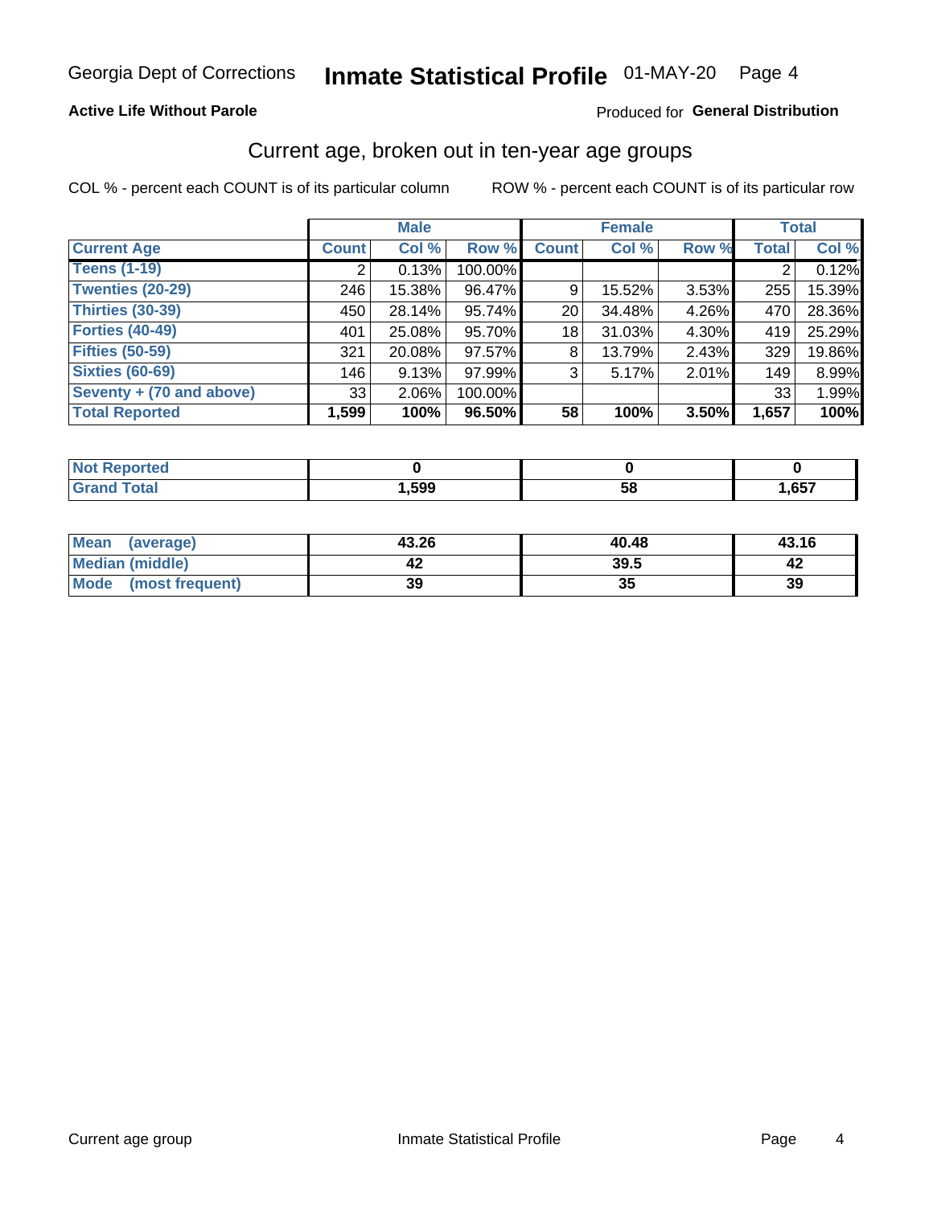Georgia Dept of Corrections **Inmate Statistical Profile** 01-MAY-20 Page 4

**Active Life Without Parole**

Produced for **General Distribution**

## Current age, broken out in ten-year age groups

COL % - percent each COUNT is of its particular column    ROW % - percent each COUNT is of its particular row

| | Male | | | Female | | | Total | |
|---|---|---|---|---|---|---|---|---|
| **Current Age** | **Count** | **Col %** | **Row %** | **Count** | **Col %** | **Row %** | **Total** | **Col %** |
| **Teens (1-19)** | 2 | 0.13% | 100.00% | | | | 2 | 0.12% |
| **Twenties (20-29)** | 246 | 15.38% | 96.47% | 9 | 15.52% | 3.53% | 255 | 15.39% |
| **Thirties (30-39)** | 450 | 28.14% | 95.74% | 20 | 34.48% | 4.26% | 470 | 28.36% |
| **Forties (40-49)** | 401 | 25.08% | 95.70% | 18 | 31.03% | 4.30% | 419 | 25.29% |
| **Fifties (50-59)** | 321 | 20.08% | 97.57% | 8 | 13.79% | 2.43% | 329 | 19.86% |
| **Sixties (60-69)** | 146 | 9.13% | 97.99% | 3 | 5.17% | 2.01% | 149 | 8.99% |
| **Seventy + (70 and above)** | 33 | 2.06% | 100.00% | | | | 33 | 1.99% |
| **Total Reported** | **1,599** | **100%** | **96.50%** | **58** | **100%** | **3.50%** | **1,657** | **100%** |

| | Male | Female | Total |
|---|---|---|---|
| **Not Reported** | **0** | **0** | **0** |
| **Grand Total** | **1,599** | **58** | **1,657** |

| | Male | Female | Total |
|---|---|---|---|
| **Mean (average)** | **43.26** | **40.48** | **43.16** |
| **Median (middle)** | **42** | **39.5** | **42** |
| **Mode (most frequent)** | **39** | **35** | **39** |

Current age group    Inmate Statistical Profile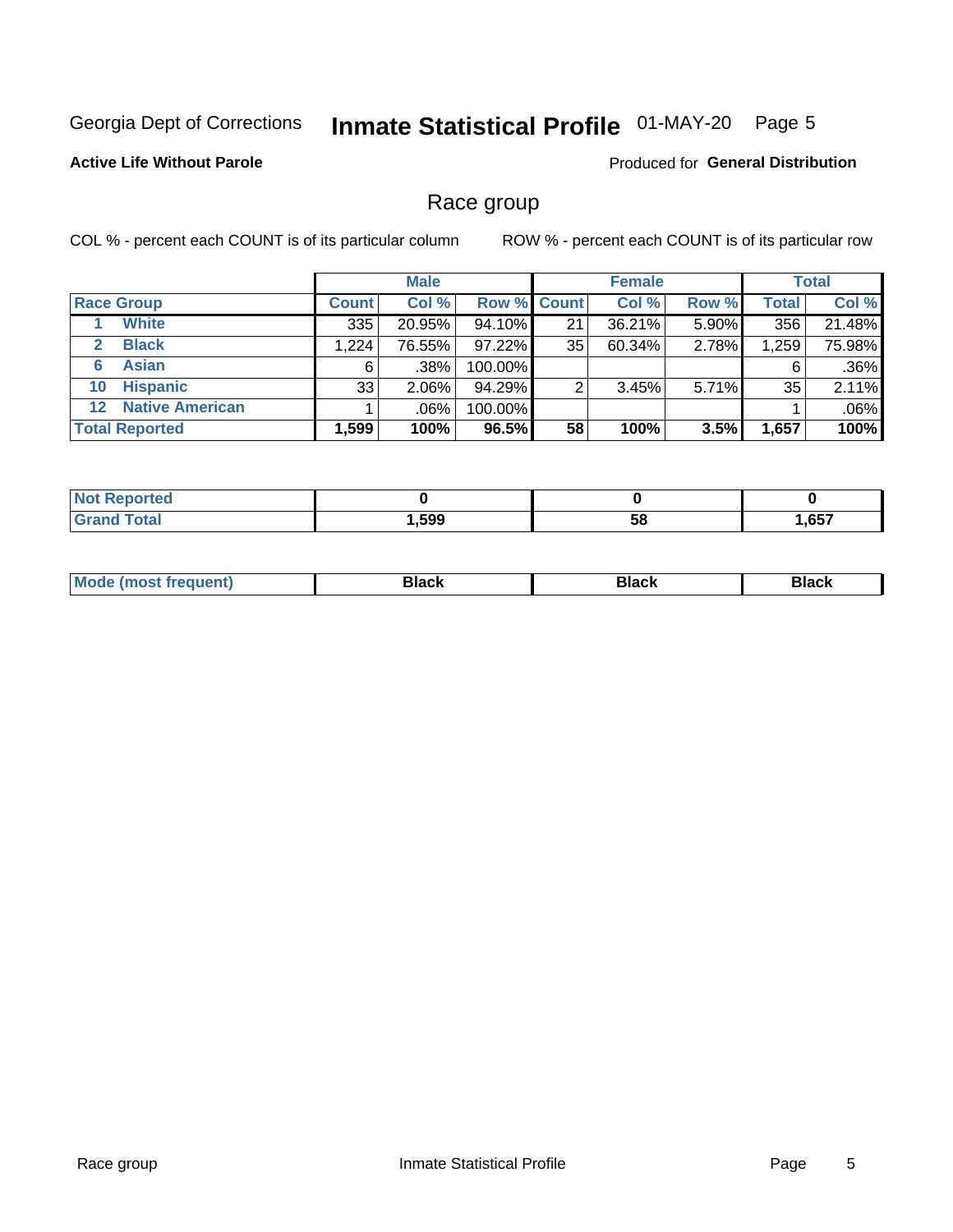Georgia Dept of Corrections **Inmate Statistical Profile** 01-MAY-20 Page 5

**Active Life Without Parole**

Produced for **General Distribution**

## Race group

COL % - percent each COUNT is of its particular column ROW % - percent each COUNT is of its particular row

| Race Group | Male | | | Female | | | Total | |
|---|---|---|---|---|---|---|---|---|
| | Count | Col % | Row % | Count | Col % | Row % | Total | Col % |
| 1 White | 335 | 20.95% | 94.10% | 21 | 36.21% | 5.90% | 356 | 21.48% |
| 2 Black | 1,224 | 76.55% | 97.22% | 35 | 60.34% | 2.78% | 1,259 | 75.98% |
| 6 Asian | 6 | .38% | 100.00% | | | | 6 | .36% |
| 10 Hispanic | 33 | 2.06% | 94.29% | 2 | 3.45% | 5.71% | 35 | 2.11% |
| 12 Native American | 1 | .06% | 100.00% | | | | 1 | .06% |
| **Total Reported** | **1,599** | **100%** | **96.5%** | **58** | **100%** | **3.5%** | **1,657** | **100%** |

| | Male | Female | Total |
|---|---|---|---|
| Not Reported | **0** | **0** | **0** |
| Grand Total | **1,599** | **58** | **1,657** |

| | Male | Female | Total |
|---|---|---|---|
| Mode (most frequent) | **Black** | **Black** | **Black** |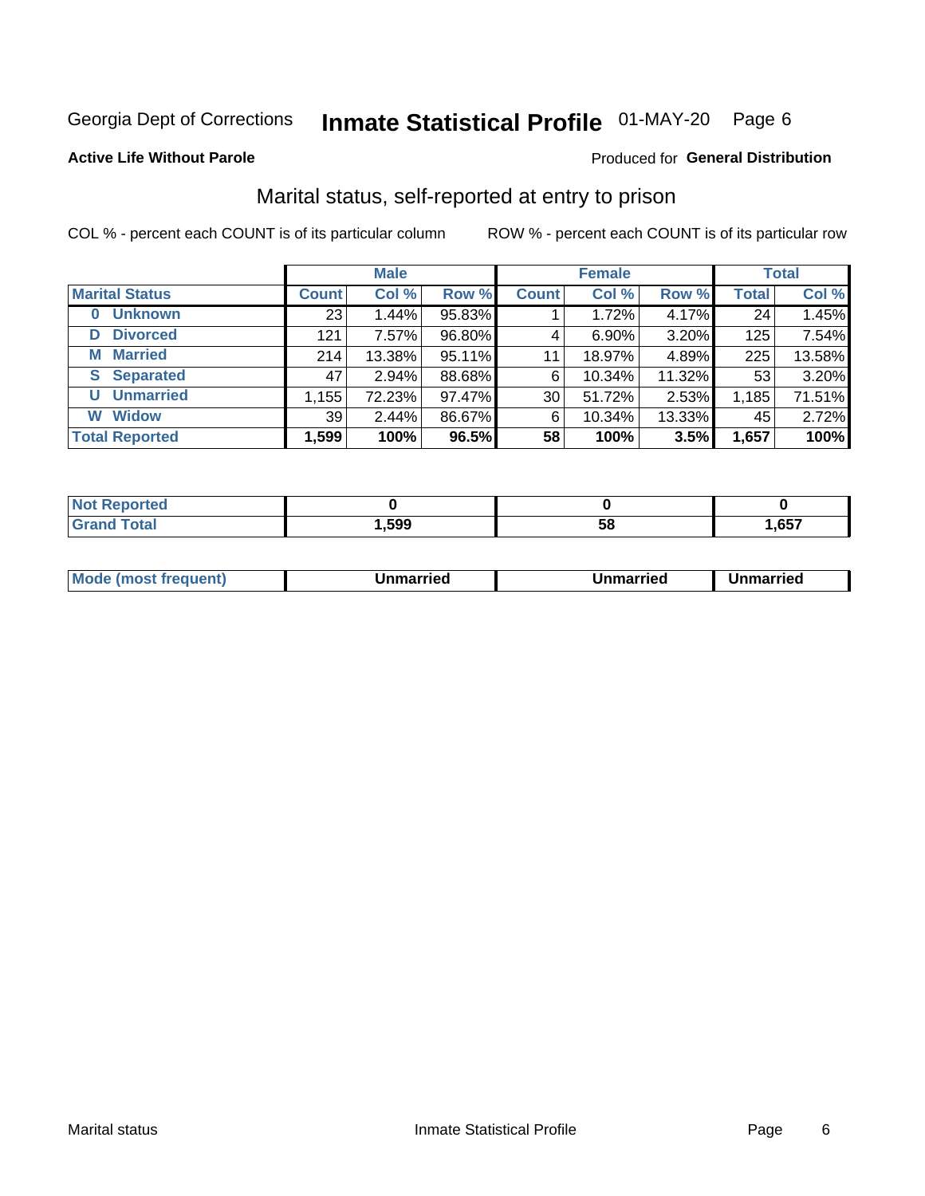Georgia Dept of Corrections **Inmate Statistical Profile** 01-MAY-20

**Active Life Without Parole**

Produced for **General Distribution**

## Marital status, self-reported at entry to prison

COL % - percent each COUNT is of its particular column

ROW % - percent each COUNT is of its particular row

| | Male | | | Female | | | Total | |
|---|---|---|---|---|---|---|---|---|
| **Marital Status** | **Count** | **Col %** | **Row %** | **Count** | **Col %** | **Row %** | **Total** | **Col %** |
| **0 Unknown** | 23 | 1.44% | 95.83% | 1 | 1.72% | 4.17% | 24 | 1.45% |
| **D Divorced** | 121 | 7.57% | 96.80% | 4 | 6.90% | 3.20% | 125 | 7.54% |
| **M Married** | 214 | 13.38% | 95.11% | 11 | 18.97% | 4.89% | 225 | 13.58% |
| **S Separated** | 47 | 2.94% | 88.68% | 6 | 10.34% | 11.32% | 53 | 3.20% |
| **U Unmarried** | 1,155 | 72.23% | 97.47% | 30 | 51.72% | 2.53% | 1,185 | 71.51% |
| **W Widow** | 39 | 2.44% | 86.67% | 6 | 10.34% | 13.33% | 45 | 2.72% |
| **Total Reported** | **1,599** | **100%** | **96.5%** | **58** | **100%** | **3.5%** | **1,657** | **100%** |

| | Male | Female | Total |
|---|---|---|---|
| **Not Reported** | **0** | **0** | **0** |
| **Grand Total** | **1,599** | **58** | **1,657** |

| | Male | Female | Total |
|---|---|---|---|
| **Mode (most frequent)** | **Unmarried** | **Unmarried** | **Unmarried** |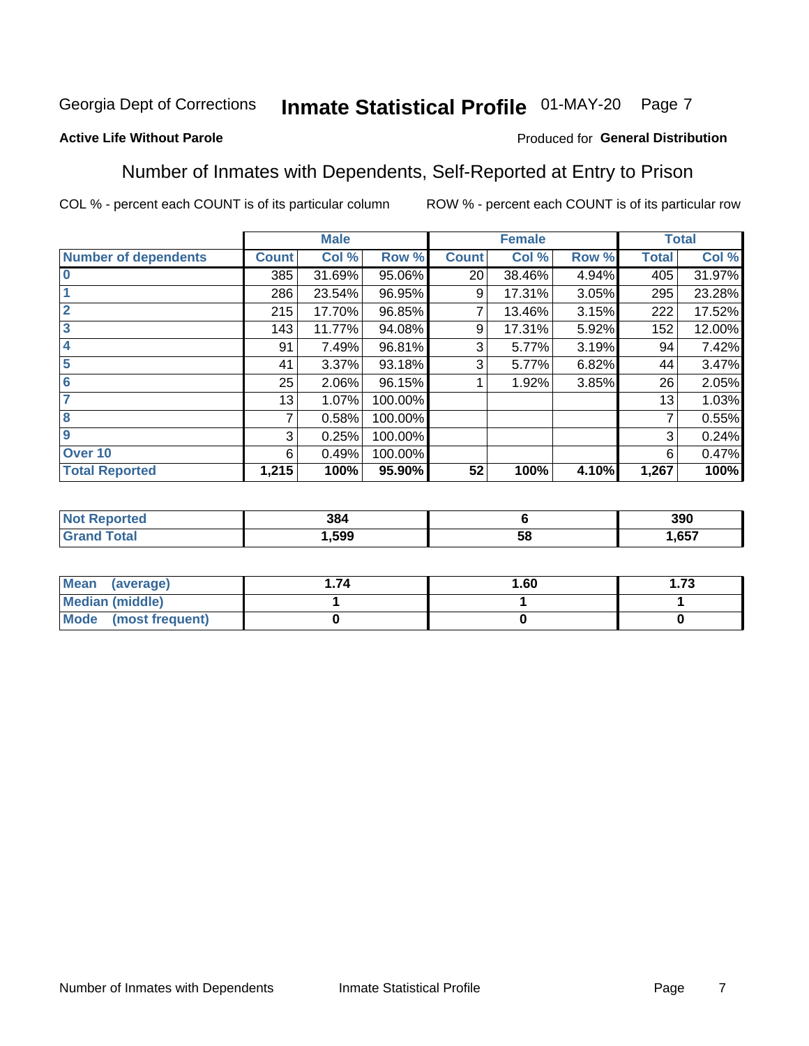Georgia Dept of Corrections **Inmate Statistical Profile** 01-MAY-20

**Active Life Without Parole**

Produced for **General Distribution**

## Number of Inmates with Dependents, Self-Reported at Entry to Prison

COL % - percent each COUNT is of its particular column ROW % - percent each COUNT is of its particular row

| | Male | | | Female | | | Total | |
|---|---|---|---|---|---|---|---|---|
| Number of dependents | Count | Col % | Row % | Count | Col % | Row % | Total | Col % |
| 0 | 385 | 31.69% | 95.06% | 20 | 38.46% | 4.94% | 405 | 31.97% |
| 1 | 286 | 23.54% | 96.95% | 9 | 17.31% | 3.05% | 295 | 23.28% |
| 2 | 215 | 17.70% | 96.85% | 7 | 13.46% | 3.15% | 222 | 17.52% |
| 3 | 143 | 11.77% | 94.08% | 9 | 17.31% | 5.92% | 152 | 12.00% |
| 4 | 91 | 7.49% | 96.81% | 3 | 5.77% | 3.19% | 94 | 7.42% |
| 5 | 41 | 3.37% | 93.18% | 3 | 5.77% | 6.82% | 44 | 3.47% |
| 6 | 25 | 2.06% | 96.15% | 1 | 1.92% | 3.85% | 26 | 2.05% |
| 7 | 13 | 1.07% | 100.00% | | | | 13 | 1.03% |
| 8 | 7 | 0.58% | 100.00% | | | | 7 | 0.55% |
| 9 | 3 | 0.25% | 100.00% | | | | 3 | 0.24% |
| Over 10 | 6 | 0.49% | 100.00% | | | | 6 | 0.47% |
| **Total Reported** | **1,215** | **100%** | **95.90%** | **52** | **100%** | **4.10%** | **1,267** | **100%** |

| | Male | Female | Total |
|---|---|---|---|
| Not Reported | 384 | 6 | 390 |
| Grand Total | 1,599 | 58 | 1,657 |

| | Male | Female | Total |
|---|---|---|---|
| Mean (average) | 1.74 | 1.60 | 1.73 |
| Median (middle) | 1 | 1 | 1 |
| Mode (most frequent) | 0 | 0 | 0 |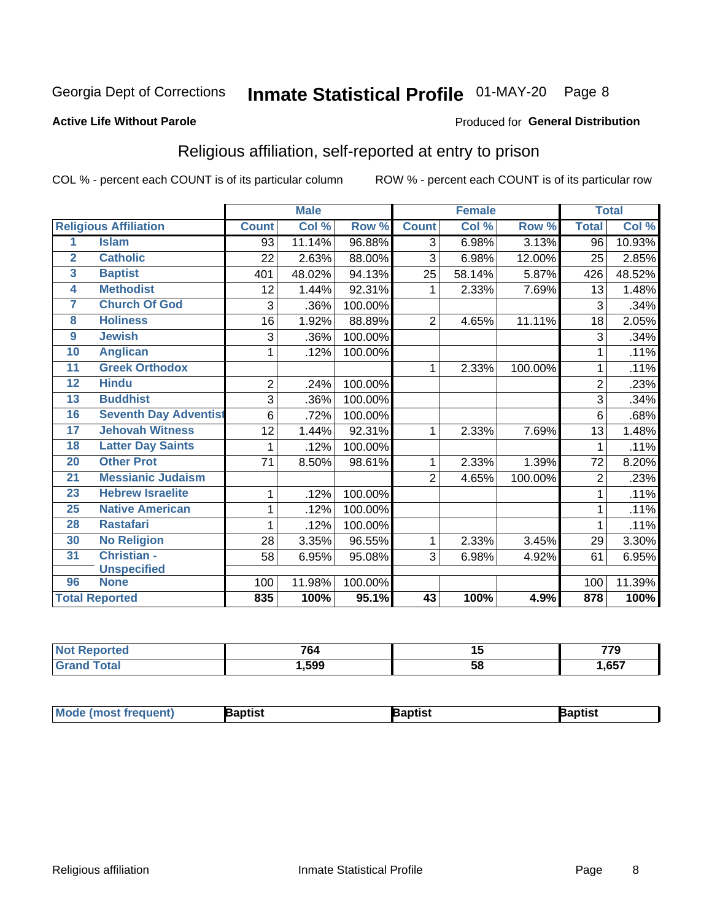Georgia Dept of Corrections **Inmate Statistical Profile** 01-MAY-20

**Active Life Without Parole**

Produced for **General Distribution**

## Religious affiliation, self-reported at entry to prison

COL % - percent each COUNT is of its particular column

ROW % - percent each COUNT is of its particular row

| Religious Affiliation | | Male | | | Female | | | Total | |
|---|---|---|---|---|---|---|---|---|---|
| | | Count | Col % | Row % | Count | Col % | Row % | Total | Col % |
| 1 | Islam | 93 | 11.14% | 96.88% | 3 | 6.98% | 3.13% | 96 | 10.93% |
| 2 | Catholic | 22 | 2.63% | 88.00% | 3 | 6.98% | 12.00% | 25 | 2.85% |
| 3 | Baptist | 401 | 48.02% | 94.13% | 25 | 58.14% | 5.87% | 426 | 48.52% |
| 4 | Methodist | 12 | 1.44% | 92.31% | 1 | 2.33% | 7.69% | 13 | 1.48% |
| 7 | Church Of God | 3 | .36% | 100.00% | | | | 3 | .34% |
| 8 | Holiness | 16 | 1.92% | 88.89% | 2 | 4.65% | 11.11% | 18 | 2.05% |
| 9 | Jewish | 3 | .36% | 100.00% | | | | 3 | .34% |
| 10 | Anglican | 1 | .12% | 100.00% | | | | 1 | .11% |
| 11 | Greek Orthodox | | | | 1 | 2.33% | 100.00% | 1 | .11% |
| 12 | Hindu | 2 | .24% | 100.00% | | | | 2 | .23% |
| 13 | Buddhist | 3 | .36% | 100.00% | | | | 3 | .34% |
| 16 | Seventh Day Adventist | 6 | .72% | 100.00% | | | | 6 | .68% |
| 17 | Jehovah Witness | 12 | 1.44% | 92.31% | 1 | 2.33% | 7.69% | 13 | 1.48% |
| 18 | Latter Day Saints | 1 | .12% | 100.00% | | | | 1 | .11% |
| 20 | Other Prot | 71 | 8.50% | 98.61% | 1 | 2.33% | 1.39% | 72 | 8.20% |
| 21 | Messianic Judaism | | | | 2 | 4.65% | 100.00% | 2 | .23% |
| 23 | Hebrew Israelite | 1 | .12% | 100.00% | | | | 1 | .11% |
| 25 | Native American | 1 | .12% | 100.00% | | | | 1 | .11% |
| 28 | Rastafari | 1 | .12% | 100.00% | | | | 1 | .11% |
| 30 | No Religion | 28 | 3.35% | 96.55% | 1 | 2.33% | 3.45% | 29 | 3.30% |
| 31 | Christian - Unspecified | 58 | 6.95% | 95.08% | 3 | 6.98% | 4.92% | 61 | 6.95% |
| 96 | None | 100 | 11.98% | 100.00% | | | | 100 | 11.39% |
| **Total Reported** | | **835** | **100%** | **95.1%** | **43** | **100%** | **4.9%** | **878** | **100%** |

| | Male | Female | Total |
|---|---|---|---|
| Not Reported | 764 | 15 | 779 |
| Grand Total | 1,599 | 58 | 1,657 |

| | Male | Female | Total |
|---|---|---|---|
| Mode (most frequent) | Baptist | Baptist | Baptist |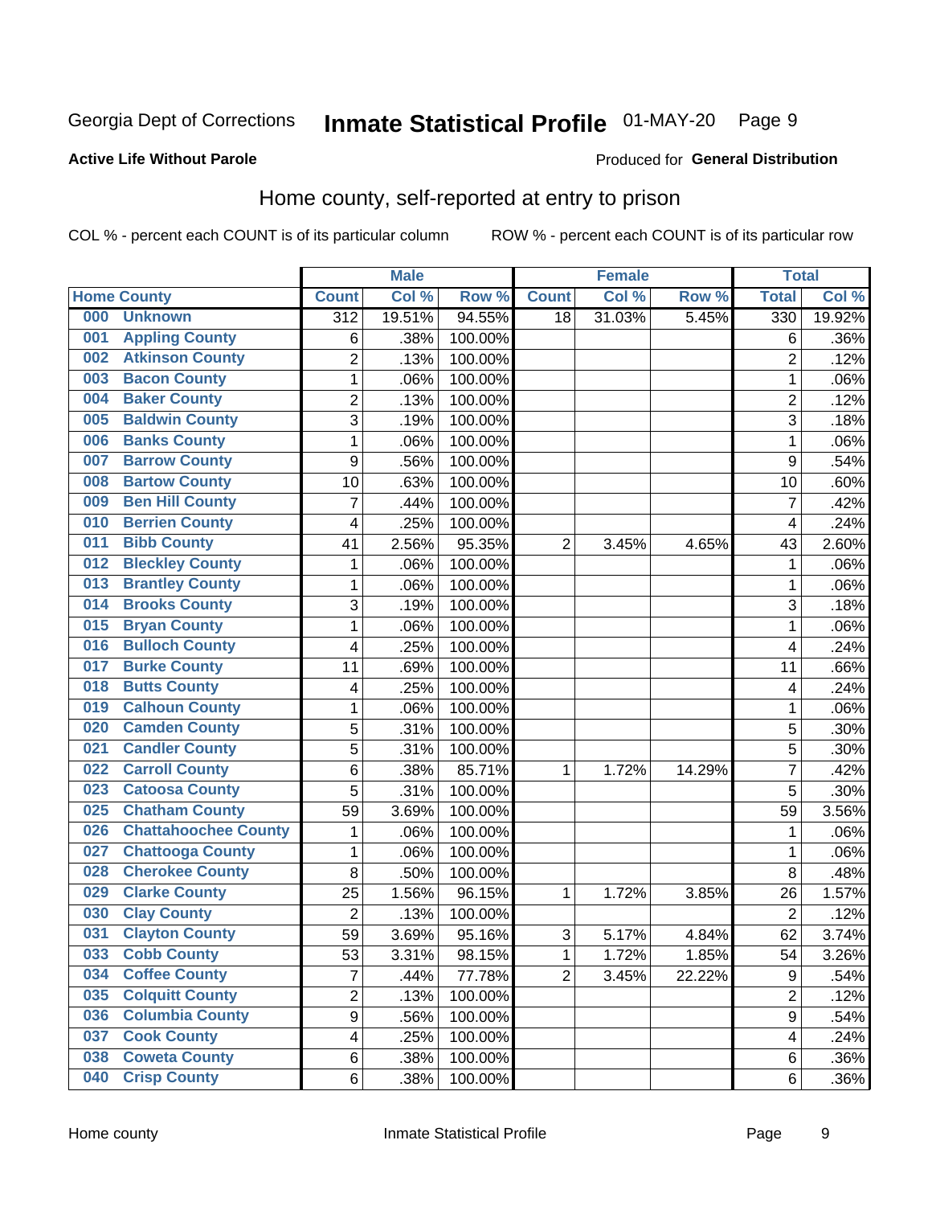Georgia Dept of Corrections **Inmate Statistical Profile** 01-MAY-20

**Active Life Without Parole**

Produced for **General Distribution**

## Home county, self-reported at entry to prison

COL % - percent each COUNT is of its particular column    ROW % - percent each COUNT is of its particular row

| Home County | | Male | | | Female | | | Total | |
|---|---|---|---|---|---|---|---|---|---|
| | | Count | Col % | Row % | Count | Col % | Row % | Total | Col % |
| 000 | Unknown | 312 | 19.51% | 94.55% | 18 | 31.03% | 5.45% | 330 | 19.92% |
| 001 | Appling County | 6 | .38% | 100.00% | | | | 6 | .36% |
| 002 | Atkinson County | 2 | .13% | 100.00% | | | | 2 | .12% |
| 003 | Bacon County | 1 | .06% | 100.00% | | | | 1 | .06% |
| 004 | Baker County | 2 | .13% | 100.00% | | | | 2 | .12% |
| 005 | Baldwin County | 3 | .19% | 100.00% | | | | 3 | .18% |
| 006 | Banks County | 1 | .06% | 100.00% | | | | 1 | .06% |
| 007 | Barrow County | 9 | .56% | 100.00% | | | | 9 | .54% |
| 008 | Bartow County | 10 | .63% | 100.00% | | | | 10 | .60% |
| 009 | Ben Hill County | 7 | .44% | 100.00% | | | | 7 | .42% |
| 010 | Berrien County | 4 | .25% | 100.00% | | | | 4 | .24% |
| 011 | Bibb County | 41 | 2.56% | 95.35% | 2 | 3.45% | 4.65% | 43 | 2.60% |
| 012 | Bleckley County | 1 | .06% | 100.00% | | | | 1 | .06% |
| 013 | Brantley County | 1 | .06% | 100.00% | | | | 1 | .06% |
| 014 | Brooks County | 3 | .19% | 100.00% | | | | 3 | .18% |
| 015 | Bryan County | 1 | .06% | 100.00% | | | | 1 | .06% |
| 016 | Bulloch County | 4 | .25% | 100.00% | | | | 4 | .24% |
| 017 | Burke County | 11 | .69% | 100.00% | | | | 11 | .66% |
| 018 | Butts County | 4 | .25% | 100.00% | | | | 4 | .24% |
| 019 | Calhoun County | 1 | .06% | 100.00% | | | | 1 | .06% |
| 020 | Camden County | 5 | .31% | 100.00% | | | | 5 | .30% |
| 021 | Candler County | 5 | .31% | 100.00% | | | | 5 | .30% |
| 022 | Carroll County | 6 | .38% | 85.71% | 1 | 1.72% | 14.29% | 7 | .42% |
| 023 | Catoosa County | 5 | .31% | 100.00% | | | | 5 | .30% |
| 025 | Chatham County | 59 | 3.69% | 100.00% | | | | 59 | 3.56% |
| 026 | Chattahoochee County | 1 | .06% | 100.00% | | | | 1 | .06% |
| 027 | Chattooga County | 1 | .06% | 100.00% | | | | 1 | .06% |
| 028 | Cherokee County | 8 | .50% | 100.00% | | | | 8 | .48% |
| 029 | Clarke County | 25 | 1.56% | 96.15% | 1 | 1.72% | 3.85% | 26 | 1.57% |
| 030 | Clay County | 2 | .13% | 100.00% | | | | 2 | .12% |
| 031 | Clayton County | 59 | 3.69% | 95.16% | 3 | 5.17% | 4.84% | 62 | 3.74% |
| 033 | Cobb County | 53 | 3.31% | 98.15% | 1 | 1.72% | 1.85% | 54 | 3.26% |
| 034 | Coffee County | 7 | .44% | 77.78% | 2 | 3.45% | 22.22% | 9 | .54% |
| 035 | Colquitt County | 2 | .13% | 100.00% | | | | 2 | .12% |
| 036 | Columbia County | 9 | .56% | 100.00% | | | | 9 | .54% |
| 037 | Cook County | 4 | .25% | 100.00% | | | | 4 | .24% |
| 038 | Coweta County | 6 | .38% | 100.00% | | | | 6 | .36% |
| 040 | Crisp County | 6 | .38% | 100.00% | | | | 6 | .36% |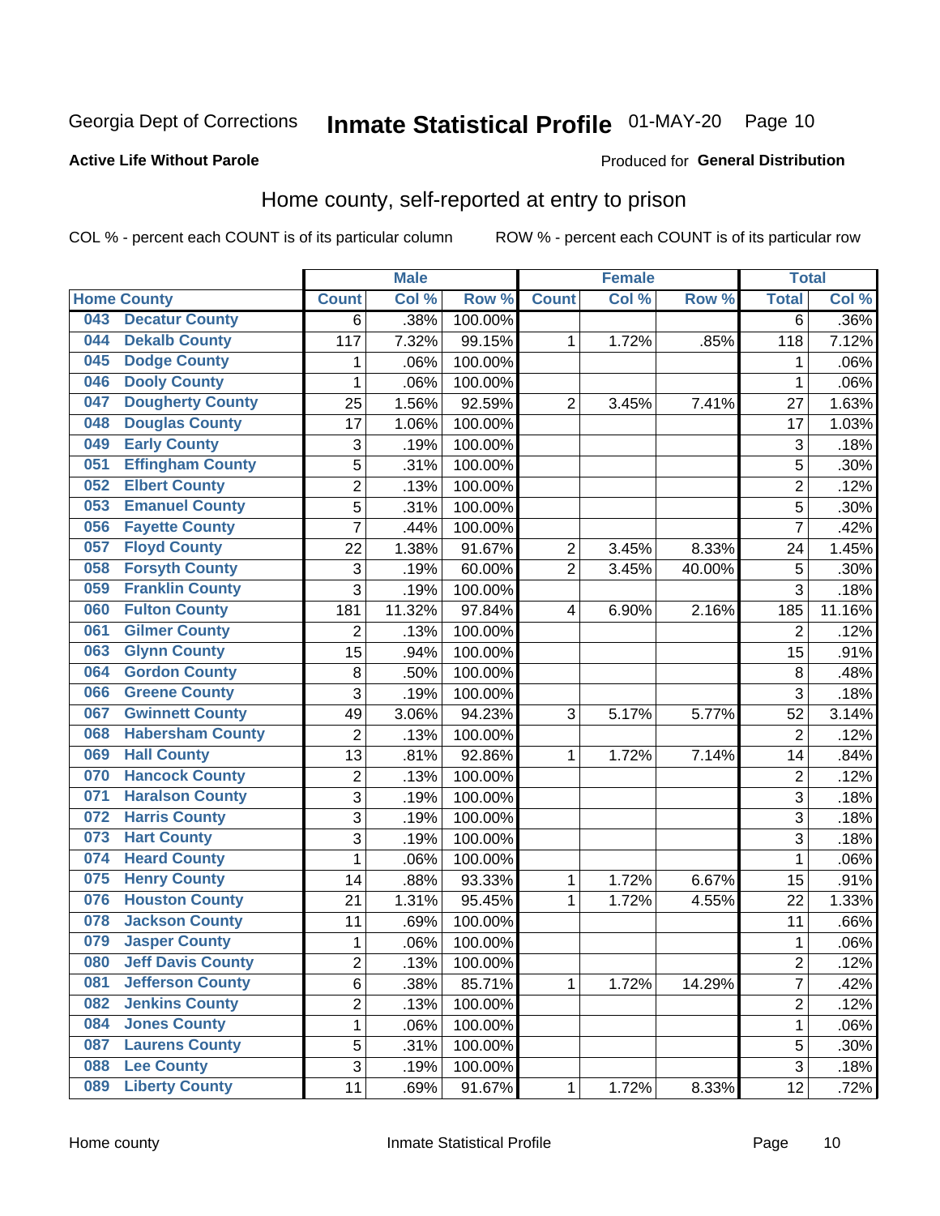Georgia Dept of Corrections **Inmate Statistical Profile** 01-MAY-20 Page 10

**Active Life Without Parole**

Produced for **General Distribution**

## Home county, self-reported at entry to prison

COL % - percent each COUNT is of its particular column ROW % - percent each COUNT is of its particular row

| Home County | | Male | | | Female | | | Total | |
|---|---|---|---|---|---|---|---|---|---|
| | | Count | Col % | Row % | Count | Col % | Row % | Total | Col % |
| 043 | Decatur County | 6 | .38% | 100.00% | | | | 6 | .36% |
| 044 | Dekalb County | 117 | 7.32% | 99.15% | 1 | 1.72% | .85% | 118 | 7.12% |
| 045 | Dodge County | 1 | .06% | 100.00% | | | | 1 | .06% |
| 046 | Dooly County | 1 | .06% | 100.00% | | | | 1 | .06% |
| 047 | Dougherty County | 25 | 1.56% | 92.59% | 2 | 3.45% | 7.41% | 27 | 1.63% |
| 048 | Douglas County | 17 | 1.06% | 100.00% | | | | 17 | 1.03% |
| 049 | Early County | 3 | .19% | 100.00% | | | | 3 | .18% |
| 051 | Effingham County | 5 | .31% | 100.00% | | | | 5 | .30% |
| 052 | Elbert County | 2 | .13% | 100.00% | | | | 2 | .12% |
| 053 | Emanuel County | 5 | .31% | 100.00% | | | | 5 | .30% |
| 056 | Fayette County | 7 | .44% | 100.00% | | | | 7 | .42% |
| 057 | Floyd County | 22 | 1.38% | 91.67% | 2 | 3.45% | 8.33% | 24 | 1.45% |
| 058 | Forsyth County | 3 | .19% | 60.00% | 2 | 3.45% | 40.00% | 5 | .30% |
| 059 | Franklin County | 3 | .19% | 100.00% | | | | 3 | .18% |
| 060 | Fulton County | 181 | 11.32% | 97.84% | 4 | 6.90% | 2.16% | 185 | 11.16% |
| 061 | Gilmer County | 2 | .13% | 100.00% | | | | 2 | .12% |
| 063 | Glynn County | 15 | .94% | 100.00% | | | | 15 | .91% |
| 064 | Gordon County | 8 | .50% | 100.00% | | | | 8 | .48% |
| 066 | Greene County | 3 | .19% | 100.00% | | | | 3 | .18% |
| 067 | Gwinnett County | 49 | 3.06% | 94.23% | 3 | 5.17% | 5.77% | 52 | 3.14% |
| 068 | Habersham County | 2 | .13% | 100.00% | | | | 2 | .12% |
| 069 | Hall County | 13 | .81% | 92.86% | 1 | 1.72% | 7.14% | 14 | .84% |
| 070 | Hancock County | 2 | .13% | 100.00% | | | | 2 | .12% |
| 071 | Haralson County | 3 | .19% | 100.00% | | | | 3 | .18% |
| 072 | Harris County | 3 | .19% | 100.00% | | | | 3 | .18% |
| 073 | Hart County | 3 | .19% | 100.00% | | | | 3 | .18% |
| 074 | Heard County | 1 | .06% | 100.00% | | | | 1 | .06% |
| 075 | Henry County | 14 | .88% | 93.33% | 1 | 1.72% | 6.67% | 15 | .91% |
| 076 | Houston County | 21 | 1.31% | 95.45% | 1 | 1.72% | 4.55% | 22 | 1.33% |
| 078 | Jackson County | 11 | .69% | 100.00% | | | | 11 | .66% |
| 079 | Jasper County | 1 | .06% | 100.00% | | | | 1 | .06% |
| 080 | Jeff Davis County | 2 | .13% | 100.00% | | | | 2 | .12% |
| 081 | Jefferson County | 6 | .38% | 85.71% | 1 | 1.72% | 14.29% | 7 | .42% |
| 082 | Jenkins County | 2 | .13% | 100.00% | | | | 2 | .12% |
| 084 | Jones County | 1 | .06% | 100.00% | | | | 1 | .06% |
| 087 | Laurens County | 5 | .31% | 100.00% | | | | 5 | .30% |
| 088 | Lee County | 3 | .19% | 100.00% | | | | 3 | .18% |
| 089 | Liberty County | 11 | .69% | 91.67% | 1 | 1.72% | 8.33% | 12 | .72% |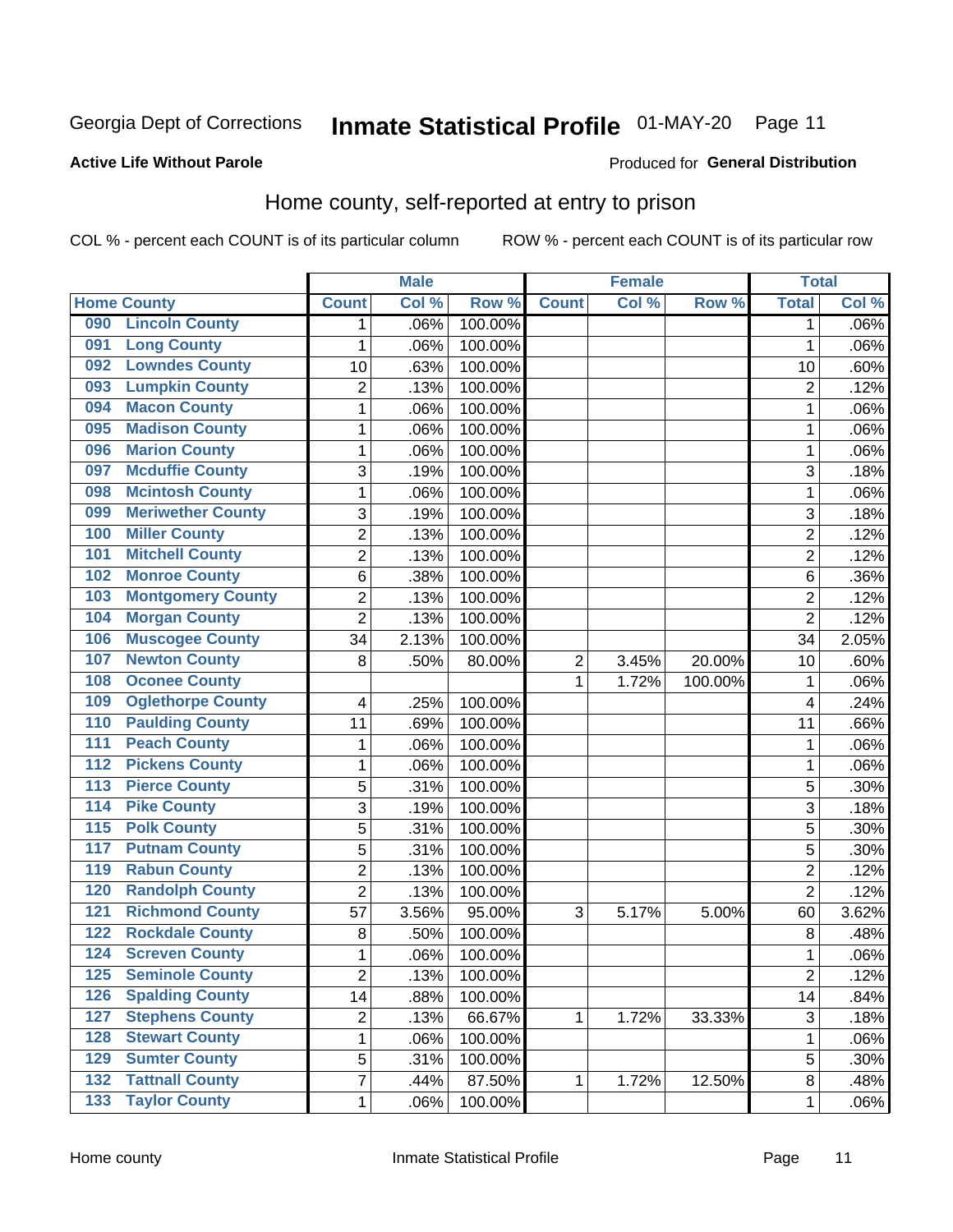Georgia Dept of Corrections **Inmate Statistical Profile** 01-MAY-20 Page 11

**Active Life Without Parole**

Produced for **General Distribution**

## Home county, self-reported at entry to prison

COL % - percent each COUNT is of its particular column ROW % - percent each COUNT is of its particular row

| Home County | | Male | | | Female | | | Total | |
|---|---|---|---|---|---|---|---|---|---|
| | | Count | Col % | Row % | Count | Col % | Row % | Total | Col % |
| 090 | Lincoln County | 1 | .06% | 100.00% | | | | 1 | .06% |
| 091 | Long County | 1 | .06% | 100.00% | | | | 1 | .06% |
| 092 | Lowndes County | 10 | .63% | 100.00% | | | | 10 | .60% |
| 093 | Lumpkin County | 2 | .13% | 100.00% | | | | 2 | .12% |
| 094 | Macon County | 1 | .06% | 100.00% | | | | 1 | .06% |
| 095 | Madison County | 1 | .06% | 100.00% | | | | 1 | .06% |
| 096 | Marion County | 1 | .06% | 100.00% | | | | 1 | .06% |
| 097 | Mcduffie County | 3 | .19% | 100.00% | | | | 3 | .18% |
| 098 | Mcintosh County | 1 | .06% | 100.00% | | | | 1 | .06% |
| 099 | Meriwether County | 3 | .19% | 100.00% | | | | 3 | .18% |
| 100 | Miller County | 2 | .13% | 100.00% | | | | 2 | .12% |
| 101 | Mitchell County | 2 | .13% | 100.00% | | | | 2 | .12% |
| 102 | Monroe County | 6 | .38% | 100.00% | | | | 6 | .36% |
| 103 | Montgomery County | 2 | .13% | 100.00% | | | | 2 | .12% |
| 104 | Morgan County | 2 | .13% | 100.00% | | | | 2 | .12% |
| 106 | Muscogee County | 34 | 2.13% | 100.00% | | | | 34 | 2.05% |
| 107 | Newton County | 8 | .50% | 80.00% | 2 | 3.45% | 20.00% | 10 | .60% |
| 108 | Oconee County | | | | 1 | 1.72% | 100.00% | 1 | .06% |
| 109 | Oglethorpe County | 4 | .25% | 100.00% | | | | 4 | .24% |
| 110 | Paulding County | 11 | .69% | 100.00% | | | | 11 | .66% |
| 111 | Peach County | 1 | .06% | 100.00% | | | | 1 | .06% |
| 112 | Pickens County | 1 | .06% | 100.00% | | | | 1 | .06% |
| 113 | Pierce County | 5 | .31% | 100.00% | | | | 5 | .30% |
| 114 | Pike County | 3 | .19% | 100.00% | | | | 3 | .18% |
| 115 | Polk County | 5 | .31% | 100.00% | | | | 5 | .30% |
| 117 | Putnam County | 5 | .31% | 100.00% | | | | 5 | .30% |
| 119 | Rabun County | 2 | .13% | 100.00% | | | | 2 | .12% |
| 120 | Randolph County | 2 | .13% | 100.00% | | | | 2 | .12% |
| 121 | Richmond County | 57 | 3.56% | 95.00% | 3 | 5.17% | 5.00% | 60 | 3.62% |
| 122 | Rockdale County | 8 | .50% | 100.00% | | | | 8 | .48% |
| 124 | Screven County | 1 | .06% | 100.00% | | | | 1 | .06% |
| 125 | Seminole County | 2 | .13% | 100.00% | | | | 2 | .12% |
| 126 | Spalding County | 14 | .88% | 100.00% | | | | 14 | .84% |
| 127 | Stephens County | 2 | .13% | 66.67% | 1 | 1.72% | 33.33% | 3 | .18% |
| 128 | Stewart County | 1 | .06% | 100.00% | | | | 1 | .06% |
| 129 | Sumter County | 5 | .31% | 100.00% | | | | 5 | .30% |
| 132 | Tattnall County | 7 | .44% | 87.50% | 1 | 1.72% | 12.50% | 8 | .48% |
| 133 | Taylor County | 1 | .06% | 100.00% | | | | 1 | .06% |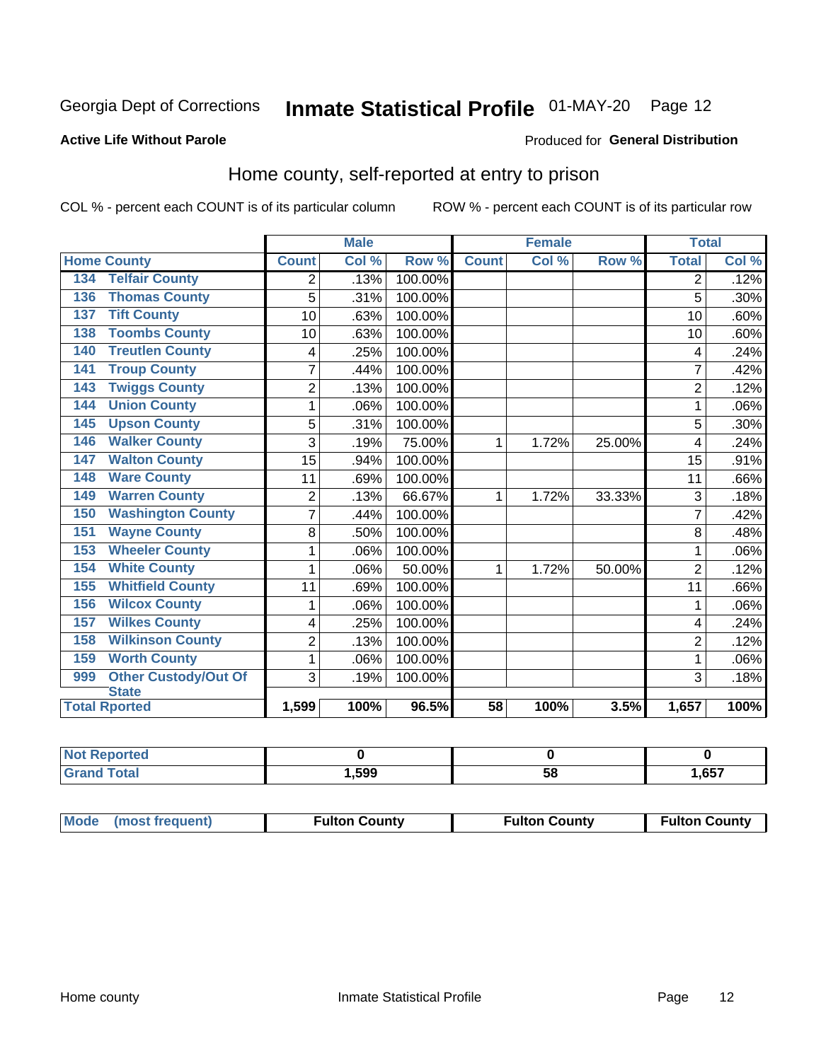Georgia Dept of Corrections **Inmate Statistical Profile** 01-MAY-20

**Active Life Without Parole**

Produced for **General Distribution**

## Home county, self-reported at entry to prison

COL % - percent each COUNT is of its particular column    ROW % - percent each COUNT is of its particular row

| Home County | | Male | | | Female | | | Total | |
|---|---|---|---|---|---|---|---|---|---|
| | | Count | Col % | Row % | Count | Col % | Row % | Total | Col % |
| 134 | Telfair County | 2 | .13% | 100.00% | | | | 2 | .12% |
| 136 | Thomas County | 5 | .31% | 100.00% | | | | 5 | .30% |
| 137 | Tift County | 10 | .63% | 100.00% | | | | 10 | .60% |
| 138 | Toombs County | 10 | .63% | 100.00% | | | | 10 | .60% |
| 140 | Treutlen County | 4 | .25% | 100.00% | | | | 4 | .24% |
| 141 | Troup County | 7 | .44% | 100.00% | | | | 7 | .42% |
| 143 | Twiggs County | 2 | .13% | 100.00% | | | | 2 | .12% |
| 144 | Union County | 1 | .06% | 100.00% | | | | 1 | .06% |
| 145 | Upson County | 5 | .31% | 100.00% | | | | 5 | .30% |
| 146 | Walker County | 3 | .19% | 75.00% | 1 | 1.72% | 25.00% | 4 | .24% |
| 147 | Walton County | 15 | .94% | 100.00% | | | | 15 | .91% |
| 148 | Ware County | 11 | .69% | 100.00% | | | | 11 | .66% |
| 149 | Warren County | 2 | .13% | 66.67% | 1 | 1.72% | 33.33% | 3 | .18% |
| 150 | Washington County | 7 | .44% | 100.00% | | | | 7 | .42% |
| 151 | Wayne County | 8 | .50% | 100.00% | | | | 8 | .48% |
| 153 | Wheeler County | 1 | .06% | 100.00% | | | | 1 | .06% |
| 154 | White County | 1 | .06% | 50.00% | 1 | 1.72% | 50.00% | 2 | .12% |
| 155 | Whitfield County | 11 | .69% | 100.00% | | | | 11 | .66% |
| 156 | Wilcox County | 1 | .06% | 100.00% | | | | 1 | .06% |
| 157 | Wilkes County | 4 | .25% | 100.00% | | | | 4 | .24% |
| 158 | Wilkinson County | 2 | .13% | 100.00% | | | | 2 | .12% |
| 159 | Worth County | 1 | .06% | 100.00% | | | | 1 | .06% |
| 999 | Other Custody/Out Of State | 3 | .19% | 100.00% | | | | 3 | .18% |
| Total Rported | | 1,599 | 100% | 96.5% | 58 | 100% | 3.5% | 1,657 | 100% |

| | Male | Female | Total |
|---|---|---|---|
| Not Reported | 0 | 0 | 0 |
| Grand Total | 1,599 | 58 | 1,657 |

| | Male | Female | Total |
|---|---|---|---|
| Mode (most frequent) | Fulton County | Fulton County | Fulton County |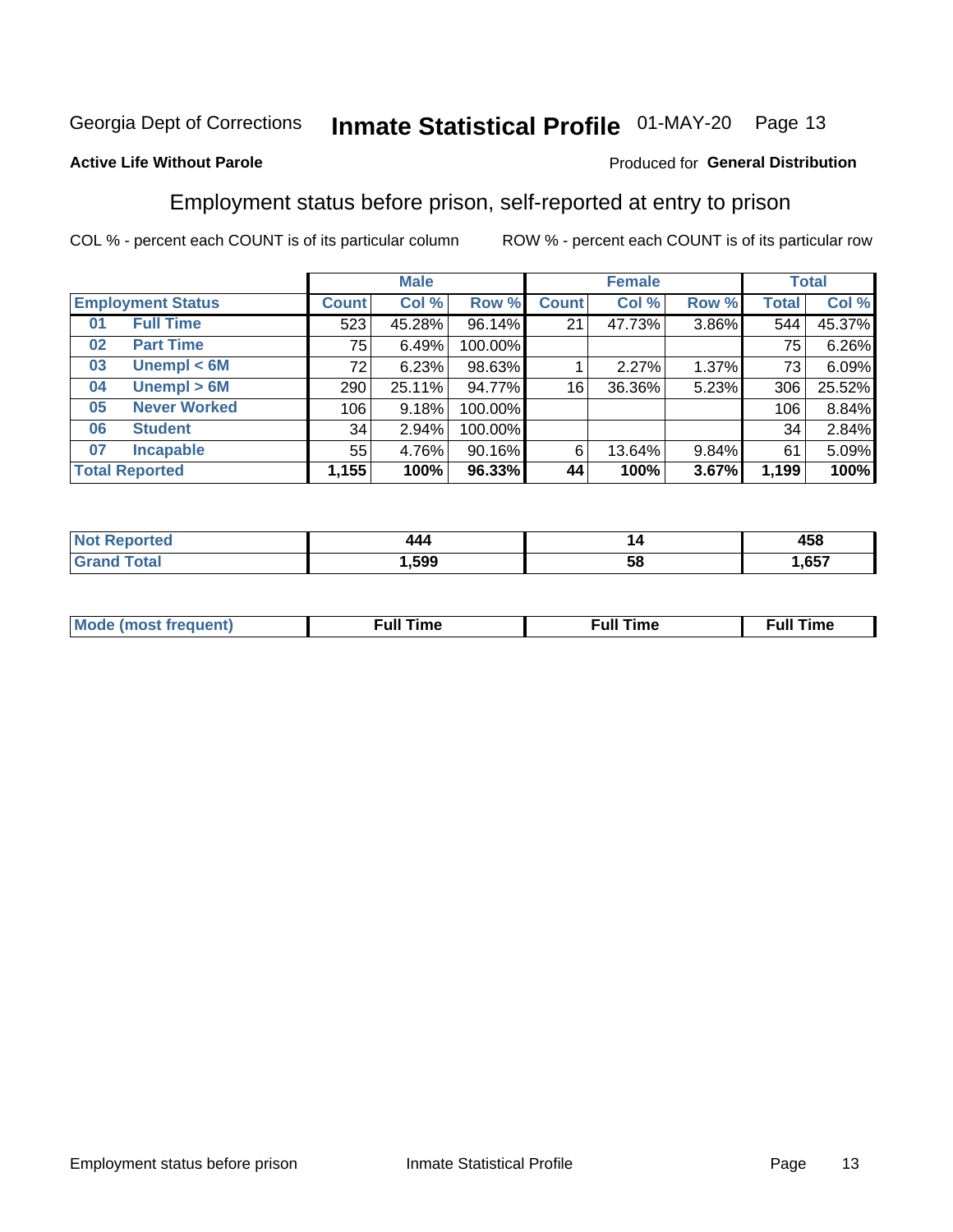Georgia Dept of Corrections **Inmate Statistical Profile** 01-MAY-20 Page 13

**Active Life Without Parole**

Produced for **General Distribution**

## Employment status before prison, self-reported at entry to prison

COL % - percent each COUNT is of its particular column ROW % - percent each COUNT is of its particular row

| Employment Status | | Male | | | Female | | | Total | |
|---|---|---|---|---|---|---|---|---|---|
| | | Count | Col % | Row % | Count | Col % | Row % | Total | Col % |
| 01 | Full Time | 523 | 45.28% | 96.14% | 21 | 47.73% | 3.86% | 544 | 45.37% |
| 02 | Part Time | 75 | 6.49% | 100.00% | | | | 75 | 6.26% |
| 03 | Unempl < 6M | 72 | 6.23% | 98.63% | 1 | 2.27% | 1.37% | 73 | 6.09% |
| 04 | Unempl > 6M | 290 | 25.11% | 94.77% | 16 | 36.36% | 5.23% | 306 | 25.52% |
| 05 | Never Worked | 106 | 9.18% | 100.00% | | | | 106 | 8.84% |
| 06 | Student | 34 | 2.94% | 100.00% | | | | 34 | 2.84% |
| 07 | Incapable | 55 | 4.76% | 90.16% | 6 | 13.64% | 9.84% | 61 | 5.09% |
| **Total Reported** | | **1,155** | **100%** | **96.33%** | **44** | **100%** | **3.67%** | **1,199** | **100%** |

| | Male | Female | Total |
|---|---|---|---|
| Not Reported | **444** | **14** | **458** |
| Grand Total | **1,599** | **58** | **1,657** |

| | Male | Female | Total |
|---|---|---|---|
| Mode (most frequent) | **Full Time** | **Full Time** | **Full Time** |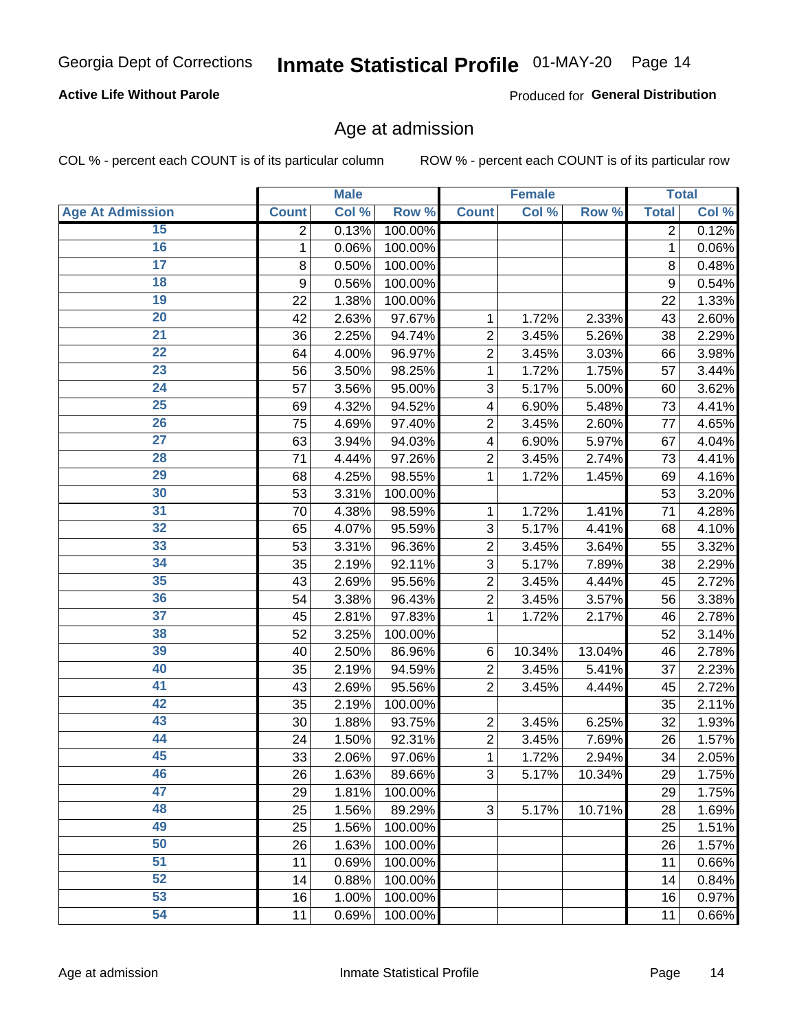Georgia Dept of Corrections **Inmate Statistical Profile** 01-MAY-20

**Active Life Without Parole**

Produced for **General Distribution**

## Age at admission

COL % - percent each COUNT is of its particular column ROW % - percent each COUNT is of its particular row

| | Male | | | Female | | | Total | |
|---|---|---|---|---|---|---|---|---|
| **Age At Admission** | **Count** | **Col %** | **Row %** | **Count** | **Col %** | **Row %** | **Total** | **Col %** |
| 15 | 2 | 0.13% | 100.00% | | | | 2 | 0.12% |
| 16 | 1 | 0.06% | 100.00% | | | | 1 | 0.06% |
| 17 | 8 | 0.50% | 100.00% | | | | 8 | 0.48% |
| 18 | 9 | 0.56% | 100.00% | | | | 9 | 0.54% |
| 19 | 22 | 1.38% | 100.00% | | | | 22 | 1.33% |
| 20 | 42 | 2.63% | 97.67% | 1 | 1.72% | 2.33% | 43 | 2.60% |
| 21 | 36 | 2.25% | 94.74% | 2 | 3.45% | 5.26% | 38 | 2.29% |
| 22 | 64 | 4.00% | 96.97% | 2 | 3.45% | 3.03% | 66 | 3.98% |
| 23 | 56 | 3.50% | 98.25% | 1 | 1.72% | 1.75% | 57 | 3.44% |
| 24 | 57 | 3.56% | 95.00% | 3 | 5.17% | 5.00% | 60 | 3.62% |
| 25 | 69 | 4.32% | 94.52% | 4 | 6.90% | 5.48% | 73 | 4.41% |
| 26 | 75 | 4.69% | 97.40% | 2 | 3.45% | 2.60% | 77 | 4.65% |
| 27 | 63 | 3.94% | 94.03% | 4 | 6.90% | 5.97% | 67 | 4.04% |
| 28 | 71 | 4.44% | 97.26% | 2 | 3.45% | 2.74% | 73 | 4.41% |
| 29 | 68 | 4.25% | 98.55% | 1 | 1.72% | 1.45% | 69 | 4.16% |
| 30 | 53 | 3.31% | 100.00% | | | | 53 | 3.20% |
| 31 | 70 | 4.38% | 98.59% | 1 | 1.72% | 1.41% | 71 | 4.28% |
| 32 | 65 | 4.07% | 95.59% | 3 | 5.17% | 4.41% | 68 | 4.10% |
| 33 | 53 | 3.31% | 96.36% | 2 | 3.45% | 3.64% | 55 | 3.32% |
| 34 | 35 | 2.19% | 92.11% | 3 | 5.17% | 7.89% | 38 | 2.29% |
| 35 | 43 | 2.69% | 95.56% | 2 | 3.45% | 4.44% | 45 | 2.72% |
| 36 | 54 | 3.38% | 96.43% | 2 | 3.45% | 3.57% | 56 | 3.38% |
| 37 | 45 | 2.81% | 97.83% | 1 | 1.72% | 2.17% | 46 | 2.78% |
| 38 | 52 | 3.25% | 100.00% | | | | 52 | 3.14% |
| 39 | 40 | 2.50% | 86.96% | 6 | 10.34% | 13.04% | 46 | 2.78% |
| 40 | 35 | 2.19% | 94.59% | 2 | 3.45% | 5.41% | 37 | 2.23% |
| 41 | 43 | 2.69% | 95.56% | 2 | 3.45% | 4.44% | 45 | 2.72% |
| 42 | 35 | 2.19% | 100.00% | | | | 35 | 2.11% |
| 43 | 30 | 1.88% | 93.75% | 2 | 3.45% | 6.25% | 32 | 1.93% |
| 44 | 24 | 1.50% | 92.31% | 2 | 3.45% | 7.69% | 26 | 1.57% |
| 45 | 33 | 2.06% | 97.06% | 1 | 1.72% | 2.94% | 34 | 2.05% |
| 46 | 26 | 1.63% | 89.66% | 3 | 5.17% | 10.34% | 29 | 1.75% |
| 47 | 29 | 1.81% | 100.00% | | | | 29 | 1.75% |
| 48 | 25 | 1.56% | 89.29% | 3 | 5.17% | 10.71% | 28 | 1.69% |
| 49 | 25 | 1.56% | 100.00% | | | | 25 | 1.51% |
| 50 | 26 | 1.63% | 100.00% | | | | 26 | 1.57% |
| 51 | 11 | 0.69% | 100.00% | | | | 11 | 0.66% |
| 52 | 14 | 0.88% | 100.00% | | | | 14 | 0.84% |
| 53 | 16 | 1.00% | 100.00% | | | | 16 | 0.97% |
| 54 | 11 | 0.69% | 100.00% | | | | 11 | 0.66% |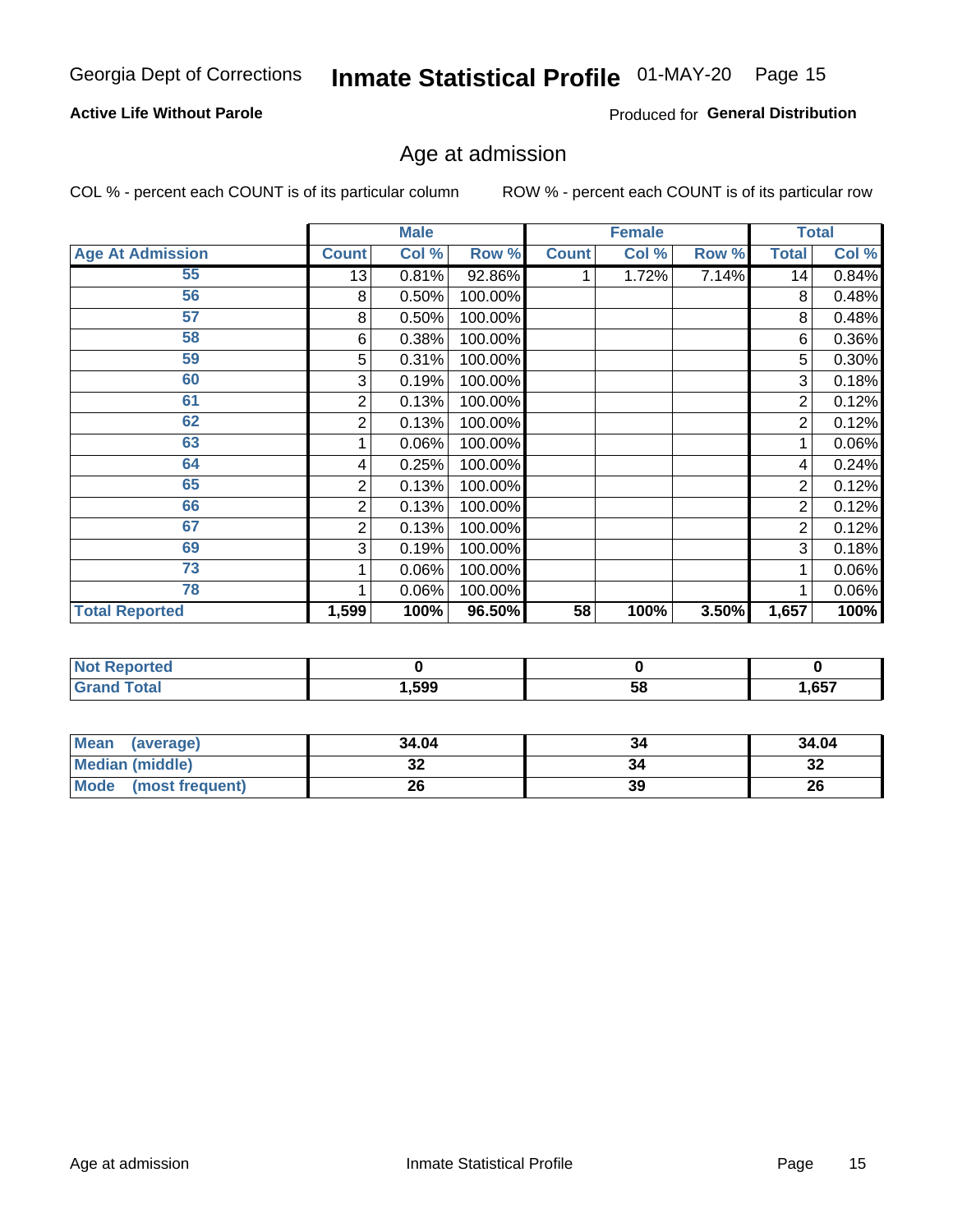Georgia Dept of Corrections **Inmate Statistical Profile** 01-MAY-20

**Active Life Without Parole**

Produced for **General Distribution**

## Age at admission

COL % - percent each COUNT is of its particular column

ROW % - percent each COUNT is of its particular row

| | Male | | | Female | | | Total | |
|---|---|---|---|---|---|---|---|---|
| **Age At Admission** | **Count** | **Col %** | **Row %** | **Count** | **Col %** | **Row %** | **Total** | **Col %** |
| 55 | 13 | 0.81% | 92.86% | 1 | 1.72% | 7.14% | 14 | 0.84% |
| 56 | 8 | 0.50% | 100.00% | | | | 8 | 0.48% |
| 57 | 8 | 0.50% | 100.00% | | | | 8 | 0.48% |
| 58 | 6 | 0.38% | 100.00% | | | | 6 | 0.36% |
| 59 | 5 | 0.31% | 100.00% | | | | 5 | 0.30% |
| 60 | 3 | 0.19% | 100.00% | | | | 3 | 0.18% |
| 61 | 2 | 0.13% | 100.00% | | | | 2 | 0.12% |
| 62 | 2 | 0.13% | 100.00% | | | | 2 | 0.12% |
| 63 | 1 | 0.06% | 100.00% | | | | 1 | 0.06% |
| 64 | 4 | 0.25% | 100.00% | | | | 4 | 0.24% |
| 65 | 2 | 0.13% | 100.00% | | | | 2 | 0.12% |
| 66 | 2 | 0.13% | 100.00% | | | | 2 | 0.12% |
| 67 | 2 | 0.13% | 100.00% | | | | 2 | 0.12% |
| 69 | 3 | 0.19% | 100.00% | | | | 3 | 0.18% |
| 73 | 1 | 0.06% | 100.00% | | | | 1 | 0.06% |
| 78 | 1 | 0.06% | 100.00% | | | | 1 | 0.06% |
| **Total Reported** | **1,599** | **100%** | **96.50%** | **58** | **100%** | **3.50%** | **1,657** | **100%** |

| | Male | Female | Total |
|---|---|---|---|
| **Not Reported** | **0** | **0** | **0** |
| **Grand Total** | **1,599** | **58** | **1,657** |

| | Male | Female | Total |
|---|---|---|---|
| **Mean (average)** | **34.04** | **34** | **34.04** |
| **Median (middle)** | **32** | **34** | **32** |
| **Mode (most frequent)** | **26** | **39** | **26** |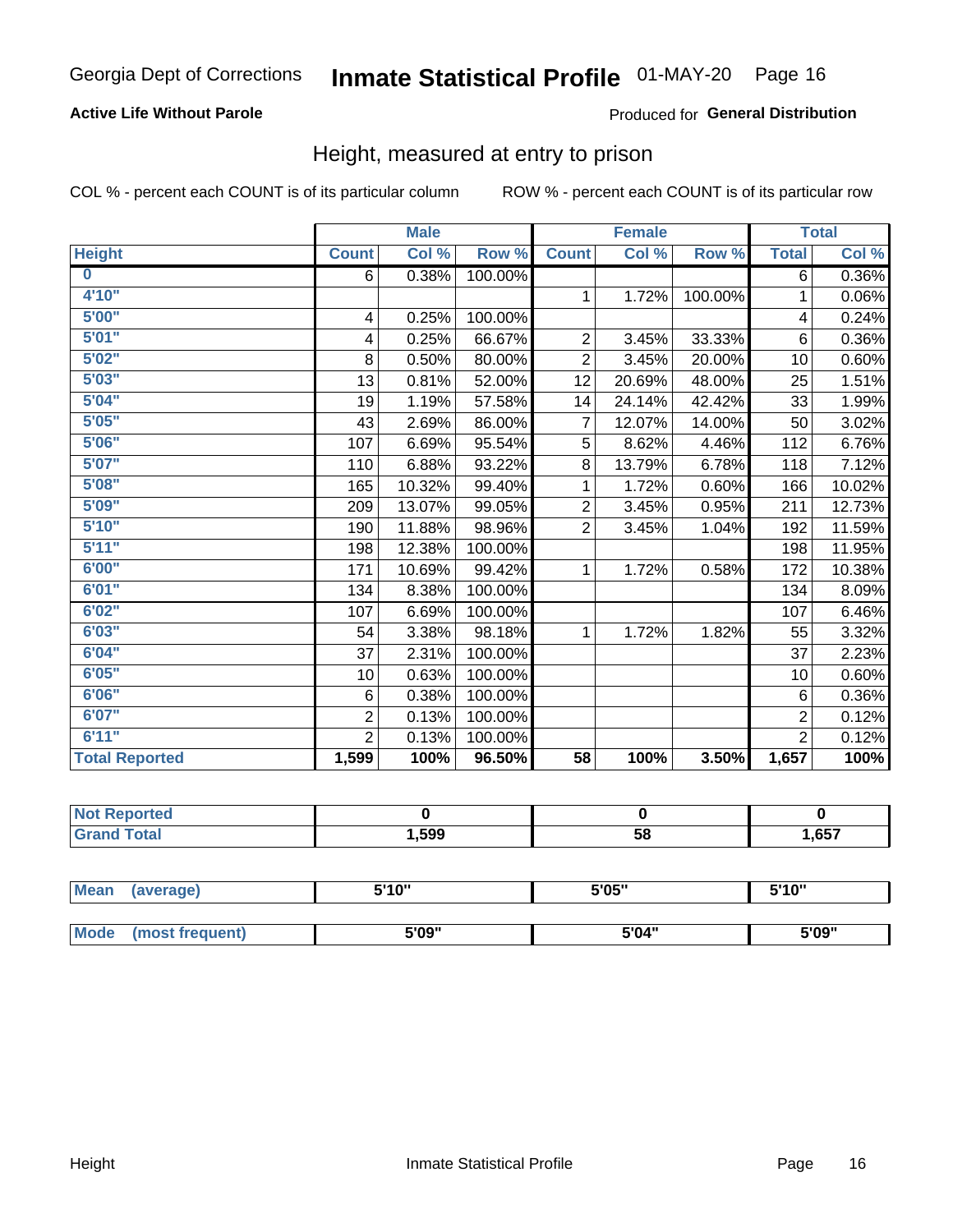Georgia Dept of Corrections **Inmate Statistical Profile** 01-MAY-20 Page 16

**Active Life Without Parole**

Produced for **General Distribution**

## Height, measured at entry to prison

COL % - percent each COUNT is of its particular column

ROW % - percent each COUNT is of its particular row

| | Male | | | Female | | | Total | |
|---|---|---|---|---|---|---|---|---|
| Height | Count | Col % | Row % | Count | Col % | Row % | Total | Col % |
| 0 | 6 | 0.38% | 100.00% | | | | 6 | 0.36% |
| 4'10" | | | | 1 | 1.72% | 100.00% | 1 | 0.06% |
| 5'00" | 4 | 0.25% | 100.00% | | | | 4 | 0.24% |
| 5'01" | 4 | 0.25% | 66.67% | 2 | 3.45% | 33.33% | 6 | 0.36% |
| 5'02" | 8 | 0.50% | 80.00% | 2 | 3.45% | 20.00% | 10 | 0.60% |
| 5'03" | 13 | 0.81% | 52.00% | 12 | 20.69% | 48.00% | 25 | 1.51% |
| 5'04" | 19 | 1.19% | 57.58% | 14 | 24.14% | 42.42% | 33 | 1.99% |
| 5'05" | 43 | 2.69% | 86.00% | 7 | 12.07% | 14.00% | 50 | 3.02% |
| 5'06" | 107 | 6.69% | 95.54% | 5 | 8.62% | 4.46% | 112 | 6.76% |
| 5'07" | 110 | 6.88% | 93.22% | 8 | 13.79% | 6.78% | 118 | 7.12% |
| 5'08" | 165 | 10.32% | 99.40% | 1 | 1.72% | 0.60% | 166 | 10.02% |
| 5'09" | 209 | 13.07% | 99.05% | 2 | 3.45% | 0.95% | 211 | 12.73% |
| 5'10" | 190 | 11.88% | 98.96% | 2 | 3.45% | 1.04% | 192 | 11.59% |
| 5'11" | 198 | 12.38% | 100.00% | | | | 198 | 11.95% |
| 6'00" | 171 | 10.69% | 99.42% | 1 | 1.72% | 0.58% | 172 | 10.38% |
| 6'01" | 134 | 8.38% | 100.00% | | | | 134 | 8.09% |
| 6'02" | 107 | 6.69% | 100.00% | | | | 107 | 6.46% |
| 6'03" | 54 | 3.38% | 98.18% | 1 | 1.72% | 1.82% | 55 | 3.32% |
| 6'04" | 37 | 2.31% | 100.00% | | | | 37 | 2.23% |
| 6'05" | 10 | 0.63% | 100.00% | | | | 10 | 0.60% |
| 6'06" | 6 | 0.38% | 100.00% | | | | 6 | 0.36% |
| 6'07" | 2 | 0.13% | 100.00% | | | | 2 | 0.12% |
| 6'11" | 2 | 0.13% | 100.00% | | | | 2 | 0.12% |
| **Total Reported** | **1,599** | **100%** | **96.50%** | **58** | **100%** | **3.50%** | **1,657** | **100%** |

| | Male | Female | Total |
|---|---|---|---|
| Not Reported | 0 | 0 | 0 |
| Grand Total | 1,599 | 58 | 1,657 |

| | Male | Female | Total |
|---|---|---|---|
| Mean (average) | 5'10" | 5'05" | 5'10" |
| Mode (most frequent) | 5'09" | 5'04" | 5'09" |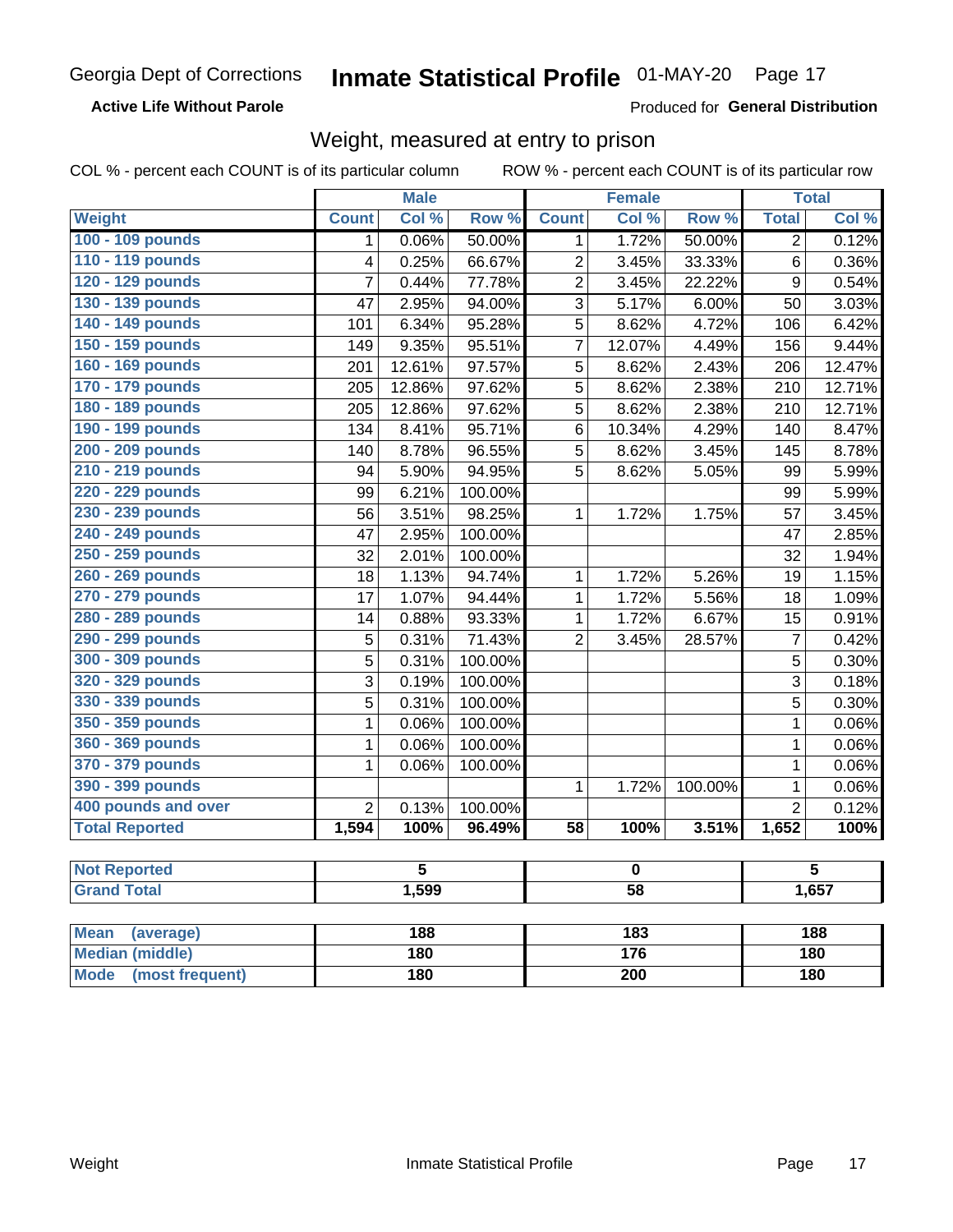Georgia Dept of Corrections **Inmate Statistical Profile** 01-MAY-20

**Active Life Without Parole**

Produced for **General Distribution**

## Weight, measured at entry to prison

COL % - percent each COUNT is of its particular column ROW % - percent each COUNT is of its particular row

| | Male | | | Female | | | Total | |
|---|---|---|---|---|---|---|---|---|
| Weight | Count | Col % | Row % | Count | Col % | Row % | Total | Col % |
| 100 - 109 pounds | 1 | 0.06% | 50.00% | 1 | 1.72% | 50.00% | 2 | 0.12% |
| 110 - 119 pounds | 4 | 0.25% | 66.67% | 2 | 3.45% | 33.33% | 6 | 0.36% |
| 120 - 129 pounds | 7 | 0.44% | 77.78% | 2 | 3.45% | 22.22% | 9 | 0.54% |
| 130 - 139 pounds | 47 | 2.95% | 94.00% | 3 | 5.17% | 6.00% | 50 | 3.03% |
| 140 - 149 pounds | 101 | 6.34% | 95.28% | 5 | 8.62% | 4.72% | 106 | 6.42% |
| 150 - 159 pounds | 149 | 9.35% | 95.51% | 7 | 12.07% | 4.49% | 156 | 9.44% |
| 160 - 169 pounds | 201 | 12.61% | 97.57% | 5 | 8.62% | 2.43% | 206 | 12.47% |
| 170 - 179 pounds | 205 | 12.86% | 97.62% | 5 | 8.62% | 2.38% | 210 | 12.71% |
| 180 - 189 pounds | 205 | 12.86% | 97.62% | 5 | 8.62% | 2.38% | 210 | 12.71% |
| 190 - 199 pounds | 134 | 8.41% | 95.71% | 6 | 10.34% | 4.29% | 140 | 8.47% |
| 200 - 209 pounds | 140 | 8.78% | 96.55% | 5 | 8.62% | 3.45% | 145 | 8.78% |
| 210 - 219 pounds | 94 | 5.90% | 94.95% | 5 | 8.62% | 5.05% | 99 | 5.99% |
| 220 - 229 pounds | 99 | 6.21% | 100.00% | | | | 99 | 5.99% |
| 230 - 239 pounds | 56 | 3.51% | 98.25% | 1 | 1.72% | 1.75% | 57 | 3.45% |
| 240 - 249 pounds | 47 | 2.95% | 100.00% | | | | 47 | 2.85% |
| 250 - 259 pounds | 32 | 2.01% | 100.00% | | | | 32 | 1.94% |
| 260 - 269 pounds | 18 | 1.13% | 94.74% | 1 | 1.72% | 5.26% | 19 | 1.15% |
| 270 - 279 pounds | 17 | 1.07% | 94.44% | 1 | 1.72% | 5.56% | 18 | 1.09% |
| 280 - 289 pounds | 14 | 0.88% | 93.33% | 1 | 1.72% | 6.67% | 15 | 0.91% |
| 290 - 299 pounds | 5 | 0.31% | 71.43% | 2 | 3.45% | 28.57% | 7 | 0.42% |
| 300 - 309 pounds | 5 | 0.31% | 100.00% | | | | 5 | 0.30% |
| 320 - 329 pounds | 3 | 0.19% | 100.00% | | | | 3 | 0.18% |
| 330 - 339 pounds | 5 | 0.31% | 100.00% | | | | 5 | 0.30% |
| 350 - 359 pounds | 1 | 0.06% | 100.00% | | | | 1 | 0.06% |
| 360 - 369 pounds | 1 | 0.06% | 100.00% | | | | 1 | 0.06% |
| 370 - 379 pounds | 1 | 0.06% | 100.00% | | | | 1 | 0.06% |
| 390 - 399 pounds | | | | 1 | 1.72% | 100.00% | 1 | 0.06% |
| 400 pounds and over | 2 | 0.13% | 100.00% | | | | 2 | 0.12% |
| **Total Reported** | **1,594** | **100%** | **96.49%** | **58** | **100%** | **3.51%** | **1,652** | **100%** |

| | Male | Female | Total |
|---|---|---|---|
| Not Reported | 5 | 0 | 5 |
| Grand Total | 1,599 | 58 | 1,657 |

| | Male | Female | Total |
|---|---|---|---|
| Mean (average) | 188 | 183 | 188 |
| Median (middle) | 180 | 176 | 180 |
| Mode (most frequent) | 180 | 200 | 180 |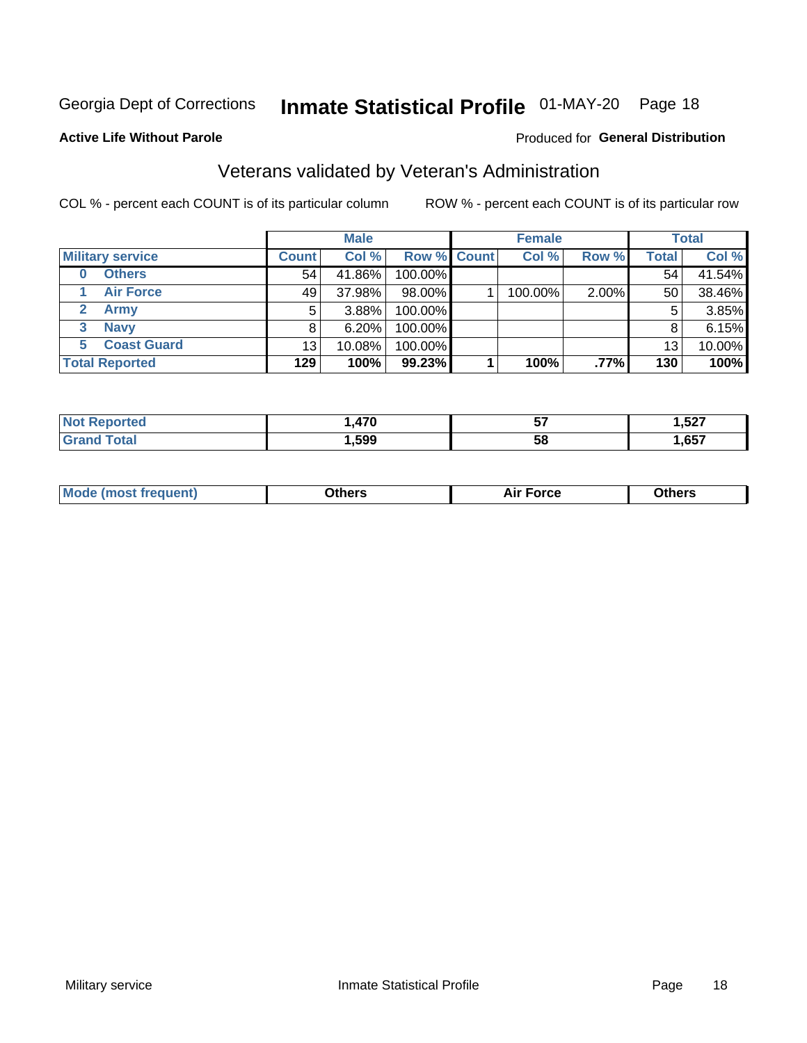Georgia Dept of Corrections **Inmate Statistical Profile** 01-MAY-20 Page 18

**Active Life Without Parole**

Produced for **General Distribution**

## Veterans validated by Veteran's Administration

COL % - percent each COUNT is of its particular column

ROW % - percent each COUNT is of its particular row

| | Male | | | Female | | | Total | |
|---|---|---|---|---|---|---|---|---|
| **Military service** | **Count** | **Col %** | **Row %** | **Count** | **Col %** | **Row %** | **Total** | **Col %** |
| **0 Others** | 54 | 41.86% | 100.00% | | | | 54 | 41.54% |
| **1 Air Force** | 49 | 37.98% | 98.00% | 1 | 100.00% | 2.00% | 50 | 38.46% |
| **2 Army** | 5 | 3.88% | 100.00% | | | | 5 | 3.85% |
| **3 Navy** | 8 | 6.20% | 100.00% | | | | 8 | 6.15% |
| **5 Coast Guard** | 13 | 10.08% | 100.00% | | | | 13 | 10.00% |
| **Total Reported** | **129** | **100%** | **99.23%** | **1** | **100%** | **.77%** | **130** | **100%** |

| | Male | Female | Total |
|---|---|---|---|
| **Not Reported** | **1,470** | **57** | **1,527** |
| **Grand Total** | **1,599** | **58** | **1,657** |

| | Male | Female | Total |
|---|---|---|---|
| **Mode (most frequent)** | **Others** | **Air Force** | **Others** |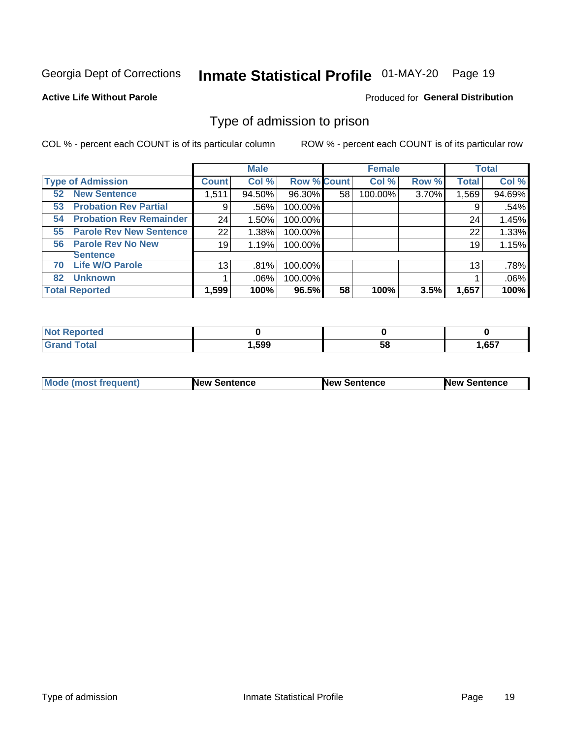Georgia Dept of Corrections **Inmate Statistical Profile** 01-MAY-20 Page 19

**Active Life Without Parole**

Produced for **General Distribution**

## Type of admission to prison

COL % - percent each COUNT is of its particular column

ROW % - percent each COUNT is of its particular row

| Type of Admission | Male Count | Male Col % | Male Row % | Female Count | Female Col % | Female Row % | Total | Total Col % |
|---|---|---|---|---|---|---|---|---|
| 52 New Sentence | 1,511 | 94.50% | 96.30% | 58 | 100.00% | 3.70% | 1,569 | 94.69% |
| 53 Probation Rev Partial | 9 | .56% | 100.00% | | | | 9 | .54% |
| 54 Probation Rev Remainder | 24 | 1.50% | 100.00% | | | | 24 | 1.45% |
| 55 Parole Rev New Sentence | 22 | 1.38% | 100.00% | | | | 22 | 1.33% |
| 56 Parole Rev No New Sentence | 19 | 1.19% | 100.00% | | | | 19 | 1.15% |
| 70 Life W/O Parole | 13 | .81% | 100.00% | | | | 13 | .78% |
| 82 Unknown | 1 | .06% | 100.00% | | | | 1 | .06% |
| **Total Reported** | **1,599** | **100%** | **96.5%** | **58** | **100%** | **3.5%** | **1,657** | **100%** |

| | Male | Female | Total |
|---|---|---|---|
| Not Reported | 0 | 0 | 0 |
| Grand Total | 1,599 | 58 | 1,657 |

| | Male | Female | Total |
|---|---|---|---|
| Mode (most frequent) | New Sentence | New Sentence | New Sentence |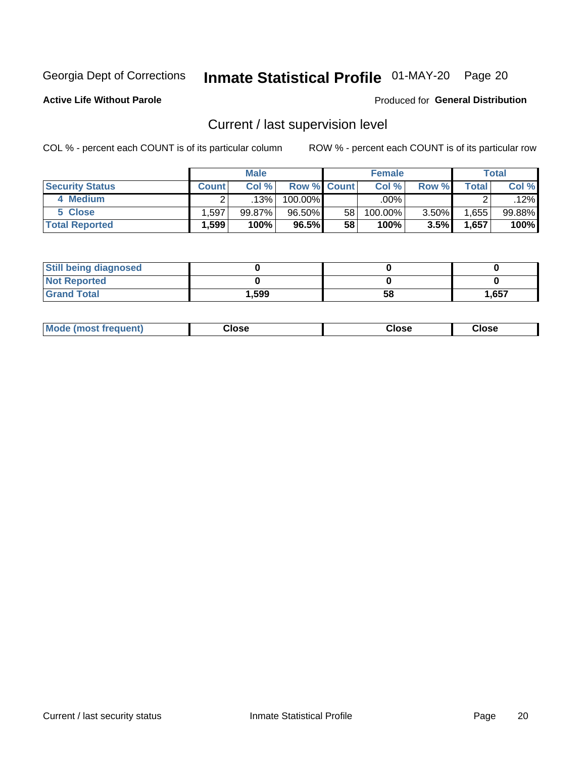Georgia Dept of Corrections **Inmate Statistical Profile** 01-MAY-20 Page 20

**Active Life Without Parole**

Produced for **General Distribution**

## Current / last supervision level

COL % - percent each COUNT is of its particular column ROW % - percent each COUNT is of its particular row

| | Male | | | Female | | | Total | |
|---|---|---|---|---|---|---|---|---|
| **Security Status** | **Count** | **Col %** | **Row %** | **Count** | **Col %** | **Row %** | **Total** | **Col %** |
| 4 Medium | 2 | .13% | 100.00% | | .00% | | 2 | .12% |
| 5 Close | 1,597 | 99.87% | 96.50% | 58 | 100.00% | 3.50% | 1,655 | 99.88% |
| **Total Reported** | **1,599** | **100%** | **96.5%** | **58** | **100%** | **3.5%** | **1,657** | **100%** |

| | Male | Female | Total |
|---|---|---|---|
| **Still being diagnosed** | **0** | **0** | **0** |
| **Not Reported** | **0** | **0** | **0** |
| **Grand Total** | **1,599** | **58** | **1,657** |

| | Male | Female | Total |
|---|---|---|---|
| **Mode (most frequent)** | **Close** | **Close** | **Close** |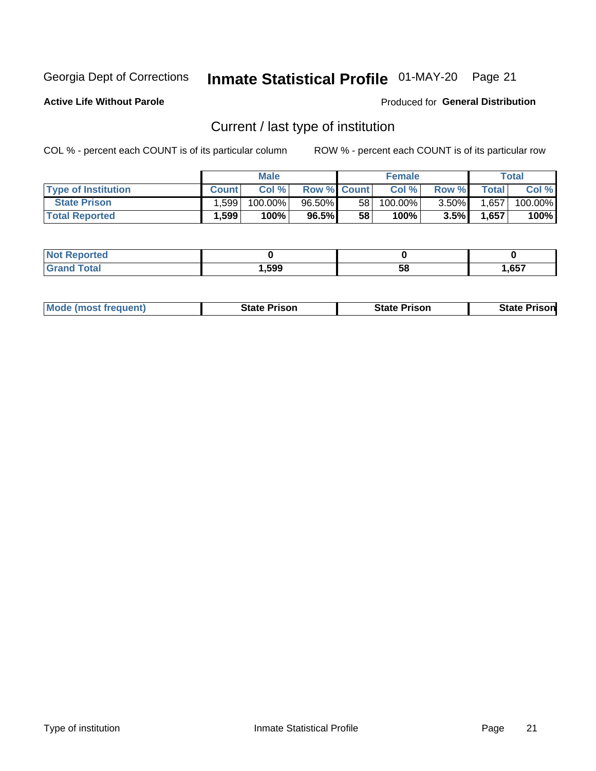Georgia Dept of Corrections **Inmate Statistical Profile** 01-MAY-20 Page 21

**Active Life Without Parole**

Produced for **General Distribution**

## Current / last type of institution

COL % - percent each COUNT is of its particular column ROW % - percent each COUNT is of its particular row

| | Male | | | Female | | | Total | |
|---|---|---|---|---|---|---|---|---|
| **Type of Institution** | **Count** | **Col %** | **Row %** | **Count** | **Col %** | **Row %** | **Total** | **Col %** |
| **State Prison** | 1,599 | 100.00% | 96.50% | 58 | 100.00% | 3.50% | 1,657 | 100.00% |
| **Total Reported** | **1,599** | **100%** | **96.5%** | **58** | **100%** | **3.5%** | **1,657** | **100%** |

| | Male | Female | Total |
|---|---|---|---|
| **Not Reported** | **0** | **0** | **0** |
| **Grand Total** | **1,599** | **58** | **1,657** |

| | Male | Female | Total |
|---|---|---|---|
| **Mode (most frequent)** | **State Prison** | **State Prison** | **State Prison** |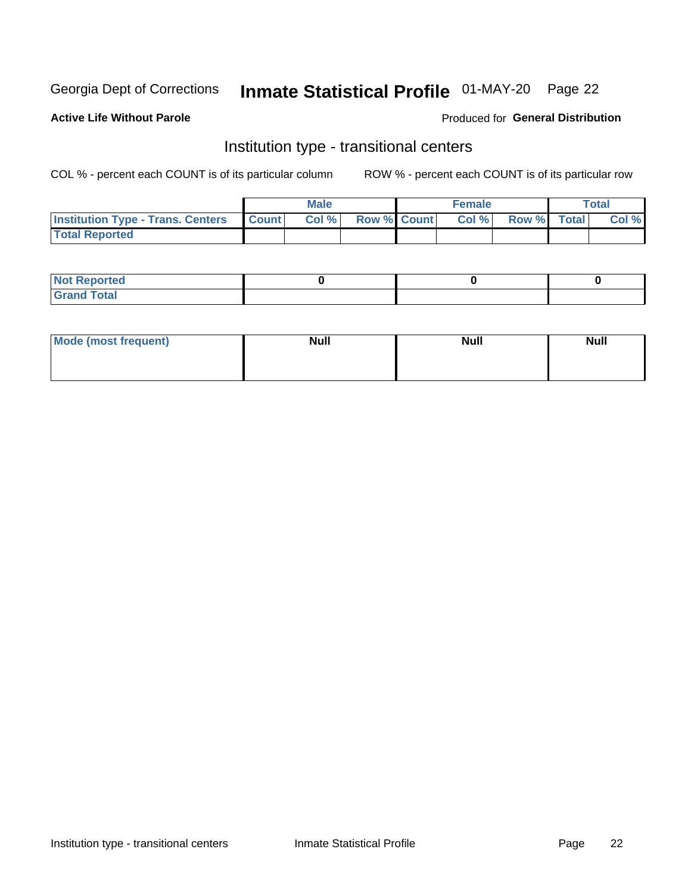Georgia Dept of Corrections **Inmate Statistical Profile** 01-MAY-20

**Active Life Without Parole**

Produced for **General Distribution**

## Institution type - transitional centers

COL % - percent each COUNT is of its particular column

ROW % - percent each COUNT is of its particular row

| | Male | | | Female | | | Total | |
|---|---|---|---|---|---|---|---|---|
| **Institution Type - Trans. Centers** | **Count** | **Col %** | **Row %** | **Count** | **Col %** | **Row %** | **Total** | **Col %** |
| **Total Reported** | | | | | | | | |

| | Male | Female | Total |
|---|---|---|---|
| **Not Reported** | 0 | 0 | 0 |
| **Grand Total** | | | |

| | Male | Female | Total |
|---|---|---|---|
| **Mode (most frequent)** | Null | Null | Null |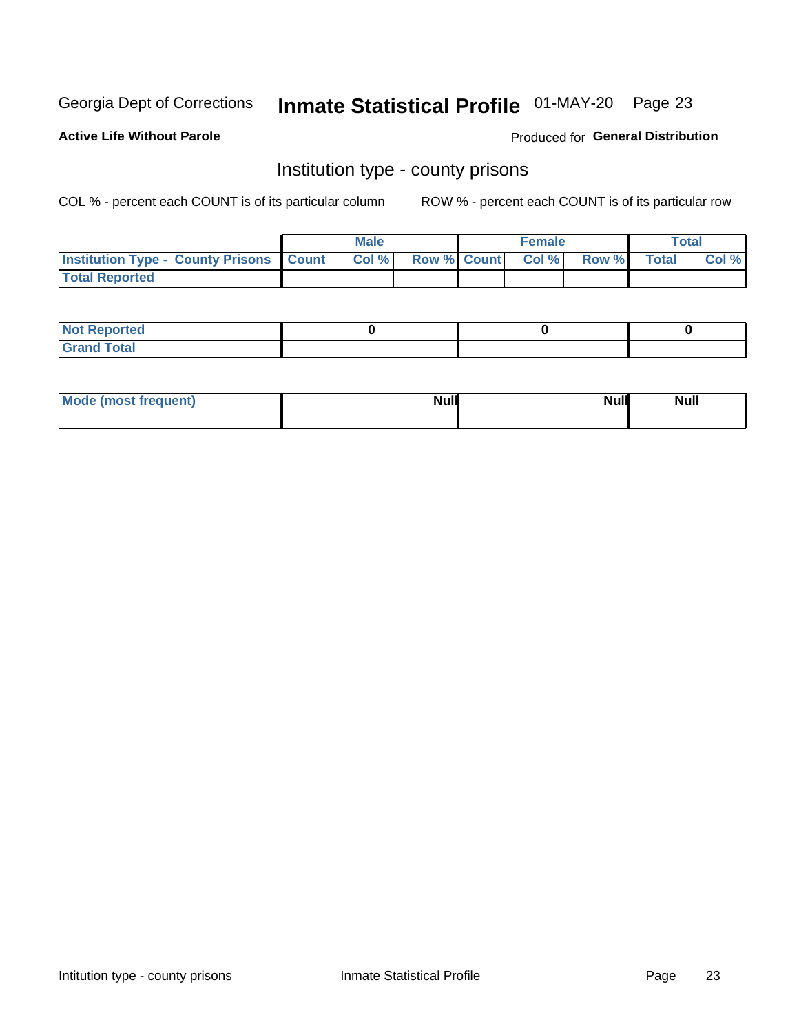Georgia Dept of Corrections **Inmate Statistical Profile** 01-MAY-20

**Active Life Without Parole**

Produced for **General Distribution**

## Institution type - county prisons

COL % - percent each COUNT is of its particular column

ROW % - percent each COUNT is of its particular row

| | Male | | | Female | | | Total | |
|---|---|---|---|---|---|---|---|---|
| **Institution Type - County Prisons** | **Count** | **Col %** | **Row %** | **Count** | **Col %** | **Row %** | **Total** | **Col %** |
| **Total Reported** | | | | | | | | |

| | Male | Female | Total |
|---|---|---|---|
| **Not Reported** | **0** | **0** | **0** |
| **Grand Total** | | | |

| | Male | Female | Total |
|---|---|---|---|
| **Mode (most frequent)** | **Null** | **Null** | **Null** |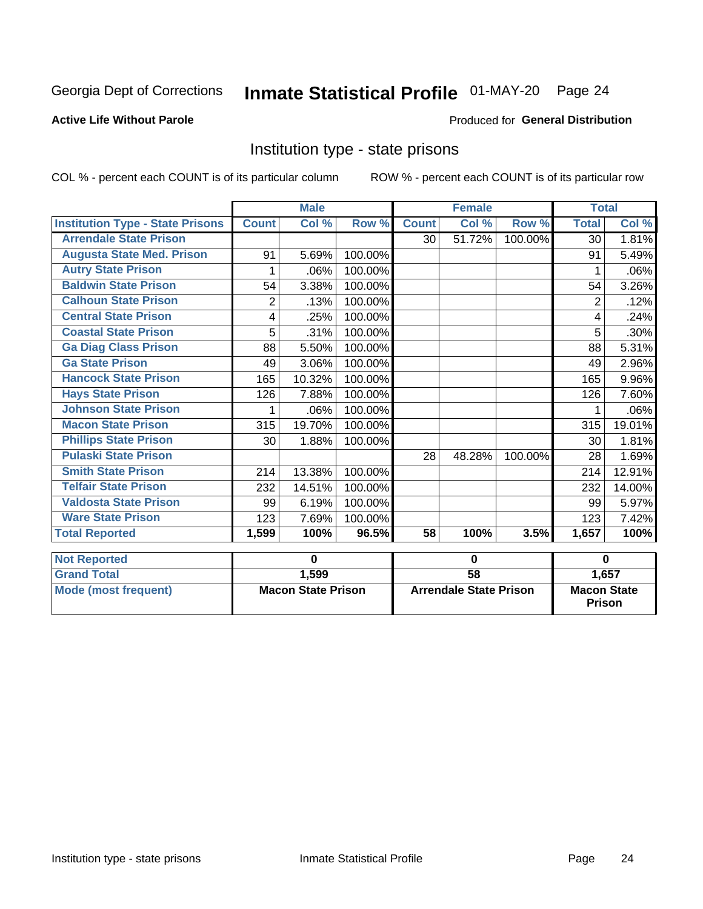Georgia Dept of Corrections **Inmate Statistical Profile** 01-MAY-20

**Active Life Without Parole**

Produced for **General Distribution**

## Institution type - state prisons

COL % - percent each COUNT is of its particular column ROW % - percent each COUNT is of its particular row

| | Male | | | Female | | | Total | |
|---|---|---|---|---|---|---|---|---|
| **Institution Type - State Prisons** | **Count** | **Col %** | **Row %** | **Count** | **Col %** | **Row %** | **Total** | **Col %** |
| Arrendale State Prison | | | | 30 | 51.72% | 100.00% | 30 | 1.81% |
| Augusta State Med. Prison | 91 | 5.69% | 100.00% | | | | 91 | 5.49% |
| Autry State Prison | 1 | .06% | 100.00% | | | | 1 | .06% |
| Baldwin State Prison | 54 | 3.38% | 100.00% | | | | 54 | 3.26% |
| Calhoun State Prison | 2 | .13% | 100.00% | | | | 2 | .12% |
| Central State Prison | 4 | .25% | 100.00% | | | | 4 | .24% |
| Coastal State Prison | 5 | .31% | 100.00% | | | | 5 | .30% |
| Ga Diag Class Prison | 88 | 5.50% | 100.00% | | | | 88 | 5.31% |
| Ga State Prison | 49 | 3.06% | 100.00% | | | | 49 | 2.96% |
| Hancock State Prison | 165 | 10.32% | 100.00% | | | | 165 | 9.96% |
| Hays State Prison | 126 | 7.88% | 100.00% | | | | 126 | 7.60% |
| Johnson State Prison | 1 | .06% | 100.00% | | | | 1 | .06% |
| Macon State Prison | 315 | 19.70% | 100.00% | | | | 315 | 19.01% |
| Phillips State Prison | 30 | 1.88% | 100.00% | | | | 30 | 1.81% |
| Pulaski State Prison | | | | 28 | 48.28% | 100.00% | 28 | 1.69% |
| Smith State Prison | 214 | 13.38% | 100.00% | | | | 214 | 12.91% |
| Telfair State Prison | 232 | 14.51% | 100.00% | | | | 232 | 14.00% |
| Valdosta State Prison | 99 | 6.19% | 100.00% | | | | 99 | 5.97% |
| Ware State Prison | 123 | 7.69% | 100.00% | | | | 123 | 7.42% |
| **Total Reported** | **1,599** | **100%** | **96.5%** | **58** | **100%** | **3.5%** | **1,657** | **100%** |

| | Male | Female | Total |
|---|---|---|---|
| **Not Reported** | **0** | **0** | **0** |
| **Grand Total** | **1,599** | **58** | **1,657** |
| **Mode (most frequent)** | **Macon State Prison** | **Arrendale State Prison** | **Macon State Prison** |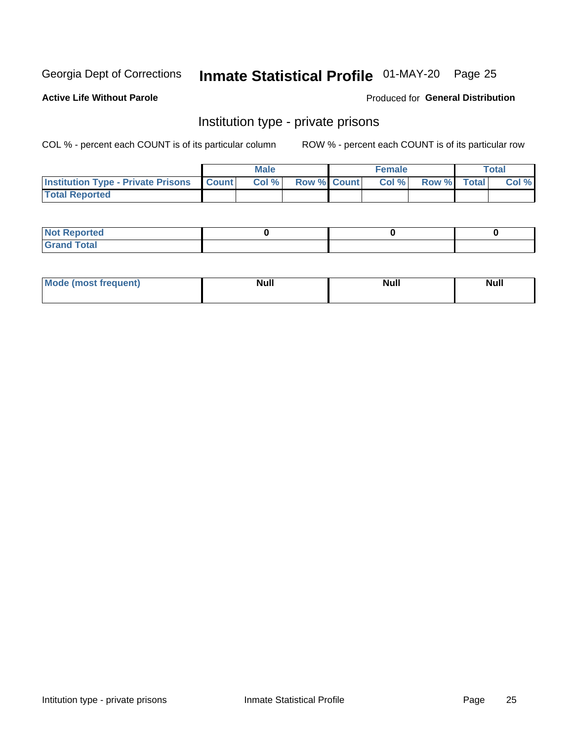Georgia Dept of Corrections **Inmate Statistical Profile** 01-MAY-20

**Active Life Without Parole**

Produced for **General Distribution**

## Institution type - private prisons

COL % - percent each COUNT is of its particular column

ROW % - percent each COUNT is of its particular row

| | Male | | | Female | | | Total | |
|---|---|---|---|---|---|---|---|---|
| Institution Type - Private Prisons | Count | Col % | Row % | Count | Col % | Row % | Total | Col % |
| Total Reported | | | | | | | | |

| | Male | Female | Total |
|---|---|---|---|
| Not Reported | 0 | 0 | 0 |
| Grand Total | | | |

| | Male | Female | Total |
|---|---|---|---|
| Mode (most frequent) | Null | Null | Null |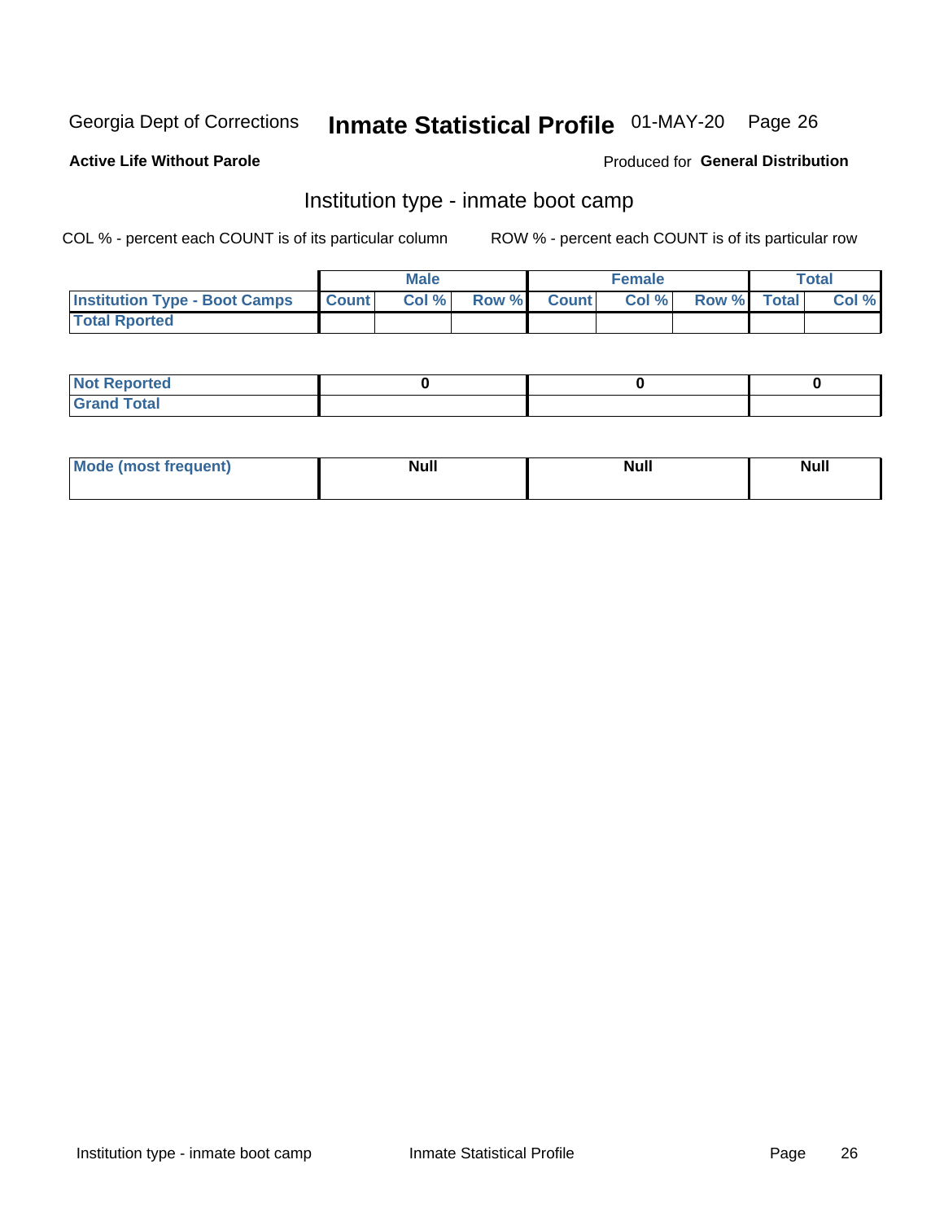Georgia Dept of Corrections **Inmate Statistical Profile** 01-MAY-20

**Active Life Without Parole**

Produced for **General Distribution**

## Institution type - inmate boot camp

COL % - percent each COUNT is of its particular column ROW % - percent each COUNT is of its particular row

| | Male | | | Female | | | Total | |
|---|---|---|---|---|---|---|---|---|
| Institution Type - Boot Camps | Count | Col % | Row % | Count | Col % | Row % | Total | Col % |
| Total Rported | | | | | | | | |

| | Male | Female | Total |
|---|---|---|---|
| Not Reported | 0 | 0 | 0 |
| Grand Total | | | |

| | Male | Female | Total |
|---|---|---|---|
| Mode (most frequent) | Null | Null | Null |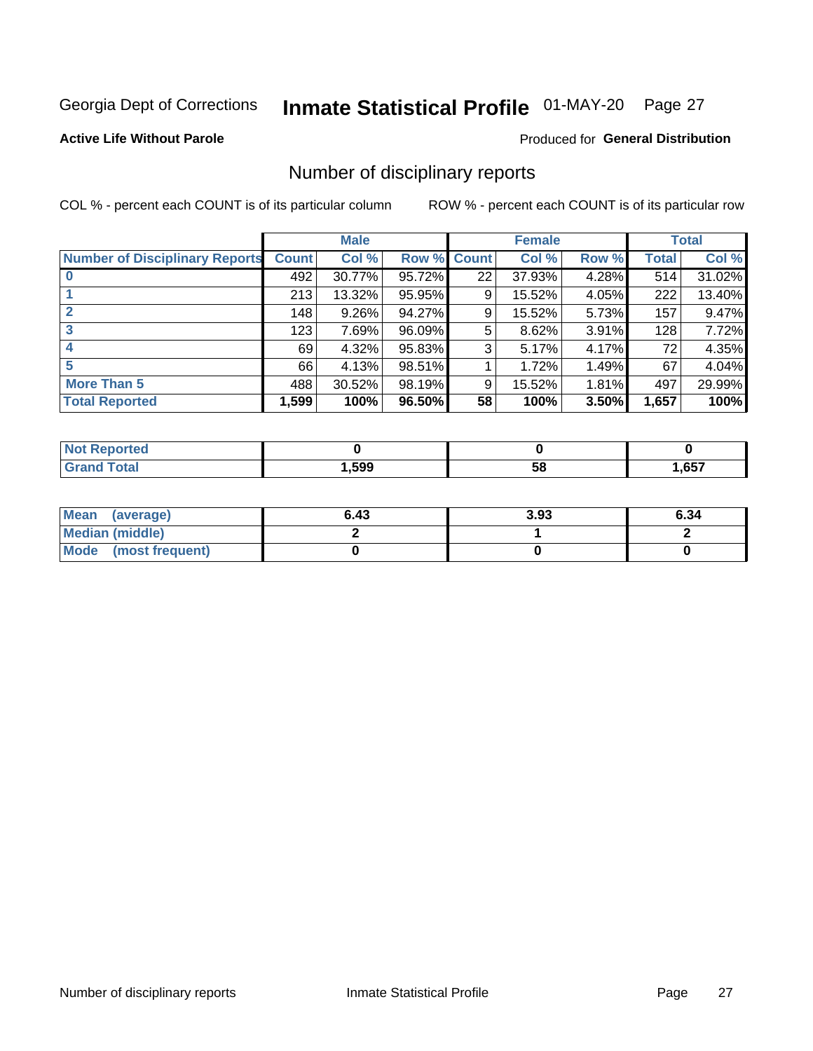Georgia Dept of Corrections **Inmate Statistical Profile** 01-MAY-20 Page 27

**Active Life Without Parole**

Produced for **General Distribution**

## Number of disciplinary reports

COL % - percent each COUNT is of its particular column

ROW % - percent each COUNT is of its particular row

| | Male | | | Female | | | Total | |
|---|---|---|---|---|---|---|---|---|
| **Number of Disciplinary Reports** | **Count** | **Col %** | **Row %** | **Count** | **Col %** | **Row %** | **Total** | **Col %** |
| **0** | 492 | 30.77% | 95.72% | 22 | 37.93% | 4.28% | 514 | 31.02% |
| **1** | 213 | 13.32% | 95.95% | 9 | 15.52% | 4.05% | 222 | 13.40% |
| **2** | 148 | 9.26% | 94.27% | 9 | 15.52% | 5.73% | 157 | 9.47% |
| **3** | 123 | 7.69% | 96.09% | 5 | 8.62% | 3.91% | 128 | 7.72% |
| **4** | 69 | 4.32% | 95.83% | 3 | 5.17% | 4.17% | 72 | 4.35% |
| **5** | 66 | 4.13% | 98.51% | 1 | 1.72% | 1.49% | 67 | 4.04% |
| **More Than 5** | 488 | 30.52% | 98.19% | 9 | 15.52% | 1.81% | 497 | 29.99% |
| **Total Reported** | **1,599** | **100%** | **96.50%** | **58** | **100%** | **3.50%** | **1,657** | **100%** |

| | Male | Female | Total |
|---|---|---|---|
| **Not Reported** | **0** | **0** | **0** |
| **Grand Total** | **1,599** | **58** | **1,657** |

| | Male | Female | Total |
|---|---|---|---|
| **Mean (average)** | **6.43** | **3.93** | **6.34** |
| **Median (middle)** | **2** | **1** | **2** |
| **Mode (most frequent)** | **0** | **0** | **0** |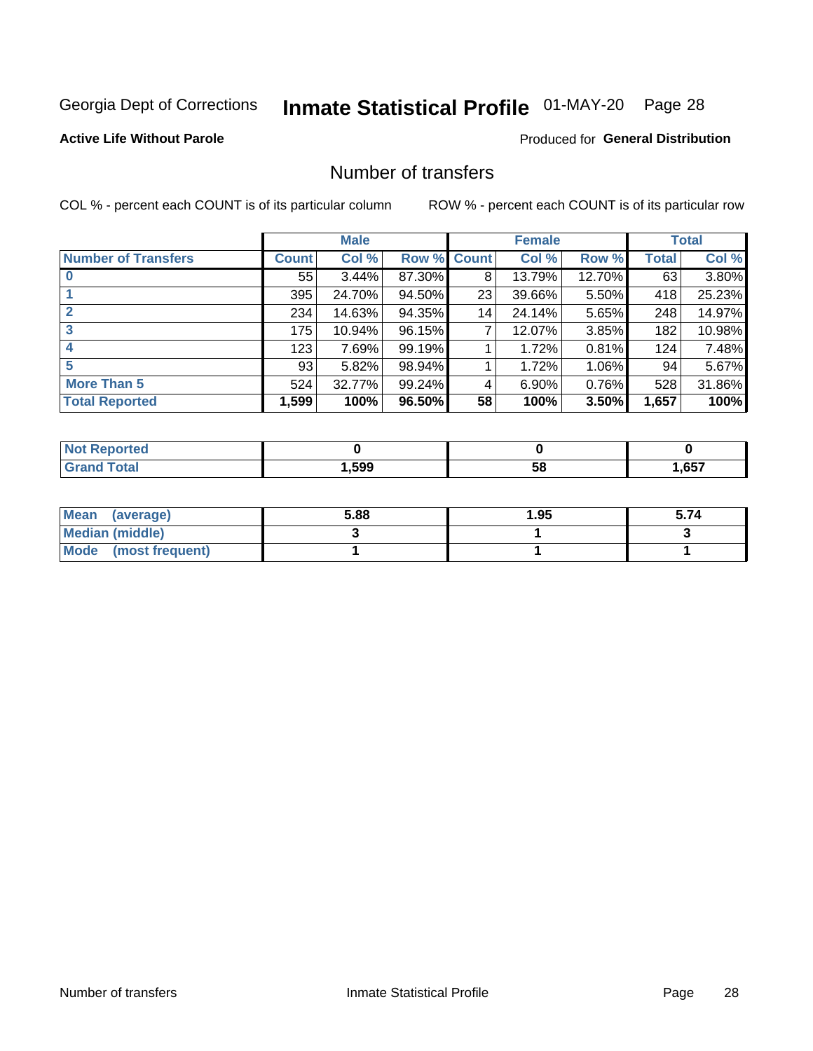Georgia Dept of Corrections **Inmate Statistical Profile** 01-MAY-20 Page 28

**Active Life Without Parole**

Produced for **General Distribution**

## Number of transfers

COL % - percent each COUNT is of its particular column ROW % - percent each COUNT is of its particular row

| | Male | | | Female | | | Total | |
|---|---|---|---|---|---|---|---|---|
| **Number of Transfers** | **Count** | **Col %** | **Row %** | **Count** | **Col %** | **Row %** | **Total** | **Col %** |
| **0** | 55 | 3.44% | 87.30% | 8 | 13.79% | 12.70% | 63 | 3.80% |
| **1** | 395 | 24.70% | 94.50% | 23 | 39.66% | 5.50% | 418 | 25.23% |
| **2** | 234 | 14.63% | 94.35% | 14 | 24.14% | 5.65% | 248 | 14.97% |
| **3** | 175 | 10.94% | 96.15% | 7 | 12.07% | 3.85% | 182 | 10.98% |
| **4** | 123 | 7.69% | 99.19% | 1 | 1.72% | 0.81% | 124 | 7.48% |
| **5** | 93 | 5.82% | 98.94% | 1 | 1.72% | 1.06% | 94 | 5.67% |
| **More Than 5** | 524 | 32.77% | 99.24% | 4 | 6.90% | 0.76% | 528 | 31.86% |
| **Total Reported** | **1,599** | **100%** | **96.50%** | **58** | **100%** | **3.50%** | **1,657** | **100%** |

| | Male | Female | Total |
|---|---|---|---|
| **Not Reported** | **0** | **0** | **0** |
| **Grand Total** | **1,599** | **58** | **1,657** |

| | Male | Female | Total |
|---|---|---|---|
| **Mean (average)** | **5.88** | **1.95** | **5.74** |
| **Median (middle)** | **3** | **1** | **3** |
| **Mode (most frequent)** | **1** | **1** | **1** |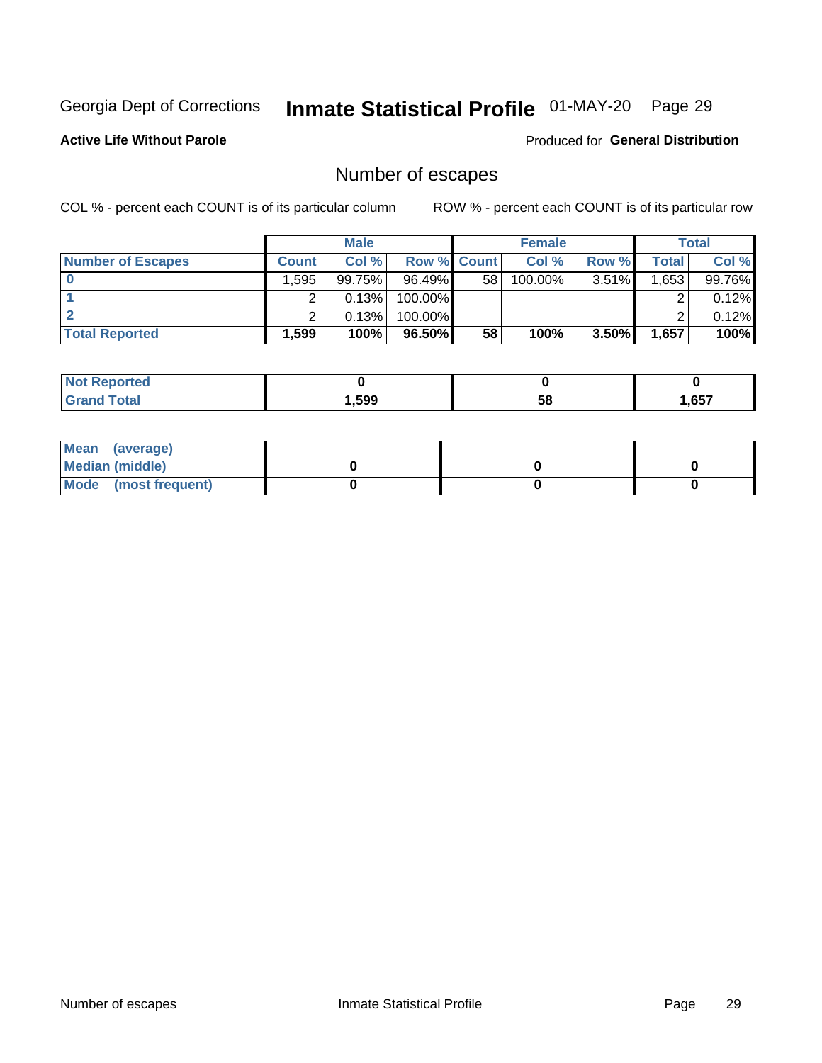Georgia Dept of Corrections **Inmate Statistical Profile** 01-MAY-20

**Active Life Without Parole**

Produced for **General Distribution**

## Number of escapes

COL % - percent each COUNT is of its particular column

ROW % - percent each COUNT is of its particular row

| | Male | | | Female | | | Total | |
|---|---|---|---|---|---|---|---|---|
| **Number of Escapes** | **Count** | **Col %** | **Row %** | **Count** | **Col %** | **Row %** | **Total** | **Col %** |
| **0** | 1,595 | 99.75% | 96.49% | 58 | 100.00% | 3.51% | 1,653 | 99.76% |
| **1** | 2 | 0.13% | 100.00% | | | | 2 | 0.12% |
| **2** | 2 | 0.13% | 100.00% | | | | 2 | 0.12% |
| **Total Reported** | **1,599** | **100%** | **96.50%** | **58** | **100%** | **3.50%** | **1,657** | **100%** |

| | Male | Female | Total |
|---|---|---|---|
| **Not Reported** | **0** | **0** | **0** |
| **Grand Total** | **1,599** | **58** | **1,657** |

| | Male | Female | Total |
|---|---|---|---|
| **Mean (average)** | | | |
| **Median (middle)** | **0** | **0** | **0** |
| **Mode (most frequent)** | **0** | **0** | **0** |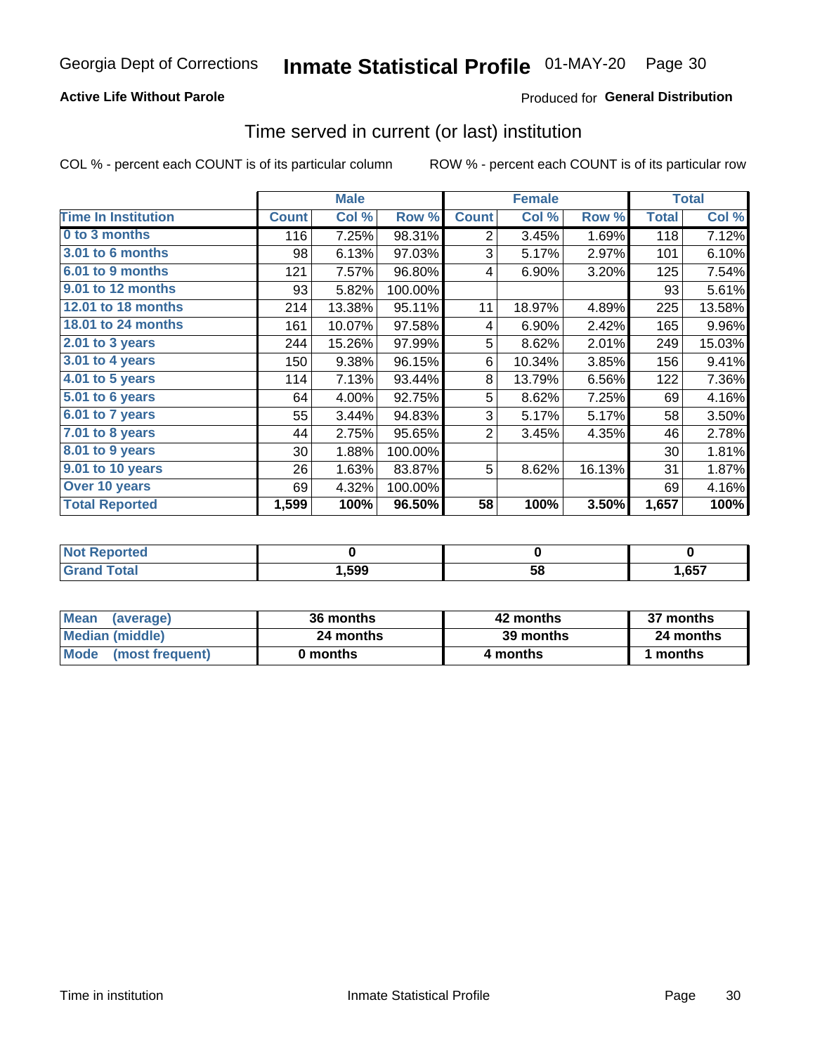Georgia Dept of Corrections **Inmate Statistical Profile** 01-MAY-20 Page 30

**Active Life Without Parole**

Produced for **General Distribution**

## Time served in current (or last) institution

COL % - percent each COUNT is of its particular column

ROW % - percent each COUNT is of its particular row

| | Male | | | Female | | | Total | |
|---|---|---|---|---|---|---|---|---|
| **Time In Institution** | **Count** | **Col %** | **Row %** | **Count** | **Col %** | **Row %** | **Total** | **Col %** |
| **0 to 3 months** | 116 | 7.25% | 98.31% | 2 | 3.45% | 1.69% | 118 | 7.12% |
| **3.01 to 6 months** | 98 | 6.13% | 97.03% | 3 | 5.17% | 2.97% | 101 | 6.10% |
| **6.01 to 9 months** | 121 | 7.57% | 96.80% | 4 | 6.90% | 3.20% | 125 | 7.54% |
| **9.01 to 12 months** | 93 | 5.82% | 100.00% | | | | 93 | 5.61% |
| **12.01 to 18 months** | 214 | 13.38% | 95.11% | 11 | 18.97% | 4.89% | 225 | 13.58% |
| **18.01 to 24 months** | 161 | 10.07% | 97.58% | 4 | 6.90% | 2.42% | 165 | 9.96% |
| **2.01 to 3 years** | 244 | 15.26% | 97.99% | 5 | 8.62% | 2.01% | 249 | 15.03% |
| **3.01 to 4 years** | 150 | 9.38% | 96.15% | 6 | 10.34% | 3.85% | 156 | 9.41% |
| **4.01 to 5 years** | 114 | 7.13% | 93.44% | 8 | 13.79% | 6.56% | 122 | 7.36% |
| **5.01 to 6 years** | 64 | 4.00% | 92.75% | 5 | 8.62% | 7.25% | 69 | 4.16% |
| **6.01 to 7 years** | 55 | 3.44% | 94.83% | 3 | 5.17% | 5.17% | 58 | 3.50% |
| **7.01 to 8 years** | 44 | 2.75% | 95.65% | 2 | 3.45% | 4.35% | 46 | 2.78% |
| **8.01 to 9 years** | 30 | 1.88% | 100.00% | | | | 30 | 1.81% |
| **9.01 to 10 years** | 26 | 1.63% | 83.87% | 5 | 8.62% | 16.13% | 31 | 1.87% |
| **Over 10 years** | 69 | 4.32% | 100.00% | | | | 69 | 4.16% |
| **Total Reported** | **1,599** | **100%** | **96.50%** | **58** | **100%** | **3.50%** | **1,657** | **100%** |

| | Male | Female | Total |
|---|---|---|---|
| **Not Reported** | **0** | **0** | **0** |
| **Grand Total** | **1,599** | **58** | **1,657** |

| | Male | Female | Total |
|---|---|---|---|
| **Mean (average)** | **36 months** | **42 months** | **37 months** |
| **Median (middle)** | **24 months** | **39 months** | **24 months** |
| **Mode (most frequent)** | **0 months** | **4 months** | **1 months** |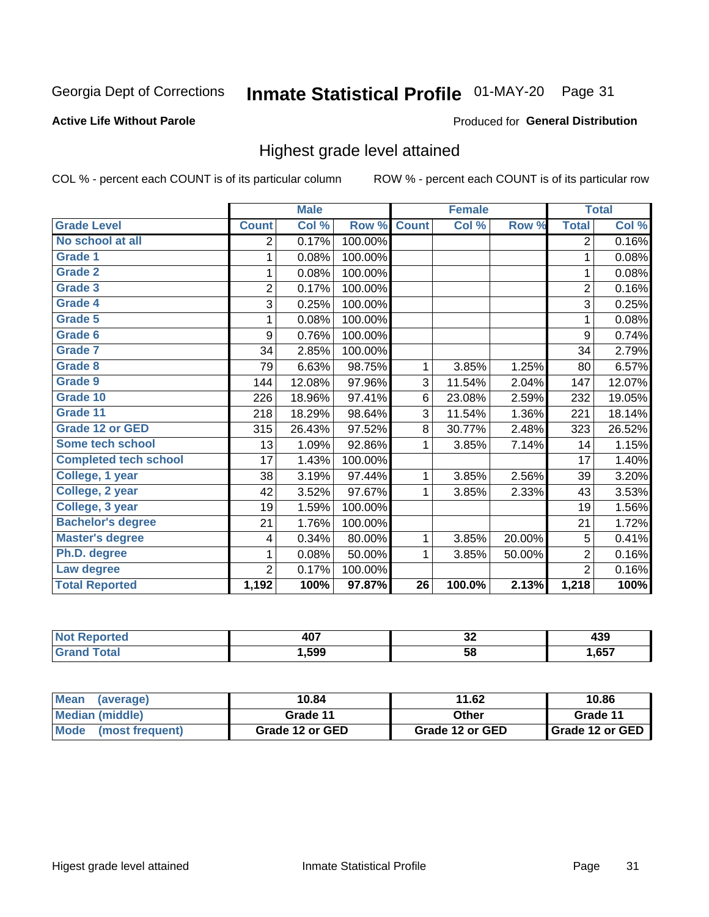Georgia Dept of Corrections **Inmate Statistical Profile** 01-MAY-20

**Active Life Without Parole**

Produced for **General Distribution**

## Highest grade level attained

COL % - percent each COUNT is of its particular column ROW % - percent each COUNT is of its particular row

| | Male | | | Female | | | Total | |
|---|---|---|---|---|---|---|---|---|
| **Grade Level** | **Count** | **Col %** | **Row %** | **Count** | **Col %** | **Row %** | **Total** | **Col %** |
| No school at all | 2 | 0.17% | 100.00% | | | | 2 | 0.16% |
| Grade 1 | 1 | 0.08% | 100.00% | | | | 1 | 0.08% |
| Grade 2 | 1 | 0.08% | 100.00% | | | | 1 | 0.08% |
| Grade 3 | 2 | 0.17% | 100.00% | | | | 2 | 0.16% |
| Grade 4 | 3 | 0.25% | 100.00% | | | | 3 | 0.25% |
| Grade 5 | 1 | 0.08% | 100.00% | | | | 1 | 0.08% |
| Grade 6 | 9 | 0.76% | 100.00% | | | | 9 | 0.74% |
| Grade 7 | 34 | 2.85% | 100.00% | | | | 34 | 2.79% |
| Grade 8 | 79 | 6.63% | 98.75% | 1 | 3.85% | 1.25% | 80 | 6.57% |
| Grade 9 | 144 | 12.08% | 97.96% | 3 | 11.54% | 2.04% | 147 | 12.07% |
| Grade 10 | 226 | 18.96% | 97.41% | 6 | 23.08% | 2.59% | 232 | 19.05% |
| Grade 11 | 218 | 18.29% | 98.64% | 3 | 11.54% | 1.36% | 221 | 18.14% |
| Grade 12 or GED | 315 | 26.43% | 97.52% | 8 | 30.77% | 2.48% | 323 | 26.52% |
| Some tech school | 13 | 1.09% | 92.86% | 1 | 3.85% | 7.14% | 14 | 1.15% |
| Completed tech school | 17 | 1.43% | 100.00% | | | | 17 | 1.40% |
| College, 1 year | 38 | 3.19% | 97.44% | 1 | 3.85% | 2.56% | 39 | 3.20% |
| College, 2 year | 42 | 3.52% | 97.67% | 1 | 3.85% | 2.33% | 43 | 3.53% |
| College, 3 year | 19 | 1.59% | 100.00% | | | | 19 | 1.56% |
| Bachelor's degree | 21 | 1.76% | 100.00% | | | | 21 | 1.72% |
| Master's degree | 4 | 0.34% | 80.00% | 1 | 3.85% | 20.00% | 5 | 0.41% |
| Ph.D. degree | 1 | 0.08% | 50.00% | 1 | 3.85% | 50.00% | 2 | 0.16% |
| Law degree | 2 | 0.17% | 100.00% | | | | 2 | 0.16% |
| **Total Reported** | **1,192** | **100%** | **97.87%** | **26** | **100.0%** | **2.13%** | **1,218** | **100%** |

| | Male | Female | Total |
|---|---|---|---|
| Not Reported | 407 | 32 | 439 |
| Grand Total | 1,599 | 58 | 1,657 |

| | Male | Female | Total |
|---|---|---|---|
| Mean (average) | 10.84 | 11.62 | 10.86 |
| Median (middle) | Grade 11 | Other | Grade 11 |
| Mode (most frequent) | Grade 12 or GED | Grade 12 or GED | Grade 12 or GED |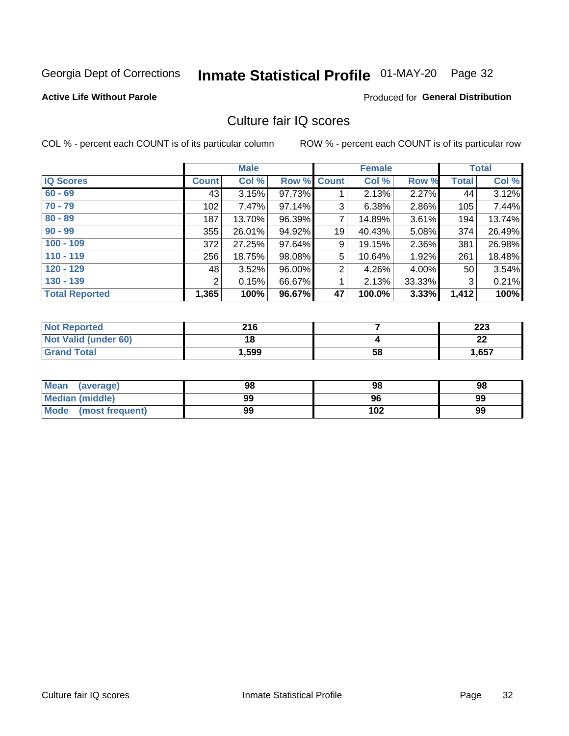Georgia Dept of Corrections **Inmate Statistical Profile** 01-MAY-20 Page 32

**Active Life Without Parole**

Produced for **General Distribution**

## Culture fair IQ scores

COL % - percent each COUNT is of its particular column

ROW % - percent each COUNT is of its particular row

| | Male | | | Female | | | Total | |
|---|---|---|---|---|---|---|---|---|
| **IQ Scores** | **Count** | **Col %** | **Row %** | **Count** | **Col %** | **Row %** | **Total** | **Col %** |
| 60 - 69 | 43 | 3.15% | 97.73% | 1 | 2.13% | 2.27% | 44 | 3.12% |
| 70 - 79 | 102 | 7.47% | 97.14% | 3 | 6.38% | 2.86% | 105 | 7.44% |
| 80 - 89 | 187 | 13.70% | 96.39% | 7 | 14.89% | 3.61% | 194 | 13.74% |
| 90 - 99 | 355 | 26.01% | 94.92% | 19 | 40.43% | 5.08% | 374 | 26.49% |
| 100 - 109 | 372 | 27.25% | 97.64% | 9 | 19.15% | 2.36% | 381 | 26.98% |
| 110 - 119 | 256 | 18.75% | 98.08% | 5 | 10.64% | 1.92% | 261 | 18.48% |
| 120 - 129 | 48 | 3.52% | 96.00% | 2 | 4.26% | 4.00% | 50 | 3.54% |
| 130 - 139 | 2 | 0.15% | 66.67% | 1 | 2.13% | 33.33% | 3 | 0.21% |
| **Total Reported** | **1,365** | **100%** | **96.67%** | **47** | **100.0%** | **3.33%** | **1,412** | **100%** |

| | Male | Female | Total |
|---|---|---|---|
| Not Reported | 216 | 7 | 223 |
| Not Valid (under 60) | 18 | 4 | 22 |
| Grand Total | 1,599 | 58 | 1,657 |

| | Male | Female | Total |
|---|---|---|---|
| Mean (average) | 98 | 98 | 98 |
| Median (middle) | 99 | 96 | 99 |
| Mode (most frequent) | 99 | 102 | 99 |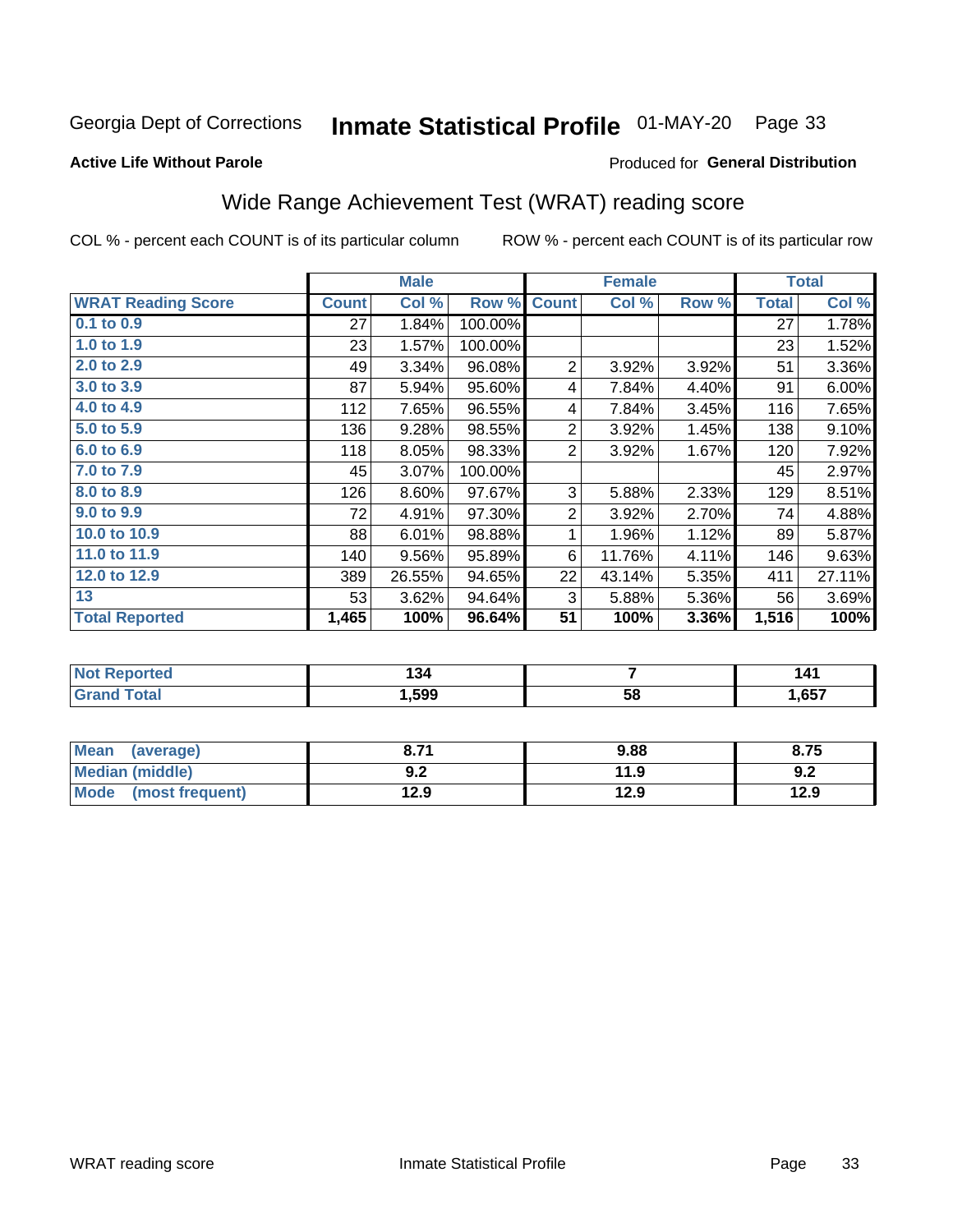Georgia Dept of Corrections **Inmate Statistical Profile** 01-MAY-20

**Active Life Without Parole**

Produced for **General Distribution**

## Wide Range Achievement Test (WRAT) reading score

COL % - percent each COUNT is of its particular column ROW % - percent each COUNT is of its particular row

| | Male | | | Female | | | Total | |
|---|---|---|---|---|---|---|---|---|
| **WRAT Reading Score** | **Count** | **Col %** | **Row %** | **Count** | **Col %** | **Row %** | **Total** | **Col %** |
| 0.1 to 0.9 | 27 | 1.84% | 100.00% | | | | 27 | 1.78% |
| 1.0 to 1.9 | 23 | 1.57% | 100.00% | | | | 23 | 1.52% |
| 2.0 to 2.9 | 49 | 3.34% | 96.08% | 2 | 3.92% | 3.92% | 51 | 3.36% |
| 3.0 to 3.9 | 87 | 5.94% | 95.60% | 4 | 7.84% | 4.40% | 91 | 6.00% |
| 4.0 to 4.9 | 112 | 7.65% | 96.55% | 4 | 7.84% | 3.45% | 116 | 7.65% |
| 5.0 to 5.9 | 136 | 9.28% | 98.55% | 2 | 3.92% | 1.45% | 138 | 9.10% |
| 6.0 to 6.9 | 118 | 8.05% | 98.33% | 2 | 3.92% | 1.67% | 120 | 7.92% |
| 7.0 to 7.9 | 45 | 3.07% | 100.00% | | | | 45 | 2.97% |
| 8.0 to 8.9 | 126 | 8.60% | 97.67% | 3 | 5.88% | 2.33% | 129 | 8.51% |
| 9.0 to 9.9 | 72 | 4.91% | 97.30% | 2 | 3.92% | 2.70% | 74 | 4.88% |
| 10.0 to 10.9 | 88 | 6.01% | 98.88% | 1 | 1.96% | 1.12% | 89 | 5.87% |
| 11.0 to 11.9 | 140 | 9.56% | 95.89% | 6 | 11.76% | 4.11% | 146 | 9.63% |
| 12.0 to 12.9 | 389 | 26.55% | 94.65% | 22 | 43.14% | 5.35% | 411 | 27.11% |
| 13 | 53 | 3.62% | 94.64% | 3 | 5.88% | 5.36% | 56 | 3.69% |
| **Total Reported** | **1,465** | **100%** | **96.64%** | **51** | **100%** | **3.36%** | **1,516** | **100%** |

| | Male | Female | Total |
|---|---|---|---|
| Not Reported | **134** | **7** | **141** |
| Grand Total | **1,599** | **58** | **1,657** |

| | Male | Female | Total |
|---|---|---|---|
| Mean (average) | **8.71** | **9.88** | **8.75** |
| Median (middle) | **9.2** | **11.9** | **9.2** |
| Mode (most frequent) | **12.9** | **12.9** | **12.9** |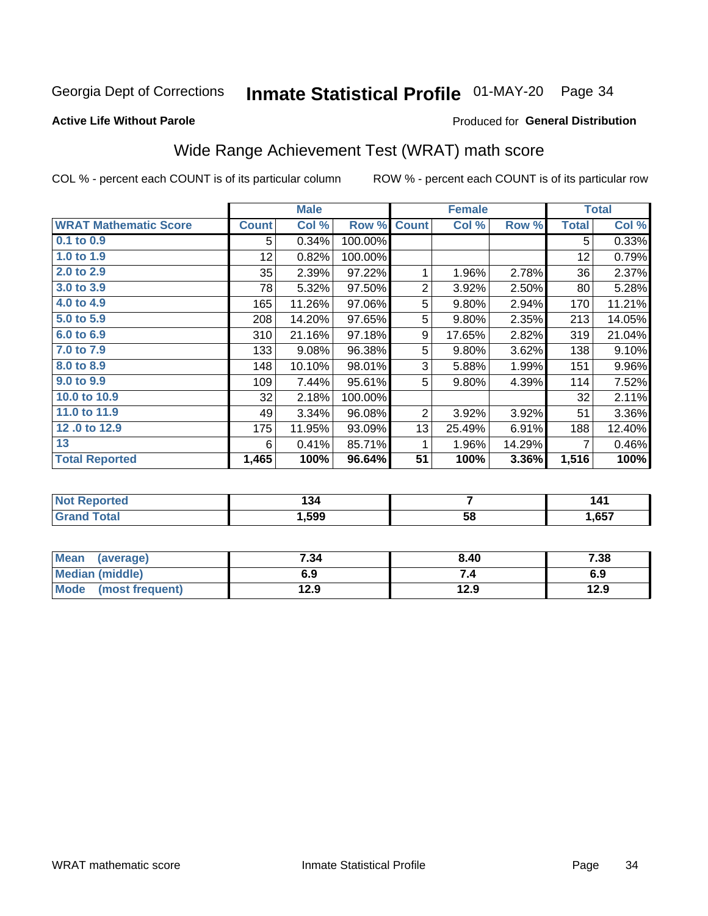Georgia Dept of Corrections **Inmate Statistical Profile** 01-MAY-20 Page 34

**Active Life Without Parole**

Produced for **General Distribution**

## Wide Range Achievement Test (WRAT) math score

COL % - percent each COUNT is of its particular column ROW % - percent each COUNT is of its particular row

| | Male | | | Female | | | Total | |
|---|---|---|---|---|---|---|---|---|
| **WRAT Mathematic Score** | **Count** | **Col %** | **Row %** | **Count** | **Col %** | **Row %** | **Total** | **Col %** |
| 0.1 to 0.9 | 5 | 0.34% | 100.00% | | | | 5 | 0.33% |
| 1.0 to 1.9 | 12 | 0.82% | 100.00% | | | | 12 | 0.79% |
| 2.0 to 2.9 | 35 | 2.39% | 97.22% | 1 | 1.96% | 2.78% | 36 | 2.37% |
| 3.0 to 3.9 | 78 | 5.32% | 97.50% | 2 | 3.92% | 2.50% | 80 | 5.28% |
| 4.0 to 4.9 | 165 | 11.26% | 97.06% | 5 | 9.80% | 2.94% | 170 | 11.21% |
| 5.0 to 5.9 | 208 | 14.20% | 97.65% | 5 | 9.80% | 2.35% | 213 | 14.05% |
| 6.0 to 6.9 | 310 | 21.16% | 97.18% | 9 | 17.65% | 2.82% | 319 | 21.04% |
| 7.0 to 7.9 | 133 | 9.08% | 96.38% | 5 | 9.80% | 3.62% | 138 | 9.10% |
| 8.0 to 8.9 | 148 | 10.10% | 98.01% | 3 | 5.88% | 1.99% | 151 | 9.96% |
| 9.0 to 9.9 | 109 | 7.44% | 95.61% | 5 | 9.80% | 4.39% | 114 | 7.52% |
| 10.0 to 10.9 | 32 | 2.18% | 100.00% | | | | 32 | 2.11% |
| 11.0 to 11.9 | 49 | 3.34% | 96.08% | 2 | 3.92% | 3.92% | 51 | 3.36% |
| 12 .0 to 12.9 | 175 | 11.95% | 93.09% | 13 | 25.49% | 6.91% | 188 | 12.40% |
| 13 | 6 | 0.41% | 85.71% | 1 | 1.96% | 14.29% | 7 | 0.46% |
| **Total Reported** | **1,465** | **100%** | **96.64%** | **51** | **100%** | **3.36%** | **1,516** | **100%** |

| | Male | Female | Total |
|---|---|---|---|
| Not Reported | 134 | 7 | 141 |
| Grand Total | 1,599 | 58 | 1,657 |

| | Male | Female | Total |
|---|---|---|---|
| Mean (average) | 7.34 | 8.40 | 7.38 |
| Median (middle) | 6.9 | 7.4 | 6.9 |
| Mode (most frequent) | 12.9 | 12.9 | 12.9 |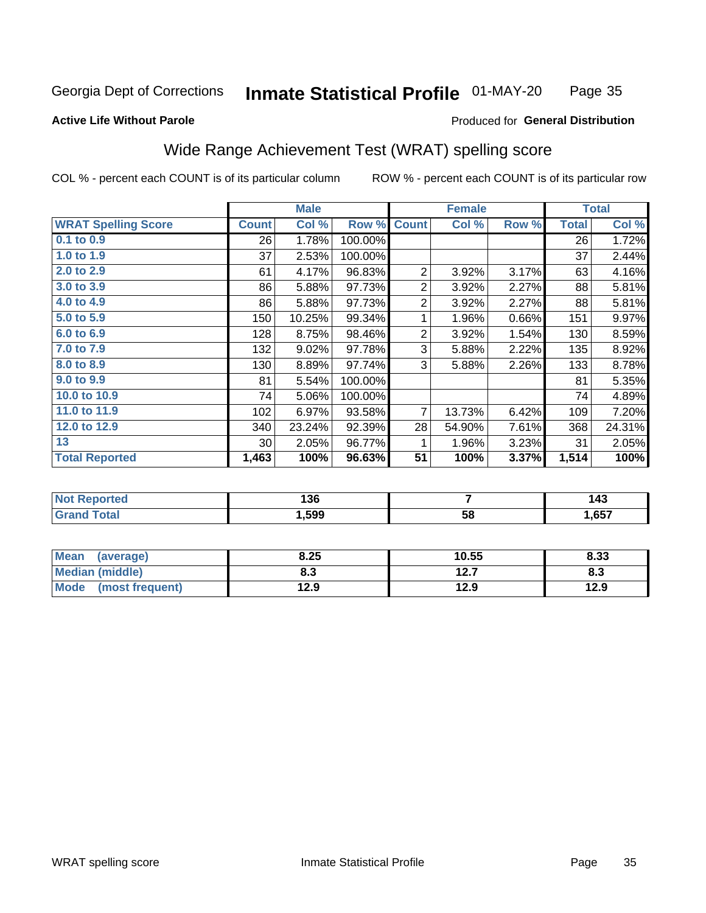Georgia Dept of Corrections **Inmate Statistical Profile** 01-MAY-20

**Active Life Without Parole**

Produced for **General Distribution**

## Wide Range Achievement Test (WRAT) spelling score

COL % - percent each COUNT is of its particular column ROW % - percent each COUNT is of its particular row

| | Male | | | Female | | | Total | |
|---|---|---|---|---|---|---|---|---|
| **WRAT Spelling Score** | **Count** | **Col %** | **Row %** | **Count** | **Col %** | **Row %** | **Total** | **Col %** |
| 0.1 to 0.9 | 26 | 1.78% | 100.00% | | | | 26 | 1.72% |
| 1.0 to 1.9 | 37 | 2.53% | 100.00% | | | | 37 | 2.44% |
| 2.0 to 2.9 | 61 | 4.17% | 96.83% | 2 | 3.92% | 3.17% | 63 | 4.16% |
| 3.0 to 3.9 | 86 | 5.88% | 97.73% | 2 | 3.92% | 2.27% | 88 | 5.81% |
| 4.0 to 4.9 | 86 | 5.88% | 97.73% | 2 | 3.92% | 2.27% | 88 | 5.81% |
| 5.0 to 5.9 | 150 | 10.25% | 99.34% | 1 | 1.96% | 0.66% | 151 | 9.97% |
| 6.0 to 6.9 | 128 | 8.75% | 98.46% | 2 | 3.92% | 1.54% | 130 | 8.59% |
| 7.0 to 7.9 | 132 | 9.02% | 97.78% | 3 | 5.88% | 2.22% | 135 | 8.92% |
| 8.0 to 8.9 | 130 | 8.89% | 97.74% | 3 | 5.88% | 2.26% | 133 | 8.78% |
| 9.0 to 9.9 | 81 | 5.54% | 100.00% | | | | 81 | 5.35% |
| 10.0 to 10.9 | 74 | 5.06% | 100.00% | | | | 74 | 4.89% |
| 11.0 to 11.9 | 102 | 6.97% | 93.58% | 7 | 13.73% | 6.42% | 109 | 7.20% |
| 12.0 to 12.9 | 340 | 23.24% | 92.39% | 28 | 54.90% | 7.61% | 368 | 24.31% |
| 13 | 30 | 2.05% | 96.77% | 1 | 1.96% | 3.23% | 31 | 2.05% |
| **Total Reported** | **1,463** | **100%** | **96.63%** | **51** | **100%** | **3.37%** | **1,514** | **100%** |

| | Male | Female | Total |
|---|---|---|---|
| Not Reported | 136 | 7 | 143 |
| Grand Total | 1,599 | 58 | 1,657 |

| | Male | Female | Total |
|---|---|---|---|
| Mean (average) | 8.25 | 10.55 | 8.33 |
| Median (middle) | 8.3 | 12.7 | 8.3 |
| Mode (most frequent) | 12.9 | 12.9 | 12.9 |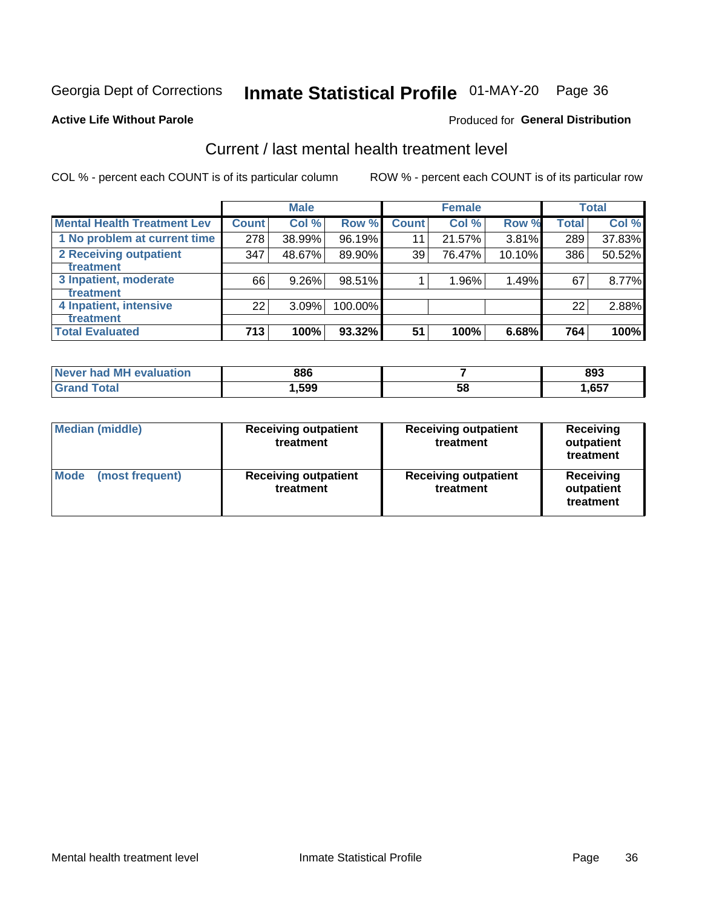Georgia Dept of Corrections **Inmate Statistical Profile** 01-MAY-20

**Active Life Without Parole**

Produced for **General Distribution**

## Current / last mental health treatment level

COL % - percent each COUNT is of its particular column

ROW % - percent each COUNT is of its particular row

| | Male | | | Female | | | Total | |
|---|---|---|---|---|---|---|---|---|
| **Mental Health Treatment Lev** | **Count** | **Col %** | **Row %** | **Count** | **Col %** | **Row %** | **Total** | **Col %** |
| 1 No problem at current time | 278 | 38.99% | 96.19% | 11 | 21.57% | 3.81% | 289 | 37.83% |
| 2 Receiving outpatient treatment | 347 | 48.67% | 89.90% | 39 | 76.47% | 10.10% | 386 | 50.52% |
| 3 Inpatient, moderate treatment | 66 | 9.26% | 98.51% | 1 | 1.96% | 1.49% | 67 | 8.77% |
| 4 Inpatient, intensive treatment | 22 | 3.09% | 100.00% | | | | 22 | 2.88% |
| **Total Evaluated** | **713** | **100%** | **93.32%** | **51** | **100%** | **6.68%** | **764** | **100%** |

| | Male | Female | Total |
|---|---|---|---|
| Never had MH evaluation | **886** | **7** | **893** |
| Grand Total | **1,599** | **58** | **1,657** |

| | Male | Female | Total |
|---|---|---|---|
| **Median (middle)** | **Receiving outpatient treatment** | **Receiving outpatient treatment** | **Receiving outpatient treatment** |
| **Mode (most frequent)** | **Receiving outpatient treatment** | **Receiving outpatient treatment** | **Receiving outpatient treatment** |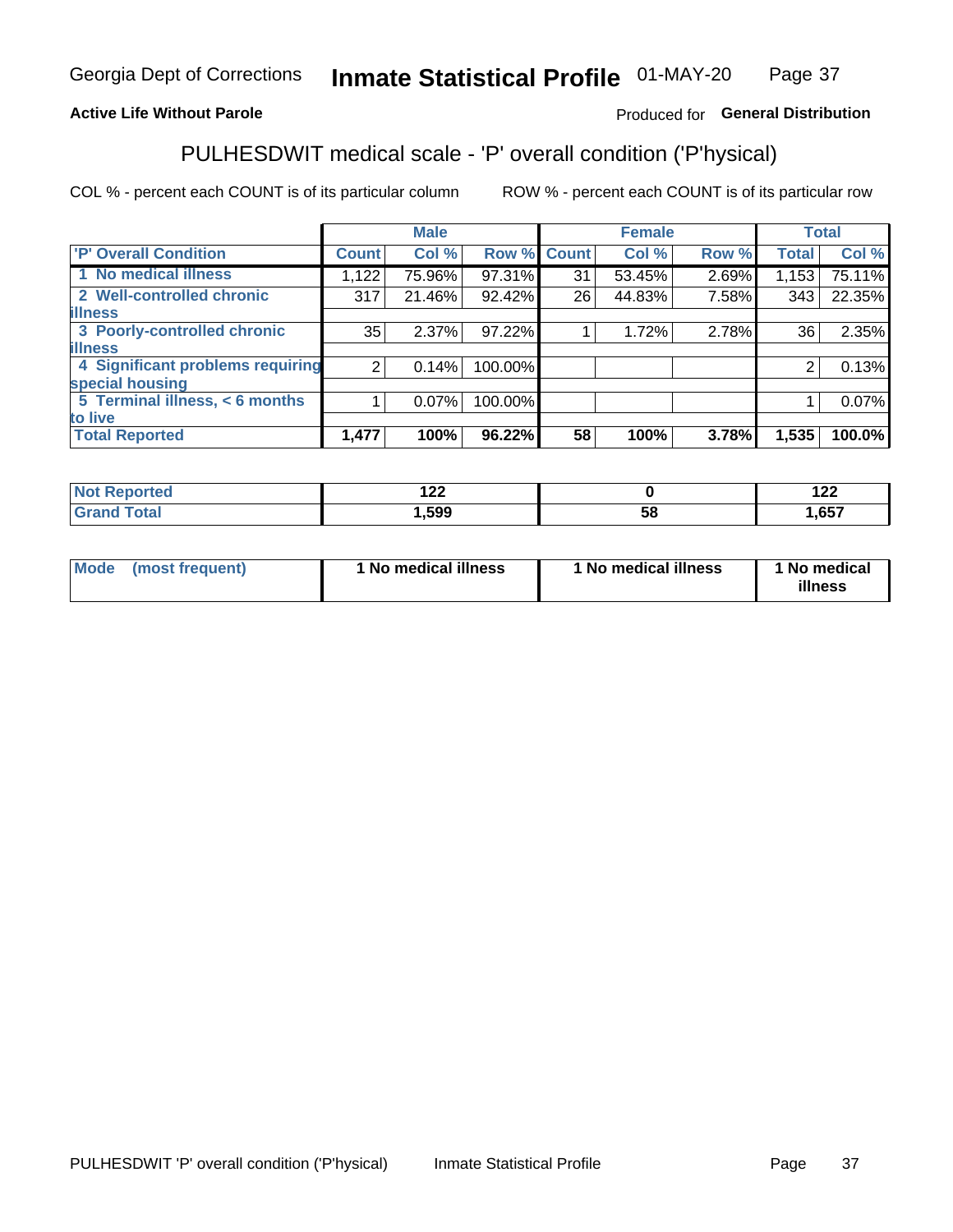Georgia Dept of Corrections **Inmate Statistical Profile** 01-MAY-20

**Active Life Without Parole**

Produced for **General Distribution**

## PULHESDWIT medical scale - 'P' overall condition ('P'hysical)

COL % - percent each COUNT is of its particular column

ROW % - percent each COUNT is of its particular row

| | Male | | | Female | | | Total | |
|---|---|---|---|---|---|---|---|---|
| **'P' Overall Condition** | **Count** | **Col %** | **Row %** | **Count** | **Col %** | **Row %** | **Total** | **Col %** |
| **1 No medical illness** | 1,122 | 75.96% | 97.31% | 31 | 53.45% | 2.69% | 1,153 | 75.11% |
| **2 Well-controlled chronic illness** | 317 | 21.46% | 92.42% | 26 | 44.83% | 7.58% | 343 | 22.35% |
| **3 Poorly-controlled chronic illness** | 35 | 2.37% | 97.22% | 1 | 1.72% | 2.78% | 36 | 2.35% |
| **4 Significant problems requiring special housing** | 2 | 0.14% | 100.00% | | | | 2 | 0.13% |
| **5 Terminal illness, < 6 months to live** | 1 | 0.07% | 100.00% | | | | 1 | 0.07% |
| **Total Reported** | **1,477** | **100%** | **96.22%** | **58** | **100%** | **3.78%** | **1,535** | **100.0%** |

| | Male | Female | Total |
|---|---|---|---|
| **Not Reported** | **122** | **0** | **122** |
| **Grand Total** | **1,599** | **58** | **1,657** |

| | Male | Female | Total |
|---|---|---|---|
| **Mode (most frequent)** | **1 No medical illness** | **1 No medical illness** | **1 No medical illness** |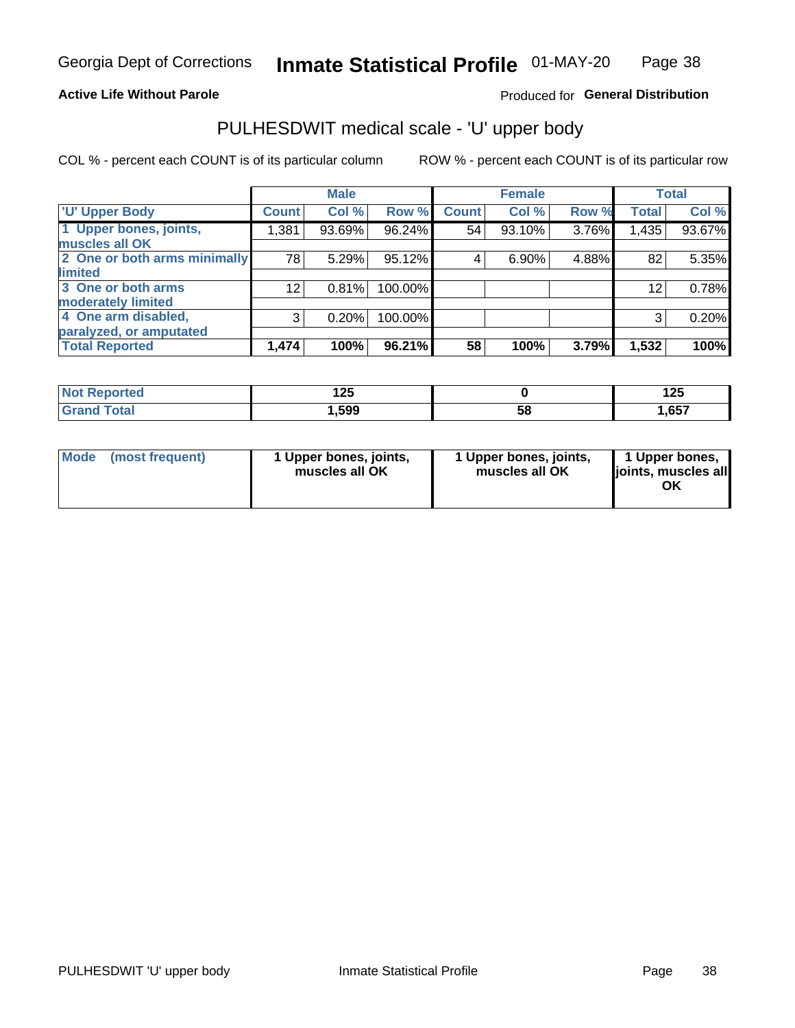Georgia Dept of Corrections **Inmate Statistical Profile** 01-MAY-20

**Active Life Without Parole**

Produced for **General Distribution**

## PULHESDWIT medical scale - 'U' upper body

COL % - percent each COUNT is of its particular column ROW % - percent each COUNT is of its particular row

| | Male | | | Female | | | Total | |
|---|---|---|---|---|---|---|---|---|
| 'U' Upper Body | Count | Col % | Row % | Count | Col % | Row % | Total | Col % |
| 1 Upper bones, joints, muscles all OK | 1,381 | 93.69% | 96.24% | 54 | 93.10% | 3.76% | 1,435 | 93.67% |
| 2 One or both arms minimally limited | 78 | 5.29% | 95.12% | 4 | 6.90% | 4.88% | 82 | 5.35% |
| 3 One or both arms moderately limited | 12 | 0.81% | 100.00% | | | | 12 | 0.78% |
| 4 One arm disabled, paralyzed, or amputated | 3 | 0.20% | 100.00% | | | | 3 | 0.20% |
| **Total Reported** | **1,474** | **100%** | **96.21%** | **58** | **100%** | **3.79%** | **1,532** | **100%** |

| | Male | Female | Total |
|---|---|---|---|
| Not Reported | 125 | 0 | 125 |
| Grand Total | 1,599 | 58 | 1,657 |

| | Male | Female | Total |
|---|---|---|---|
| Mode (most frequent) | 1 Upper bones, joints, muscles all OK | 1 Upper bones, joints, muscles all OK | 1 Upper bones, joints, muscles all OK |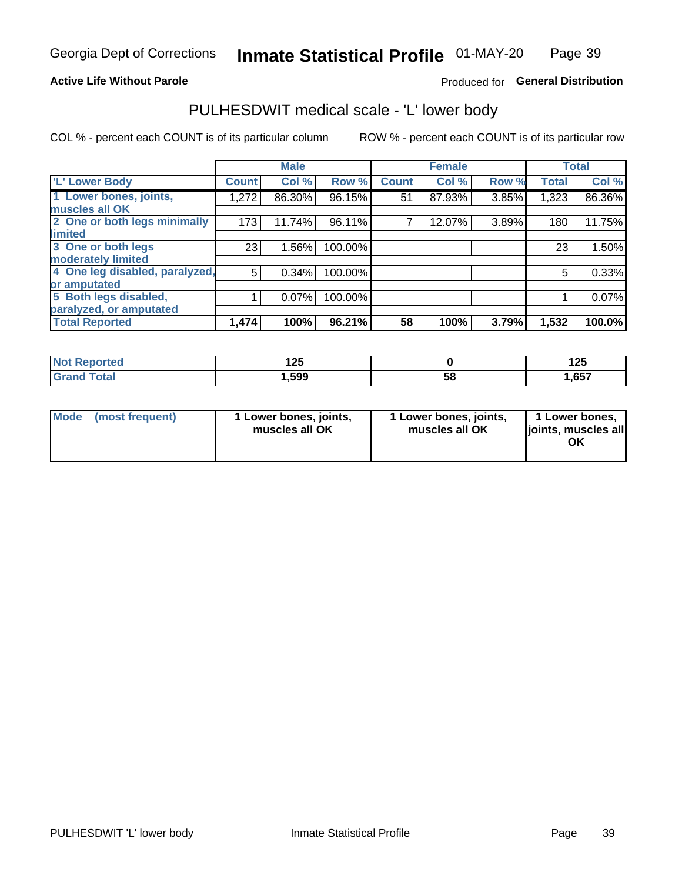Georgia Dept of Corrections **Inmate Statistical Profile** 01-MAY-20

**Active Life Without Parole**

Produced for **General Distribution**

## PULHESDWIT medical scale - 'L' lower body

COL % - percent each COUNT is of its particular column

ROW % - percent each COUNT is of its particular row

| | Male | | | Female | | | Total | |
|---|---|---|---|---|---|---|---|---|
| 'L' Lower Body | Count | Col % | Row % | Count | Col % | Row % | Total | Col % |
| 1 Lower bones, joints, muscles all OK | 1,272 | 86.30% | 96.15% | 51 | 87.93% | 3.85% | 1,323 | 86.36% |
| 2 One or both legs minimally limited | 173 | 11.74% | 96.11% | 7 | 12.07% | 3.89% | 180 | 11.75% |
| 3 One or both legs moderately limited | 23 | 1.56% | 100.00% | | | | 23 | 1.50% |
| 4 One leg disabled, paralyzed, or amputated | 5 | 0.34% | 100.00% | | | | 5 | 0.33% |
| 5 Both legs disabled, paralyzed, or amputated | 1 | 0.07% | 100.00% | | | | 1 | 0.07% |
| **Total Reported** | **1,474** | **100%** | **96.21%** | **58** | **100%** | **3.79%** | **1,532** | **100.0%** |

| | Male | Female | Total |
|---|---|---|---|
| Not Reported | 125 | 0 | 125 |
| Grand Total | 1,599 | 58 | 1,657 |

| | Male | Female | Total |
|---|---|---|---|
| Mode (most frequent) | 1 Lower bones, joints, muscles all OK | 1 Lower bones, joints, muscles all OK | 1 Lower bones, joints, muscles all OK |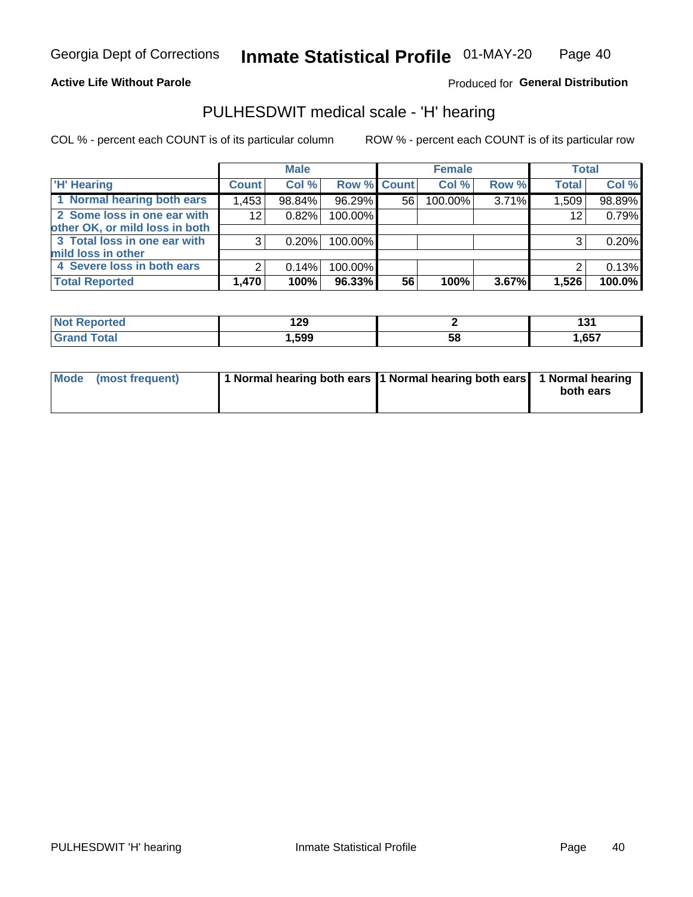Georgia Dept of Corrections **Inmate Statistical Profile** 01-MAY-20

**Active Life Without Parole**

Produced for **General Distribution**

## PULHESDWIT medical scale - 'H' hearing

COL % - percent each COUNT is of its particular column

ROW % - percent each COUNT is of its particular row

| | Male | | | Female | | | Total | |
|---|---|---|---|---|---|---|---|---|
| 'H' Hearing | Count | Col % | Row % | Count | Col % | Row % | Total | Col % |
| 1 Normal hearing both ears | 1,453 | 98.84% | 96.29% | 56 | 100.00% | 3.71% | 1,509 | 98.89% |
| 2 Some loss in one ear with other OK, or mild loss in both | 12 | 0.82% | 100.00% | | | | 12 | 0.79% |
| 3 Total loss in one ear with mild loss in other | 3 | 0.20% | 100.00% | | | | 3 | 0.20% |
| 4 Severe loss in both ears | 2 | 0.14% | 100.00% | | | | 2 | 0.13% |
| **Total Reported** | **1,470** | **100%** | **96.33%** | **56** | **100%** | **3.67%** | **1,526** | **100.0%** |

| | Male | Female | Total |
|---|---|---|---|
| Not Reported | 129 | 2 | 131 |
| Grand Total | 1,599 | 58 | 1,657 |

| | Male | Female | Total |
|---|---|---|---|
| Mode (most frequent) | 1 Normal hearing both ears | 1 Normal hearing both ears | 1 Normal hearing both ears |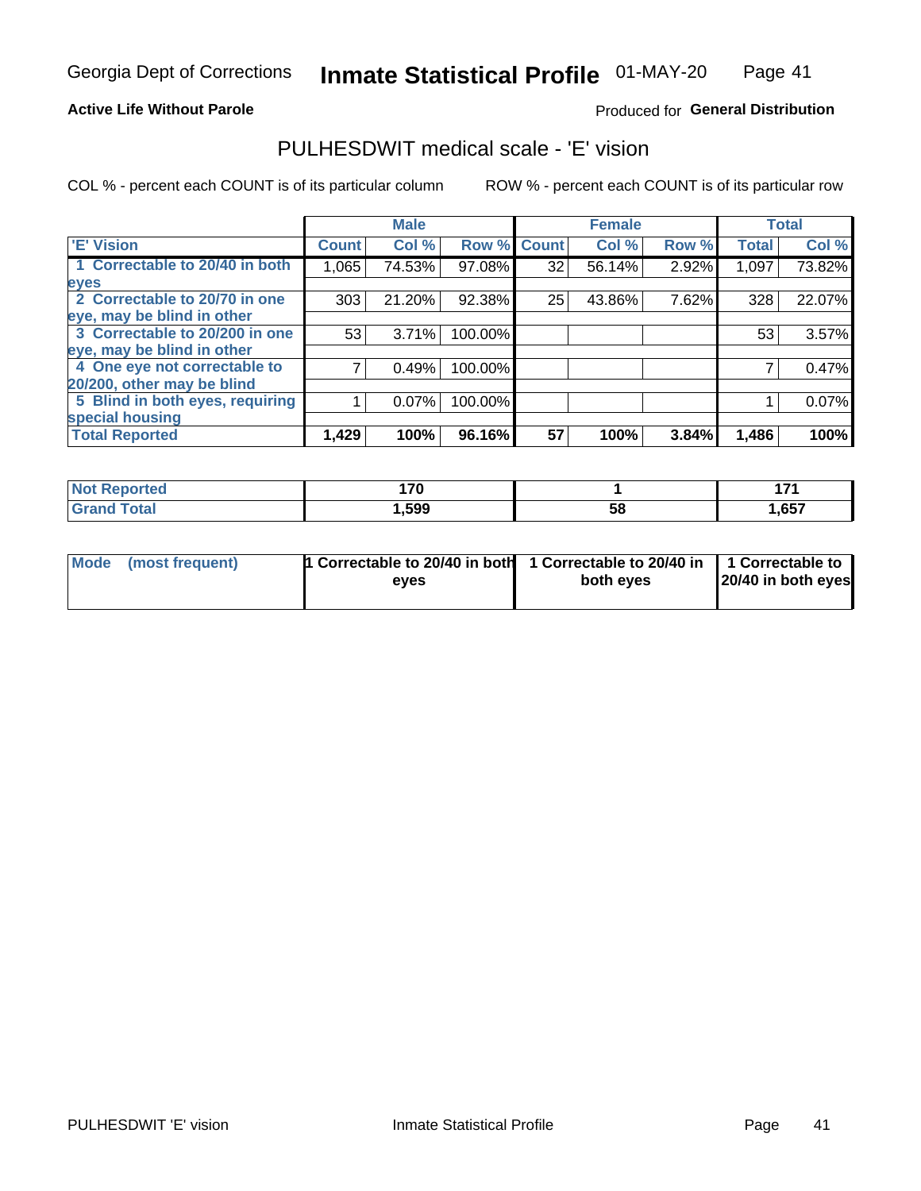Georgia Dept of Corrections **Inmate Statistical Profile** 01-MAY-20

**Active Life Without Parole** Produced for **General Distribution**

## PULHESDWIT medical scale - 'E' vision

COL % - percent each COUNT is of its particular column ROW % - percent each COUNT is of its particular row

| | Male | | | Female | | | Total | |
|---|---|---|---|---|---|---|---|---|
| 'E' Vision | Count | Col % | Row % | Count | Col % | Row % | Total | Col % |
| 1 Correctable to 20/40 in both eyes | 1,065 | 74.53% | 97.08% | 32 | 56.14% | 2.92% | 1,097 | 73.82% |
| 2 Correctable to 20/70 in one eye, may be blind in other | 303 | 21.20% | 92.38% | 25 | 43.86% | 7.62% | 328 | 22.07% |
| 3 Correctable to 20/200 in one eye, may be blind in other | 53 | 3.71% | 100.00% | | | | 53 | 3.57% |
| 4 One eye not correctable to 20/200, other may be blind | 7 | 0.49% | 100.00% | | | | 7 | 0.47% |
| 5 Blind in both eyes, requiring special housing | 1 | 0.07% | 100.00% | | | | 1 | 0.07% |
| **Total Reported** | **1,429** | **100%** | **96.16%** | **57** | **100%** | **3.84%** | **1,486** | **100%** |

| | Male | Female | Total |
|---|---|---|---|
| **Not Reported** | **170** | **1** | **171** |
| **Grand Total** | **1,599** | **58** | **1,657** |

| | Male | Female | Total |
|---|---|---|---|
| **Mode (most frequent)** | **1 Correctable to 20/40 in both eyes** | **1 Correctable to 20/40 in both eyes** | **1 Correctable to 20/40 in both eyes** |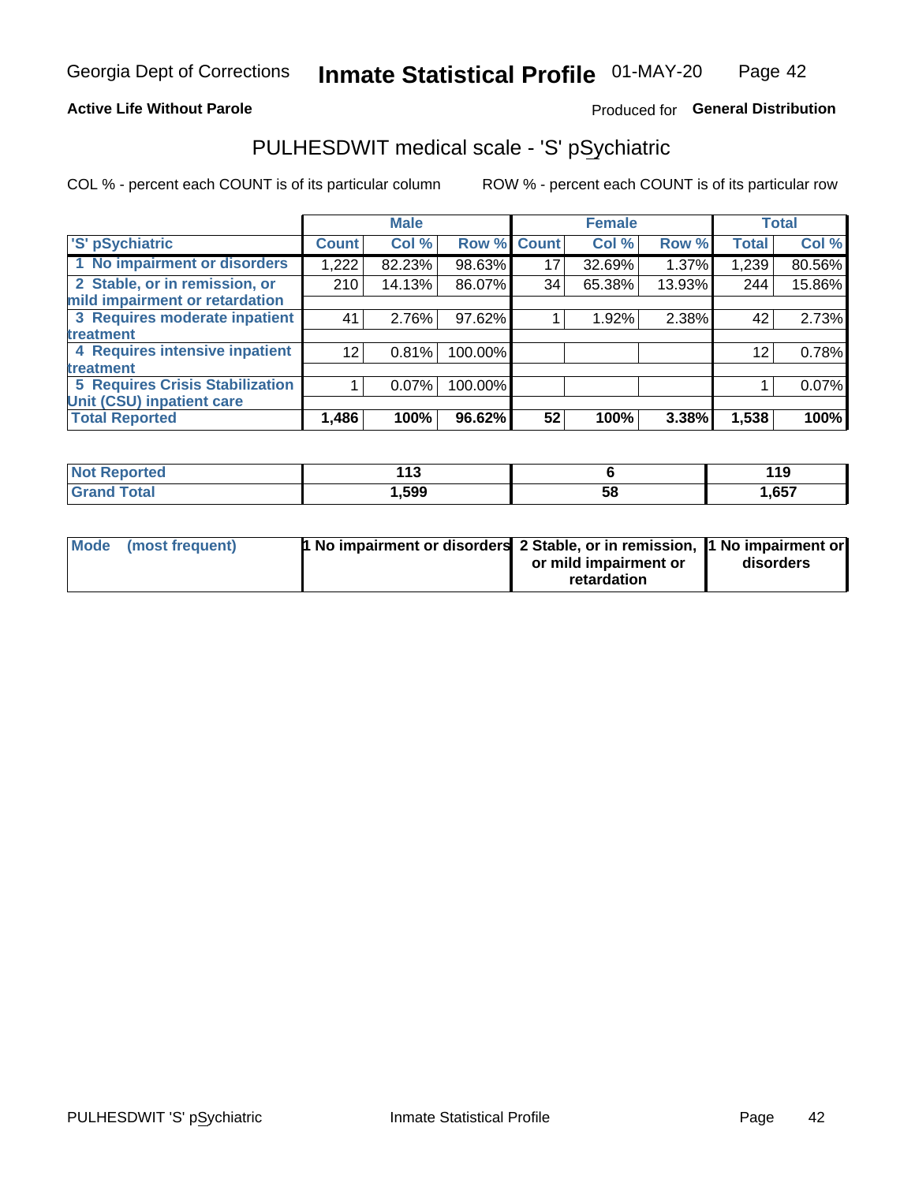Georgia Dept of Corrections **Inmate Statistical Profile** 01-MAY-20

**Active Life Without Parole**

Produced for **General Distribution**

## PULHESDWIT medical scale - 'S' pSychiatric

COL % - percent each COUNT is of its particular column

ROW % - percent each COUNT is of its particular row

| 'S' pSychiatric | Male | | | Female | | | Total | |
|---|---|---|---|---|---|---|---|---|
| | Count | Col % | Row % | Count | Col % | Row % | Total | Col % |
| 1 No impairment or disorders | 1,222 | 82.23% | 98.63% | 17 | 32.69% | 1.37% | 1,239 | 80.56% |
| 2 Stable, or in remission, or mild impairment or retardation | 210 | 14.13% | 86.07% | 34 | 65.38% | 13.93% | 244 | 15.86% |
| 3 Requires moderate inpatient treatment | 41 | 2.76% | 97.62% | 1 | 1.92% | 2.38% | 42 | 2.73% |
| 4 Requires intensive inpatient treatment | 12 | 0.81% | 100.00% | | | | 12 | 0.78% |
| 5 Requires Crisis Stabilization Unit (CSU) inpatient care | 1 | 0.07% | 100.00% | | | | 1 | 0.07% |
| **Total Reported** | **1,486** | **100%** | **96.62%** | **52** | **100%** | **3.38%** | **1,538** | **100%** |

| | Male | Female | Total |
|---|---|---|---|
| Not Reported | 113 | 6 | 119 |
| Grand Total | 1,599 | 58 | 1,657 |

| | Male | Female | Total |
|---|---|---|---|
| Mode (most frequent) | 1 No impairment or disorders | 2 Stable, or in remission, or mild impairment or retardation | 1 No impairment or disorders |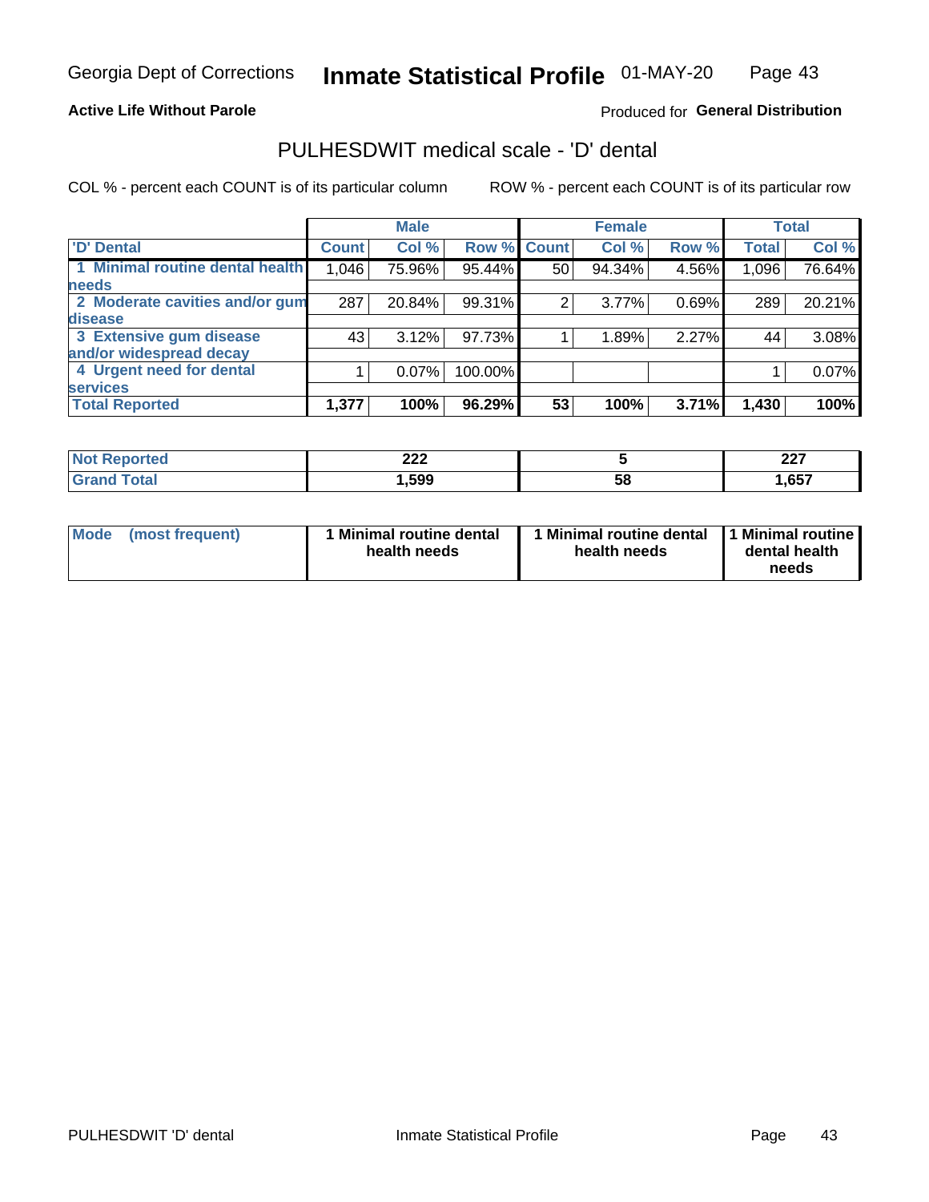Georgia Dept of Corrections **Inmate Statistical Profile** 01-MAY-20

**Active Life Without Parole**

Produced for **General Distribution**

## PULHESDWIT medical scale - 'D' dental

COL % - percent each COUNT is of its particular column

ROW % - percent each COUNT is of its particular row

| | Male | | | Female | | | Total | |
|---|---|---|---|---|---|---|---|---|
| 'D' Dental | Count | Col % | Row % | Count | Col % | Row % | Total | Col % |
| 1 Minimal routine dental health needs | 1,046 | 75.96% | 95.44% | 50 | 94.34% | 4.56% | 1,096 | 76.64% |
| 2 Moderate cavities and/or gum disease | 287 | 20.84% | 99.31% | 2 | 3.77% | 0.69% | 289 | 20.21% |
| 3 Extensive gum disease and/or widespread decay | 43 | 3.12% | 97.73% | 1 | 1.89% | 2.27% | 44 | 3.08% |
| 4 Urgent need for dental services | 1 | 0.07% | 100.00% | | | | 1 | 0.07% |
| **Total Reported** | **1,377** | **100%** | **96.29%** | **53** | **100%** | **3.71%** | **1,430** | **100%** |

| | Male | Female | Total |
|---|---|---|---|
| Not Reported | 222 | 5 | 227 |
| Grand Total | 1,599 | 58 | 1,657 |

| | Male | Female | Total |
|---|---|---|---|
| Mode (most frequent) | 1 Minimal routine dental health needs | 1 Minimal routine dental health needs | 1 Minimal routine dental health needs |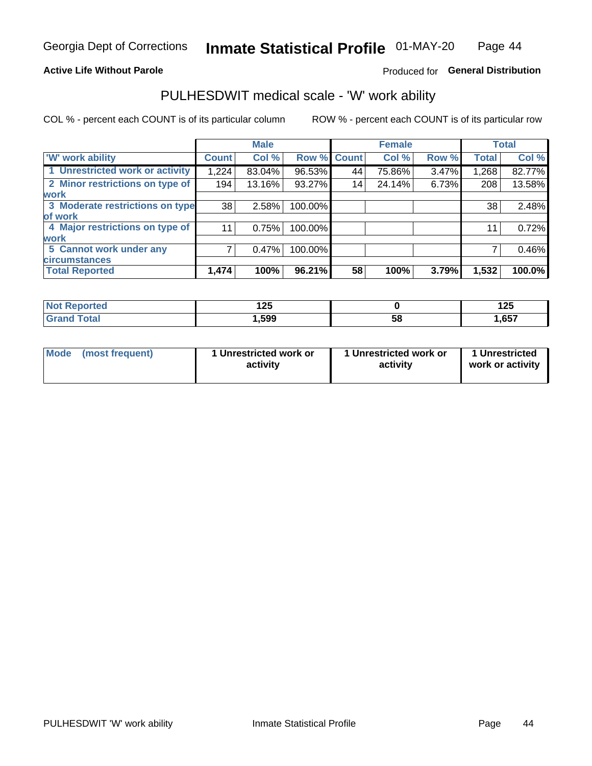Georgia Dept of Corrections **Inmate Statistical Profile** 01-MAY-20

**Active Life Without Parole**

Produced for **General Distribution**

## PULHESDWIT medical scale - 'W' work ability

COL % - percent each COUNT is of its particular column

ROW % - percent each COUNT is of its particular row

| | Male | | | Female | | | Total | |
|---|---|---|---|---|---|---|---|---|
| 'W' work ability | Count | Col % | Row % | Count | Col % | Row % | Total | Col % |
| 1 Unrestricted work or activity | 1,224 | 83.04% | 96.53% | 44 | 75.86% | 3.47% | 1,268 | 82.77% |
| 2 Minor restrictions on type of work | 194 | 13.16% | 93.27% | 14 | 24.14% | 6.73% | 208 | 13.58% |
| 3 Moderate restrictions on type of work | 38 | 2.58% | 100.00% | | | | 38 | 2.48% |
| 4 Major restrictions on type of work | 11 | 0.75% | 100.00% | | | | 11 | 0.72% |
| 5 Cannot work under any circumstances | 7 | 0.47% | 100.00% | | | | 7 | 0.46% |
| **Total Reported** | **1,474** | **100%** | **96.21%** | **58** | **100%** | **3.79%** | **1,532** | **100.0%** |

| | Male | Female | Total |
|---|---|---|---|
| Not Reported | 125 | 0 | 125 |
| Grand Total | 1,599 | 58 | 1,657 |

| | Male | Female | Total |
|---|---|---|---|
| Mode (most frequent) | 1 Unrestricted work or activity | 1 Unrestricted work or activity | 1 Unrestricted work or activity |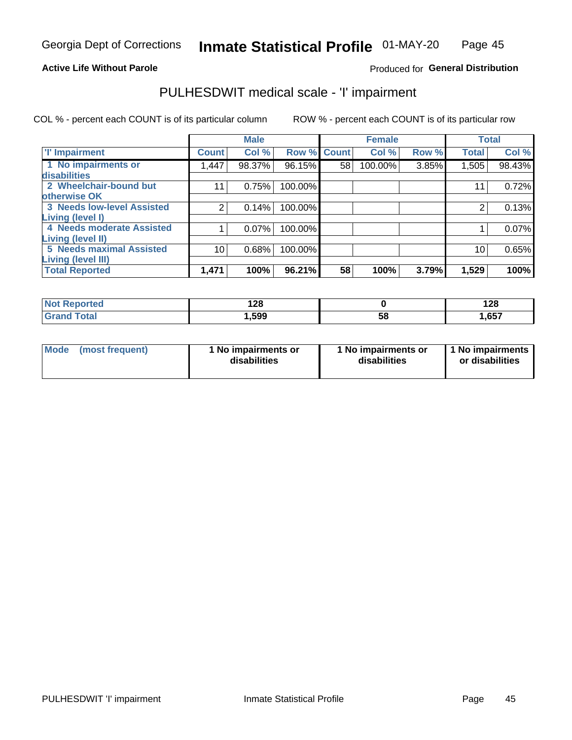Georgia Dept of Corrections **Inmate Statistical Profile** 01-MAY-20

**Active Life Without Parole**

Produced for **General Distribution**

# PULHESDWIT medical scale - 'I' impairment

COL % - percent each COUNT is of its particular column ROW % - percent each COUNT is of its particular row

| | Male | | | Female | | | Total | |
|---|---|---|---|---|---|---|---|---|
| 'I' Impairment | Count | Col % | Row % | Count | Col % | Row % | Total | Col % |
| 1 No impairments or disabilities | 1,447 | 98.37% | 96.15% | 58 | 100.00% | 3.85% | 1,505 | 98.43% |
| 2 Wheelchair-bound but otherwise OK | 11 | 0.75% | 100.00% | | | | 11 | 0.72% |
| 3 Needs low-level Assisted Living (level I) | 2 | 0.14% | 100.00% | | | | 2 | 0.13% |
| 4 Needs moderate Assisted Living (level II) | 1 | 0.07% | 100.00% | | | | 1 | 0.07% |
| 5 Needs maximal Assisted Living (level III) | 10 | 0.68% | 100.00% | | | | 10 | 0.65% |
| **Total Reported** | **1,471** | **100%** | **96.21%** | **58** | **100%** | **3.79%** | **1,529** | **100%** |

| | Male | Female | Total |
|---|---|---|---|
| Not Reported | 128 | 0 | 128 |
| Grand Total | 1,599 | 58 | 1,657 |

| | Male | Female | Total |
|---|---|---|---|
| Mode (most frequent) | 1 No impairments or disabilities | 1 No impairments or disabilities | 1 No impairments or disabilities |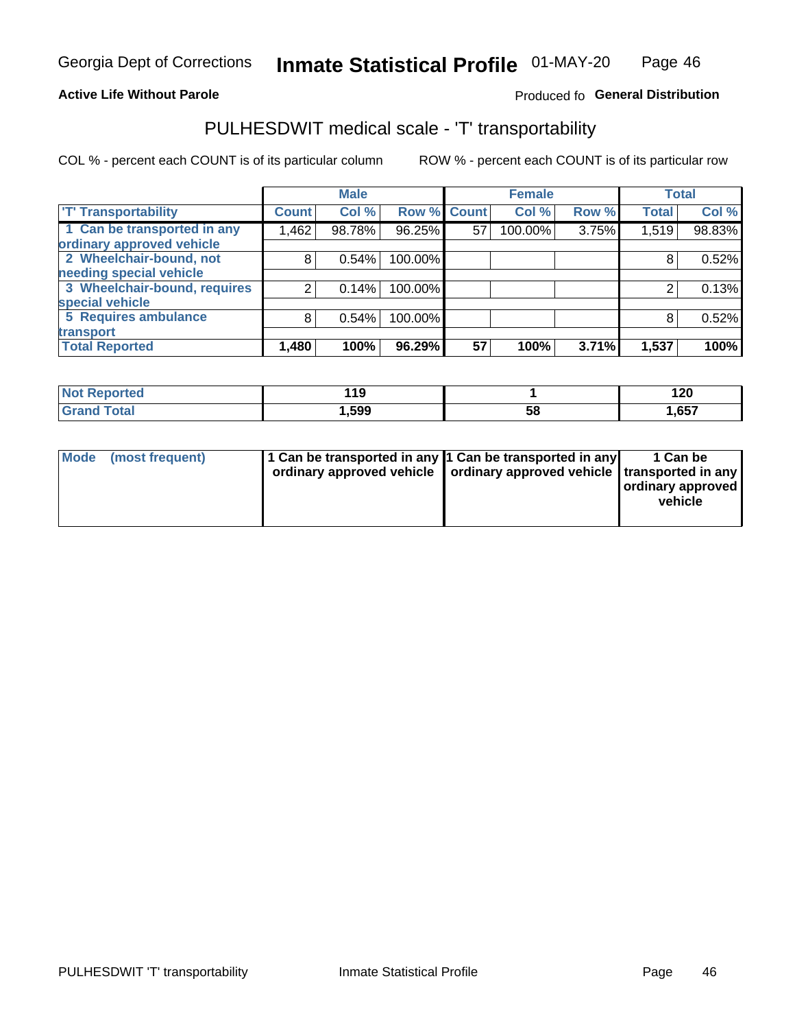Georgia Dept of Corrections **Inmate Statistical Profile** 01-MAY-20

**Active Life Without Parole**

Produced fo **General Distribution**

## PULHESDWIT medical scale - 'T' transportability

COL % - percent each COUNT is of its particular column ROW % - percent each COUNT is of its particular row

| | Male | | | Female | | | Total | |
|---|---|---|---|---|---|---|---|---|
| 'T' Transportability | Count | Col % | Row % | Count | Col % | Row % | Total | Col % |
| 1 Can be transported in any ordinary approved vehicle | 1,462 | 98.78% | 96.25% | 57 | 100.00% | 3.75% | 1,519 | 98.83% |
| 2 Wheelchair-bound, not needing special vehicle | 8 | 0.54% | 100.00% | | | | 8 | 0.52% |
| 3 Wheelchair-bound, requires special vehicle | 2 | 0.14% | 100.00% | | | | 2 | 0.13% |
| 5 Requires ambulance transport | 8 | 0.54% | 100.00% | | | | 8 | 0.52% |
| **Total Reported** | **1,480** | **100%** | **96.29%** | **57** | **100%** | **3.71%** | **1,537** | **100%** |

| | Male | Female | Total |
|---|---|---|---|
| Not Reported | 119 | 1 | 120 |
| Grand Total | 1,599 | 58 | 1,657 |

| | Male | Female | Total |
|---|---|---|---|
| Mode (most frequent) | 1 Can be transported in any ordinary approved vehicle | 1 Can be transported in any ordinary approved vehicle | 1 Can be transported in any ordinary approved vehicle |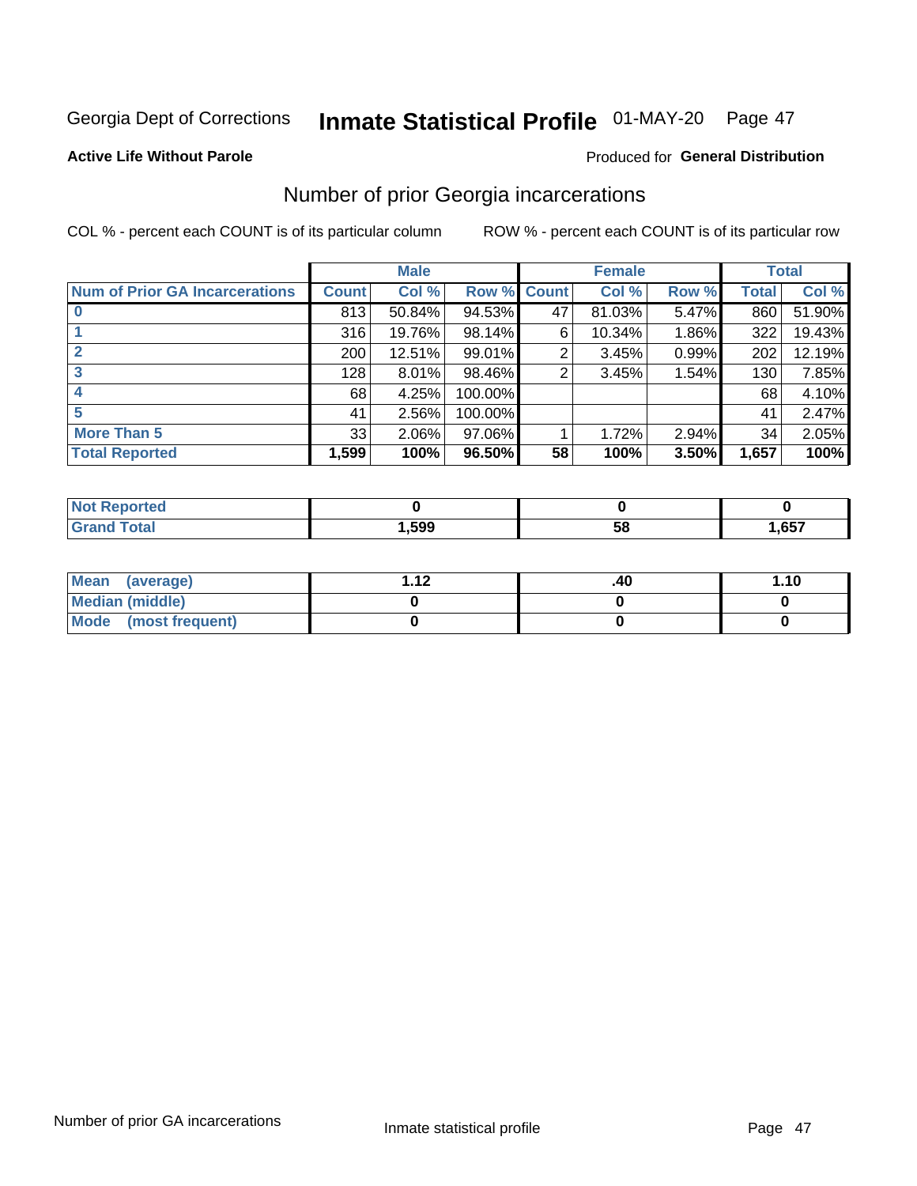Georgia Dept of Corrections **Inmate Statistical Profile** 01-MAY-20

**Active Life Without Parole**

Produced for **General Distribution**

## Number of prior Georgia incarcerations

COL % - percent each COUNT is of its particular column

ROW % - percent each COUNT is of its particular row

| | Male | | | Female | | | Total | |
|---|---|---|---|---|---|---|---|---|
| **Num of Prior GA Incarcerations** | **Count** | **Col %** | **Row %** | **Count** | **Col %** | **Row %** | **Total** | **Col %** |
| **0** | 813 | 50.84% | 94.53% | 47 | 81.03% | 5.47% | 860 | 51.90% |
| **1** | 316 | 19.76% | 98.14% | 6 | 10.34% | 1.86% | 322 | 19.43% |
| **2** | 200 | 12.51% | 99.01% | 2 | 3.45% | 0.99% | 202 | 12.19% |
| **3** | 128 | 8.01% | 98.46% | 2 | 3.45% | 1.54% | 130 | 7.85% |
| **4** | 68 | 4.25% | 100.00% | | | | 68 | 4.10% |
| **5** | 41 | 2.56% | 100.00% | | | | 41 | 2.47% |
| **More Than 5** | 33 | 2.06% | 97.06% | 1 | 1.72% | 2.94% | 34 | 2.05% |
| **Total Reported** | **1,599** | **100%** | **96.50%** | **58** | **100%** | **3.50%** | **1,657** | **100%** |

| | Male | Female | Total |
|---|---|---|---|
| **Not Reported** | **0** | **0** | **0** |
| **Grand Total** | **1,599** | **58** | **1,657** |

| | Male | Female | Total |
|---|---|---|---|
| **Mean (average)** | **1.12** | **.40** | **1.10** |
| **Median (middle)** | **0** | **0** | **0** |
| **Mode (most frequent)** | **0** | **0** | **0** |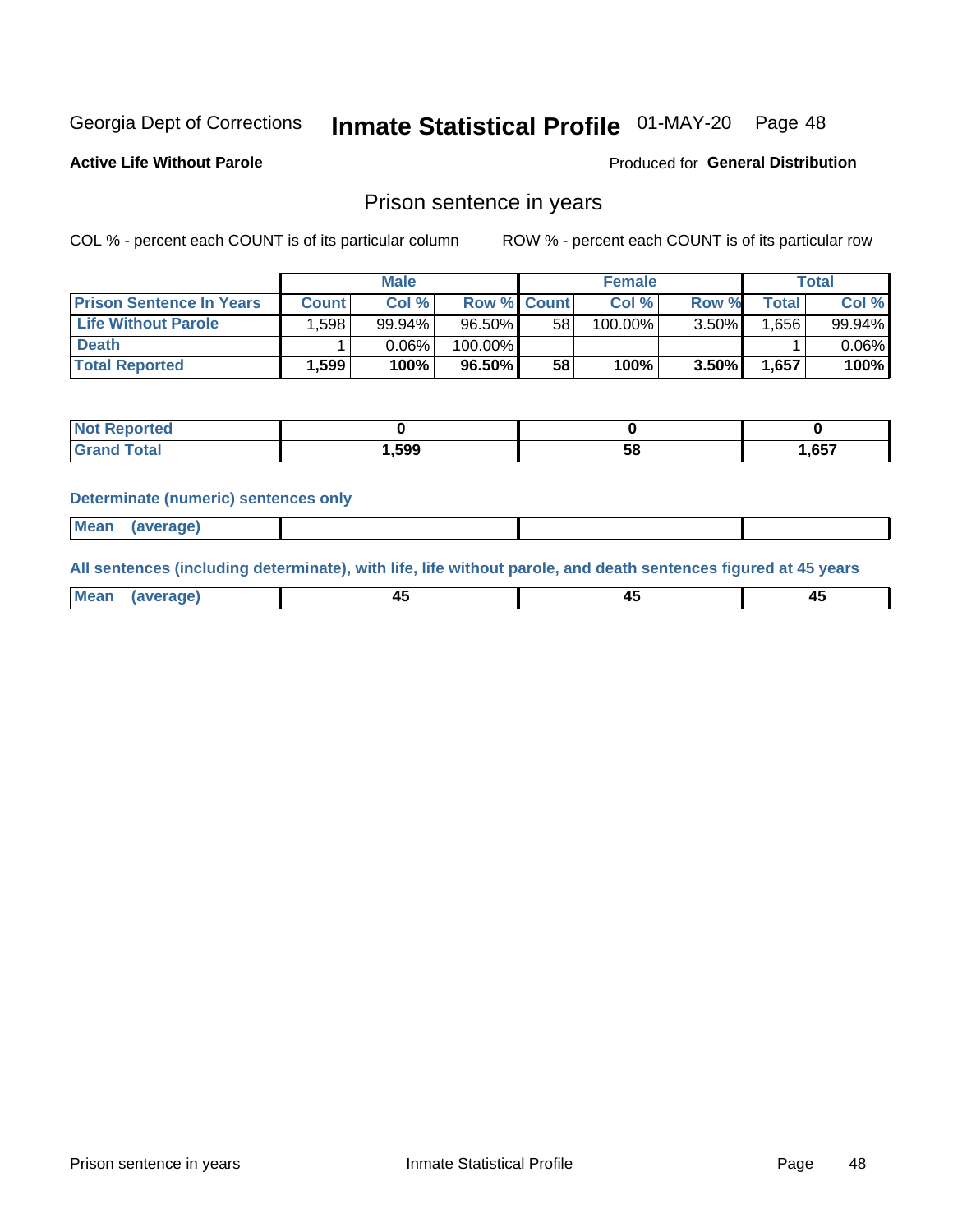Georgia Dept of Corrections **Inmate Statistical Profile** 01-MAY-20

**Active Life Without Parole**

Produced for **General Distribution**

## Prison sentence in years

COL % - percent each COUNT is of its particular column

ROW % - percent each COUNT is of its particular row

| | Male | | | Female | | | Total | |
|---|---|---|---|---|---|---|---|---|
| **Prison Sentence In Years** | **Count** | **Col %** | **Row %** | **Count** | **Col %** | **Row %** | **Total** | **Col %** |
| **Life Without Parole** | 1,598 | 99.94% | 96.50% | 58 | 100.00% | 3.50% | 1,656 | 99.94% |
| **Death** | 1 | 0.06% | 100.00% | | | | 1 | 0.06% |
| **Total Reported** | **1,599** | **100%** | **96.50%** | **58** | **100%** | **3.50%** | **1,657** | **100%** |

| | Male | Female | Total |
|---|---|---|---|
| **Not Reported** | **0** | **0** | **0** |
| **Grand Total** | **1,599** | **58** | **1,657** |

### Determinate (numeric) sentences only

| | Male | Female | Total |
|---|---|---|---|
| **Mean (average)** | | | |

### All sentences (including determinate), with life, life without parole, and death sentences figured at 45 years

| | Male | Female | Total |
|---|---|---|---|
| **Mean (average)** | **45** | **45** | **45** |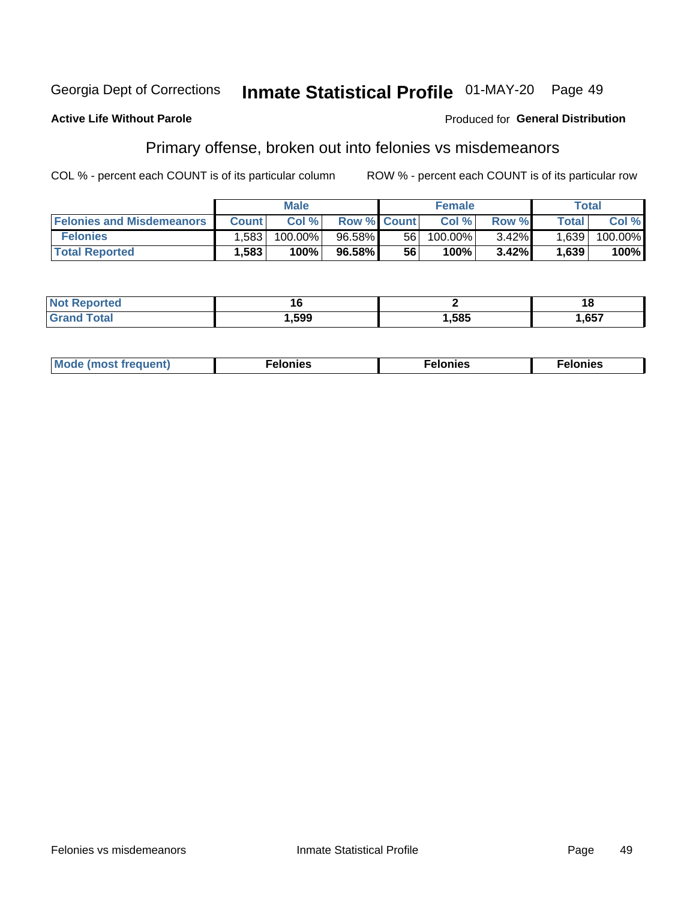Georgia Dept of Corrections **Inmate Statistical Profile** 01-MAY-20

**Active Life Without Parole**

Produced for **General Distribution**

## Primary offense, broken out into felonies vs misdemeanors

COL % - percent each COUNT is of its particular column

ROW % - percent each COUNT is of its particular row

| | Male | | | Female | | | Total | |
|---|---|---|---|---|---|---|---|---|
| **Felonies and Misdemeanors** | **Count** | **Col %** | **Row %** | **Count** | **Col %** | **Row %** | **Total** | **Col %** |
| **Felonies** | 1,583 | 100.00% | 96.58% | 56 | 100.00% | 3.42% | 1,639 | 100.00% |
| **Total Reported** | **1,583** | **100%** | **96.58%** | **56** | **100%** | **3.42%** | **1,639** | **100%** |

| | Male | Female | Total |
|---|---|---|---|
| **Not Reported** | **16** | **2** | **18** |
| **Grand Total** | **1,599** | **1,585** | **1,657** |

| | Male | Female | Total |
|---|---|---|---|
| **Mode (most frequent)** | **Felonies** | **Felonies** | **Felonies** |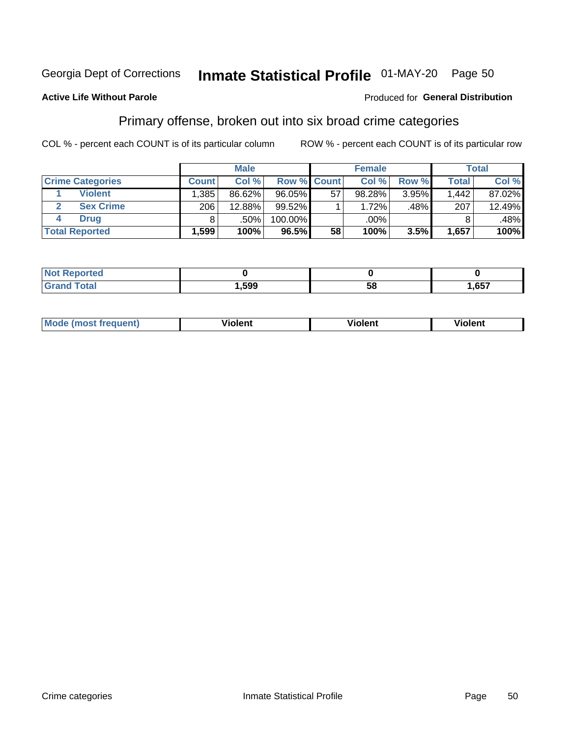Georgia Dept of Corrections **Inmate Statistical Profile** 01-MAY-20 Page 50

**Active Life Without Parole**

Produced for **General Distribution**

## Primary offense, broken out into six broad crime categories

COL % - percent each COUNT is of its particular column

ROW % - percent each COUNT is of its particular row

| | | Male | | | Female | | | Total | |
|---|---|---|---|---|---|---|---|---|---|
| **Crime Categories** | | **Count** | **Col %** | **Row %** | **Count** | **Col %** | **Row %** | **Total** | **Col %** |
| 1 | **Violent** | 1,385 | 86.62% | 96.05% | 57 | 98.28% | 3.95% | 1,442 | 87.02% |
| 2 | **Sex Crime** | 206 | 12.88% | 99.52% | 1 | 1.72% | .48% | 207 | 12.49% |
| 4 | **Drug** | 8 | .50% | 100.00% | | .00% | | 8 | .48% |
| **Total Reported** | | **1,599** | **100%** | **96.5%** | **58** | **100%** | **3.5%** | **1,657** | **100%** |

| | Male | Female | Total |
|---|---|---|---|
| **Not Reported** | **0** | **0** | **0** |
| **Grand Total** | **1,599** | **58** | **1,657** |

| | Male | Female | Total |
|---|---|---|---|
| **Mode (most frequent)** | **Violent** | **Violent** | **Violent** |

Crime categories Inmate Statistical Profile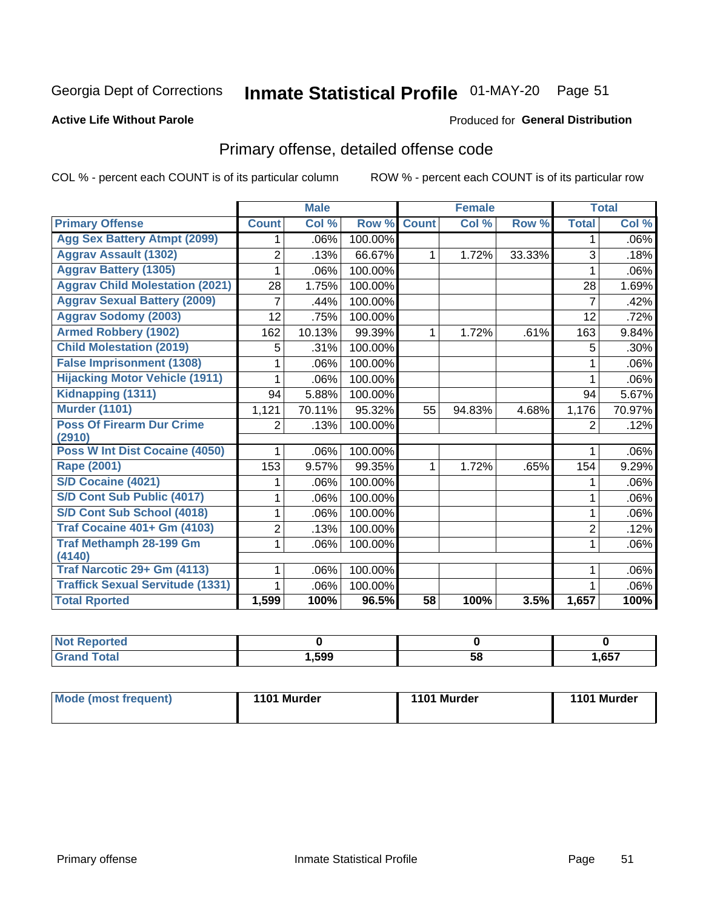Georgia Dept of Corrections **Inmate Statistical Profile** 01-MAY-20

**Active Life Without Parole**

Produced for **General Distribution**

## Primary offense, detailed offense code

COL % - percent each COUNT is of its particular column

ROW % - percent each COUNT is of its particular row

| | Male | | | Female | | | Total | |
|---|---|---|---|---|---|---|---|---|
| **Primary Offense** | **Count** | **Col %** | **Row %** | **Count** | **Col %** | **Row %** | **Total** | **Col %** |
| Agg Sex Battery Atmpt (2099) | 1 | .06% | 100.00% | | | | 1 | .06% |
| Aggrav Assault (1302) | 2 | .13% | 66.67% | 1 | 1.72% | 33.33% | 3 | .18% |
| Aggrav Battery (1305) | 1 | .06% | 100.00% | | | | 1 | .06% |
| Aggrav Child Molestation (2021) | 28 | 1.75% | 100.00% | | | | 28 | 1.69% |
| Aggrav Sexual Battery (2009) | 7 | .44% | 100.00% | | | | 7 | .42% |
| Aggrav Sodomy (2003) | 12 | .75% | 100.00% | | | | 12 | .72% |
| Armed Robbery (1902) | 162 | 10.13% | 99.39% | 1 | 1.72% | .61% | 163 | 9.84% |
| Child Molestation (2019) | 5 | .31% | 100.00% | | | | 5 | .30% |
| False Imprisonment (1308) | 1 | .06% | 100.00% | | | | 1 | .06% |
| Hijacking Motor Vehicle (1911) | 1 | .06% | 100.00% | | | | 1 | .06% |
| Kidnapping (1311) | 94 | 5.88% | 100.00% | | | | 94 | 5.67% |
| Murder (1101) | 1,121 | 70.11% | 95.32% | 55 | 94.83% | 4.68% | 1,176 | 70.97% |
| Poss Of Firearm Dur Crime (2910) | 2 | .13% | 100.00% | | | | 2 | .12% |
| Poss W Int Dist Cocaine (4050) | 1 | .06% | 100.00% | | | | 1 | .06% |
| Rape (2001) | 153 | 9.57% | 99.35% | 1 | 1.72% | .65% | 154 | 9.29% |
| S/D Cocaine (4021) | 1 | .06% | 100.00% | | | | 1 | .06% |
| S/D Cont Sub Public (4017) | 1 | .06% | 100.00% | | | | 1 | .06% |
| S/D Cont Sub School (4018) | 1 | .06% | 100.00% | | | | 1 | .06% |
| Traf Cocaine 401+ Gm (4103) | 2 | .13% | 100.00% | | | | 2 | .12% |
| Traf Methamph 28-199 Gm (4140) | 1 | .06% | 100.00% | | | | 1 | .06% |
| Traf Narcotic 29+ Gm (4113) | 1 | .06% | 100.00% | | | | 1 | .06% |
| Traffick Sexual Servitude (1331) | 1 | .06% | 100.00% | | | | 1 | .06% |
| **Total Rported** | **1,599** | **100%** | **96.5%** | **58** | **100%** | **3.5%** | **1,657** | **100%** |

| | Male | Female | Total |
|---|---|---|---|
| Not Reported | 0 | 0 | 0 |
| Grand Total | 1,599 | 58 | 1,657 |

| | Male | Female | Total |
|---|---|---|---|
| Mode (most frequent) | 1101 Murder | 1101 Murder | 1101 Murder |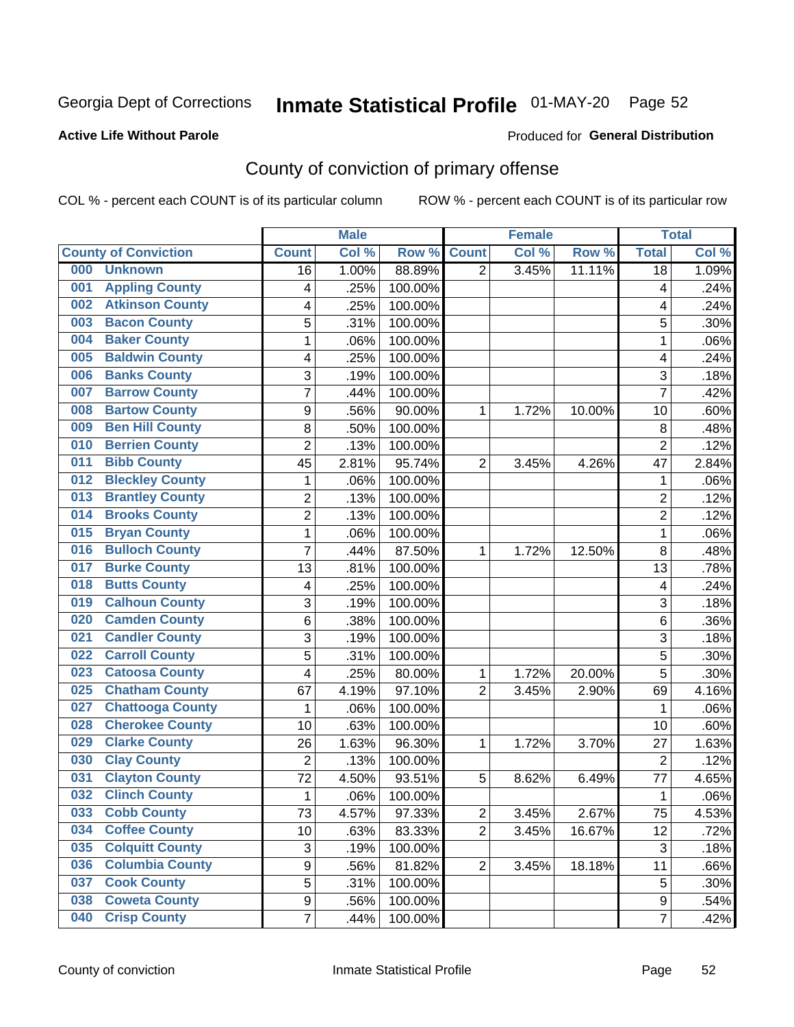Georgia Dept of Corrections **Inmate Statistical Profile** 01-MAY-20 Page 52

**Active Life Without Parole**

Produced for **General Distribution**

## County of conviction of primary offense

COL % - percent each COUNT is of its particular column ROW % - percent each COUNT is of its particular row

| County of Conviction | Male | | | Female | | | Total | |
|---|---|---|---|---|---|---|---|---|
| | Count | Col % | Row % | Count | Col % | Row % | Total | Col % |
| 000 Unknown | 16 | 1.00% | 88.89% | 2 | 3.45% | 11.11% | 18 | 1.09% |
| 001 Appling County | 4 | .25% | 100.00% | | | | 4 | .24% |
| 002 Atkinson County | 4 | .25% | 100.00% | | | | 4 | .24% |
| 003 Bacon County | 5 | .31% | 100.00% | | | | 5 | .30% |
| 004 Baker County | 1 | .06% | 100.00% | | | | 1 | .06% |
| 005 Baldwin County | 4 | .25% | 100.00% | | | | 4 | .24% |
| 006 Banks County | 3 | .19% | 100.00% | | | | 3 | .18% |
| 007 Barrow County | 7 | .44% | 100.00% | | | | 7 | .42% |
| 008 Bartow County | 9 | .56% | 90.00% | 1 | 1.72% | 10.00% | 10 | .60% |
| 009 Ben Hill County | 8 | .50% | 100.00% | | | | 8 | .48% |
| 010 Berrien County | 2 | .13% | 100.00% | | | | 2 | .12% |
| 011 Bibb County | 45 | 2.81% | 95.74% | 2 | 3.45% | 4.26% | 47 | 2.84% |
| 012 Bleckley County | 1 | .06% | 100.00% | | | | 1 | .06% |
| 013 Brantley County | 2 | .13% | 100.00% | | | | 2 | .12% |
| 014 Brooks County | 2 | .13% | 100.00% | | | | 2 | .12% |
| 015 Bryan County | 1 | .06% | 100.00% | | | | 1 | .06% |
| 016 Bulloch County | 7 | .44% | 87.50% | 1 | 1.72% | 12.50% | 8 | .48% |
| 017 Burke County | 13 | .81% | 100.00% | | | | 13 | .78% |
| 018 Butts County | 4 | .25% | 100.00% | | | | 4 | .24% |
| 019 Calhoun County | 3 | .19% | 100.00% | | | | 3 | .18% |
| 020 Camden County | 6 | .38% | 100.00% | | | | 6 | .36% |
| 021 Candler County | 3 | .19% | 100.00% | | | | 3 | .18% |
| 022 Carroll County | 5 | .31% | 100.00% | | | | 5 | .30% |
| 023 Catoosa County | 4 | .25% | 80.00% | 1 | 1.72% | 20.00% | 5 | .30% |
| 025 Chatham County | 67 | 4.19% | 97.10% | 2 | 3.45% | 2.90% | 69 | 4.16% |
| 027 Chattooga County | 1 | .06% | 100.00% | | | | 1 | .06% |
| 028 Cherokee County | 10 | .63% | 100.00% | | | | 10 | .60% |
| 029 Clarke County | 26 | 1.63% | 96.30% | 1 | 1.72% | 3.70% | 27 | 1.63% |
| 030 Clay County | 2 | .13% | 100.00% | | | | 2 | .12% |
| 031 Clayton County | 72 | 4.50% | 93.51% | 5 | 8.62% | 6.49% | 77 | 4.65% |
| 032 Clinch County | 1 | .06% | 100.00% | | | | 1 | .06% |
| 033 Cobb County | 73 | 4.57% | 97.33% | 2 | 3.45% | 2.67% | 75 | 4.53% |
| 034 Coffee County | 10 | .63% | 83.33% | 2 | 3.45% | 16.67% | 12 | .72% |
| 035 Colquitt County | 3 | .19% | 100.00% | | | | 3 | .18% |
| 036 Columbia County | 9 | .56% | 81.82% | 2 | 3.45% | 18.18% | 11 | .66% |
| 037 Cook County | 5 | .31% | 100.00% | | | | 5 | .30% |
| 038 Coweta County | 9 | .56% | 100.00% | | | | 9 | .54% |
| 040 Crisp County | 7 | .44% | 100.00% | | | | 7 | .42% |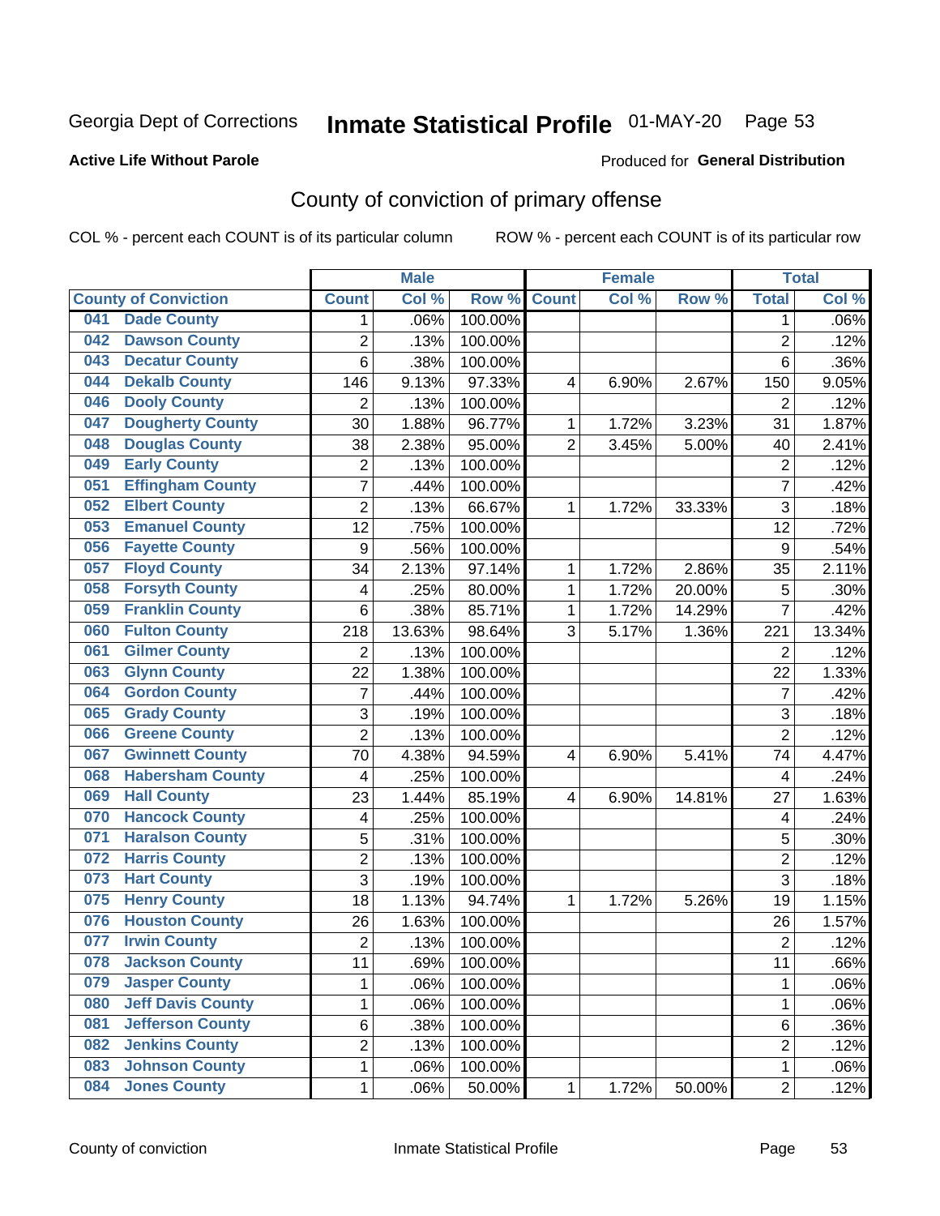Georgia Dept of Corrections **Inmate Statistical Profile** 01-MAY-20

**Active Life Without Parole**

Produced for **General Distribution**

## County of conviction of primary offense

COL % - percent each COUNT is of its particular column ROW % - percent each COUNT is of its particular row

| County of Conviction | Male | | | Female | | | Total | |
|---|---|---|---|---|---|---|---|---|
| | Count | Col % | Row % | Count | Col % | Row % | Total | Col % |
| 041 Dade County | 1 | .06% | 100.00% | | | | 1 | .06% |
| 042 Dawson County | 2 | .13% | 100.00% | | | | 2 | .12% |
| 043 Decatur County | 6 | .38% | 100.00% | | | | 6 | .36% |
| 044 Dekalb County | 146 | 9.13% | 97.33% | 4 | 6.90% | 2.67% | 150 | 9.05% |
| 046 Dooly County | 2 | .13% | 100.00% | | | | 2 | .12% |
| 047 Dougherty County | 30 | 1.88% | 96.77% | 1 | 1.72% | 3.23% | 31 | 1.87% |
| 048 Douglas County | 38 | 2.38% | 95.00% | 2 | 3.45% | 5.00% | 40 | 2.41% |
| 049 Early County | 2 | .13% | 100.00% | | | | 2 | .12% |
| 051 Effingham County | 7 | .44% | 100.00% | | | | 7 | .42% |
| 052 Elbert County | 2 | .13% | 66.67% | 1 | 1.72% | 33.33% | 3 | .18% |
| 053 Emanuel County | 12 | .75% | 100.00% | | | | 12 | .72% |
| 056 Fayette County | 9 | .56% | 100.00% | | | | 9 | .54% |
| 057 Floyd County | 34 | 2.13% | 97.14% | 1 | 1.72% | 2.86% | 35 | 2.11% |
| 058 Forsyth County | 4 | .25% | 80.00% | 1 | 1.72% | 20.00% | 5 | .30% |
| 059 Franklin County | 6 | .38% | 85.71% | 1 | 1.72% | 14.29% | 7 | .42% |
| 060 Fulton County | 218 | 13.63% | 98.64% | 3 | 5.17% | 1.36% | 221 | 13.34% |
| 061 Gilmer County | 2 | .13% | 100.00% | | | | 2 | .12% |
| 063 Glynn County | 22 | 1.38% | 100.00% | | | | 22 | 1.33% |
| 064 Gordon County | 7 | .44% | 100.00% | | | | 7 | .42% |
| 065 Grady County | 3 | .19% | 100.00% | | | | 3 | .18% |
| 066 Greene County | 2 | .13% | 100.00% | | | | 2 | .12% |
| 067 Gwinnett County | 70 | 4.38% | 94.59% | 4 | 6.90% | 5.41% | 74 | 4.47% |
| 068 Habersham County | 4 | .25% | 100.00% | | | | 4 | .24% |
| 069 Hall County | 23 | 1.44% | 85.19% | 4 | 6.90% | 14.81% | 27 | 1.63% |
| 070 Hancock County | 4 | .25% | 100.00% | | | | 4 | .24% |
| 071 Haralson County | 5 | .31% | 100.00% | | | | 5 | .30% |
| 072 Harris County | 2 | .13% | 100.00% | | | | 2 | .12% |
| 073 Hart County | 3 | .19% | 100.00% | | | | 3 | .18% |
| 075 Henry County | 18 | 1.13% | 94.74% | 1 | 1.72% | 5.26% | 19 | 1.15% |
| 076 Houston County | 26 | 1.63% | 100.00% | | | | 26 | 1.57% |
| 077 Irwin County | 2 | .13% | 100.00% | | | | 2 | .12% |
| 078 Jackson County | 11 | .69% | 100.00% | | | | 11 | .66% |
| 079 Jasper County | 1 | .06% | 100.00% | | | | 1 | .06% |
| 080 Jeff Davis County | 1 | .06% | 100.00% | | | | 1 | .06% |
| 081 Jefferson County | 6 | .38% | 100.00% | | | | 6 | .36% |
| 082 Jenkins County | 2 | .13% | 100.00% | | | | 2 | .12% |
| 083 Johnson County | 1 | .06% | 100.00% | | | | 1 | .06% |
| 084 Jones County | 1 | .06% | 50.00% | 1 | 1.72% | 50.00% | 2 | .12% |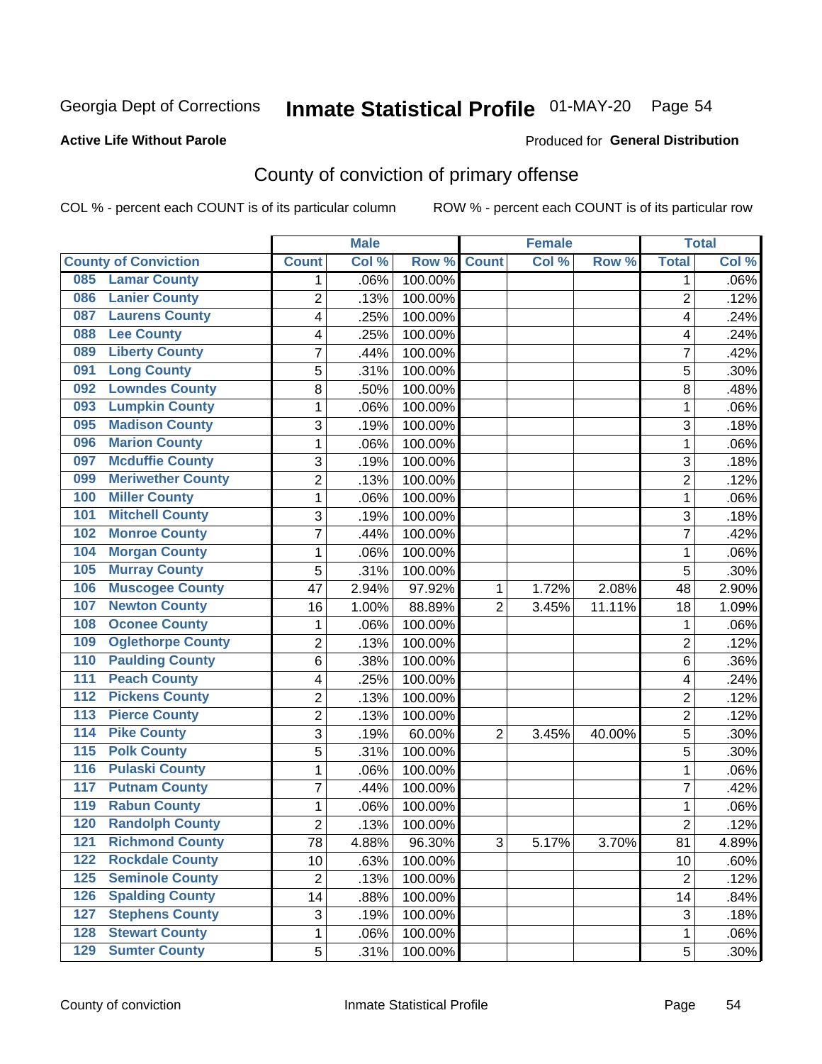Georgia Dept of Corrections **Inmate Statistical Profile** 01-MAY-20 Page 54

**Active Life Without Parole**

Produced for **General Distribution**

## County of conviction of primary offense

COL % - percent each COUNT is of its particular column     ROW % - percent each COUNT is of its particular row

| County of Conviction | Male | | | Female | | | Total | |
|---|---|---|---|---|---|---|---|---|
| | Count | Col % | Row % | Count | Col % | Row % | Total | Col % |
| 085 Lamar County | 1 | .06% | 100.00% | | | | 1 | .06% |
| 086 Lanier County | 2 | .13% | 100.00% | | | | 2 | .12% |
| 087 Laurens County | 4 | .25% | 100.00% | | | | 4 | .24% |
| 088 Lee County | 4 | .25% | 100.00% | | | | 4 | .24% |
| 089 Liberty County | 7 | .44% | 100.00% | | | | 7 | .42% |
| 091 Long County | 5 | .31% | 100.00% | | | | 5 | .30% |
| 092 Lowndes County | 8 | .50% | 100.00% | | | | 8 | .48% |
| 093 Lumpkin County | 1 | .06% | 100.00% | | | | 1 | .06% |
| 095 Madison County | 3 | .19% | 100.00% | | | | 3 | .18% |
| 096 Marion County | 1 | .06% | 100.00% | | | | 1 | .06% |
| 097 Mcduffie County | 3 | .19% | 100.00% | | | | 3 | .18% |
| 099 Meriwether County | 2 | .13% | 100.00% | | | | 2 | .12% |
| 100 Miller County | 1 | .06% | 100.00% | | | | 1 | .06% |
| 101 Mitchell County | 3 | .19% | 100.00% | | | | 3 | .18% |
| 102 Monroe County | 7 | .44% | 100.00% | | | | 7 | .42% |
| 104 Morgan County | 1 | .06% | 100.00% | | | | 1 | .06% |
| 105 Murray County | 5 | .31% | 100.00% | | | | 5 | .30% |
| 106 Muscogee County | 47 | 2.94% | 97.92% | 1 | 1.72% | 2.08% | 48 | 2.90% |
| 107 Newton County | 16 | 1.00% | 88.89% | 2 | 3.45% | 11.11% | 18 | 1.09% |
| 108 Oconee County | 1 | .06% | 100.00% | | | | 1 | .06% |
| 109 Oglethorpe County | 2 | .13% | 100.00% | | | | 2 | .12% |
| 110 Paulding County | 6 | .38% | 100.00% | | | | 6 | .36% |
| 111 Peach County | 4 | .25% | 100.00% | | | | 4 | .24% |
| 112 Pickens County | 2 | .13% | 100.00% | | | | 2 | .12% |
| 113 Pierce County | 2 | .13% | 100.00% | | | | 2 | .12% |
| 114 Pike County | 3 | .19% | 60.00% | 2 | 3.45% | 40.00% | 5 | .30% |
| 115 Polk County | 5 | .31% | 100.00% | | | | 5 | .30% |
| 116 Pulaski County | 1 | .06% | 100.00% | | | | 1 | .06% |
| 117 Putnam County | 7 | .44% | 100.00% | | | | 7 | .42% |
| 119 Rabun County | 1 | .06% | 100.00% | | | | 1 | .06% |
| 120 Randolph County | 2 | .13% | 100.00% | | | | 2 | .12% |
| 121 Richmond County | 78 | 4.88% | 96.30% | 3 | 5.17% | 3.70% | 81 | 4.89% |
| 122 Rockdale County | 10 | .63% | 100.00% | | | | 10 | .60% |
| 125 Seminole County | 2 | .13% | 100.00% | | | | 2 | .12% |
| 126 Spalding County | 14 | .88% | 100.00% | | | | 14 | .84% |
| 127 Stephens County | 3 | .19% | 100.00% | | | | 3 | .18% |
| 128 Stewart County | 1 | .06% | 100.00% | | | | 1 | .06% |
| 129 Sumter County | 5 | .31% | 100.00% | | | | 5 | .30% |

County of conviction     Inmate Statistical Profile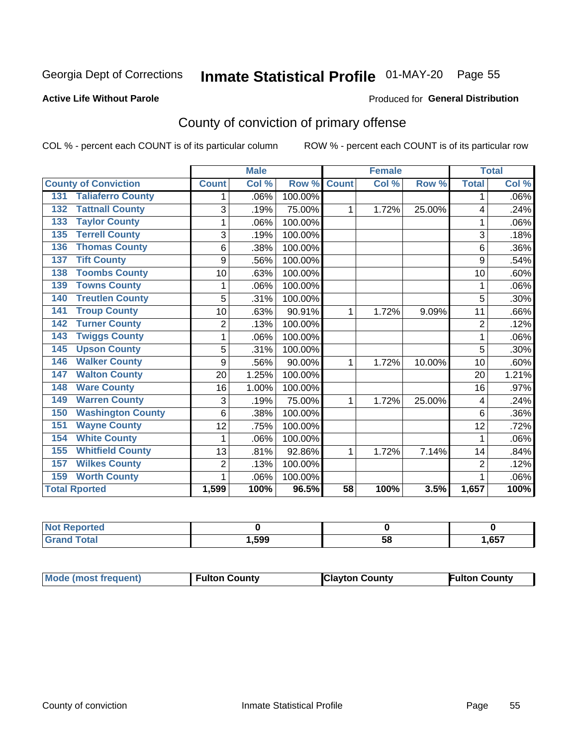Georgia Dept of Corrections **Inmate Statistical Profile** 01-MAY-20

**Active Life Without Parole**

Produced for **General Distribution**

## County of conviction of primary offense

COL % - percent each COUNT is of its particular column     ROW % - percent each COUNT is of its particular row

| | Male | | | Female | | | Total | |
|---|---|---|---|---|---|---|---|---|
| **County of Conviction** | **Count** | **Col %** | **Row %** | **Count** | **Col %** | **Row %** | **Total** | **Col %** |
| 131 Taliaferro County | 1 | .06% | 100.00% | | | | 1 | .06% |
| 132 Tattnall County | 3 | .19% | 75.00% | 1 | 1.72% | 25.00% | 4 | .24% |
| 133 Taylor County | 1 | .06% | 100.00% | | | | 1 | .06% |
| 135 Terrell County | 3 | .19% | 100.00% | | | | 3 | .18% |
| 136 Thomas County | 6 | .38% | 100.00% | | | | 6 | .36% |
| 137 Tift County | 9 | .56% | 100.00% | | | | 9 | .54% |
| 138 Toombs County | 10 | .63% | 100.00% | | | | 10 | .60% |
| 139 Towns County | 1 | .06% | 100.00% | | | | 1 | .06% |
| 140 Treutlen County | 5 | .31% | 100.00% | | | | 5 | .30% |
| 141 Troup County | 10 | .63% | 90.91% | 1 | 1.72% | 9.09% | 11 | .66% |
| 142 Turner County | 2 | .13% | 100.00% | | | | 2 | .12% |
| 143 Twiggs County | 1 | .06% | 100.00% | | | | 1 | .06% |
| 145 Upson County | 5 | .31% | 100.00% | | | | 5 | .30% |
| 146 Walker County | 9 | .56% | 90.00% | 1 | 1.72% | 10.00% | 10 | .60% |
| 147 Walton County | 20 | 1.25% | 100.00% | | | | 20 | 1.21% |
| 148 Ware County | 16 | 1.00% | 100.00% | | | | 16 | .97% |
| 149 Warren County | 3 | .19% | 75.00% | 1 | 1.72% | 25.00% | 4 | .24% |
| 150 Washington County | 6 | .38% | 100.00% | | | | 6 | .36% |
| 151 Wayne County | 12 | .75% | 100.00% | | | | 12 | .72% |
| 154 White County | 1 | .06% | 100.00% | | | | 1 | .06% |
| 155 Whitfield County | 13 | .81% | 92.86% | 1 | 1.72% | 7.14% | 14 | .84% |
| 157 Wilkes County | 2 | .13% | 100.00% | | | | 2 | .12% |
| 159 Worth County | 1 | .06% | 100.00% | | | | 1 | .06% |
| **Total Rported** | **1,599** | **100%** | **96.5%** | **58** | **100%** | **3.5%** | **1,657** | **100%** |

| | Male | Female | Total |
|---|---|---|---|
| **Not Reported** | **0** | **0** | **0** |
| **Grand Total** | **1,599** | **58** | **1,657** |

| | Male | Female | Total |
|---|---|---|---|
| **Mode (most frequent)** | **Fulton County** | **Clayton County** | **Fulton County** |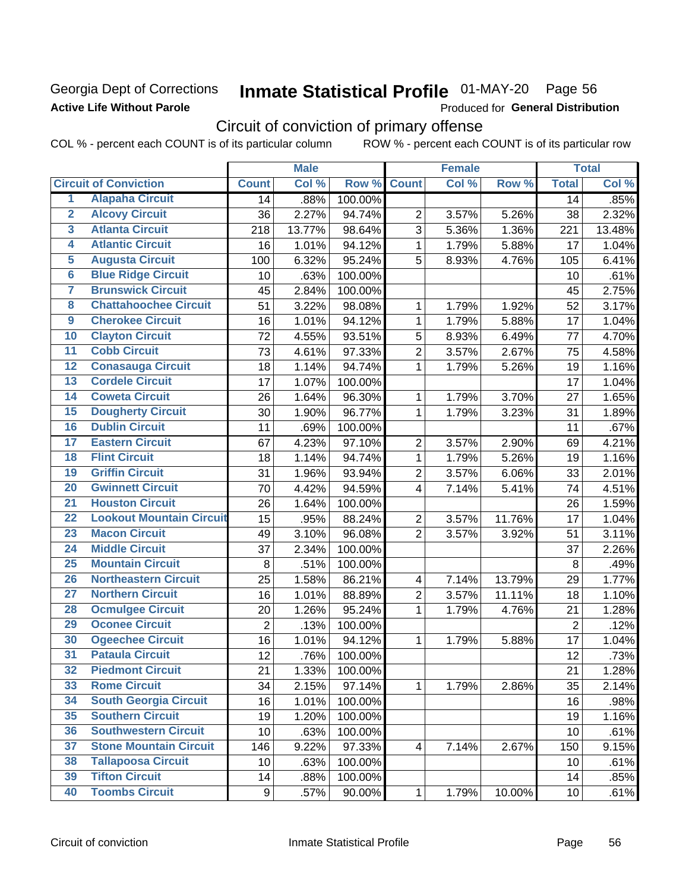Georgia Dept of Corrections
**Active Life Without Parole**

# Inmate Statistical Profile 01-MAY-20 Page 56

Produced for **General Distribution**

## Circuit of conviction of primary offense

COL % - percent each COUNT is of its particular column ROW % - percent each COUNT is of its particular row

| Circuit of Conviction | | Male | | | Female | | | Total | |
|---|---|---|---|---|---|---|---|---|---|
| | | Count | Col % | Row % | Count | Col % | Row % | Total | Col % |
| 1 | Alapaha Circuit | 14 | .88% | 100.00% | | | | 14 | .85% |
| 2 | Alcovy Circuit | 36 | 2.27% | 94.74% | 2 | 3.57% | 5.26% | 38 | 2.32% |
| 3 | Atlanta Circuit | 218 | 13.77% | 98.64% | 3 | 5.36% | 1.36% | 221 | 13.48% |
| 4 | Atlantic Circuit | 16 | 1.01% | 94.12% | 1 | 1.79% | 5.88% | 17 | 1.04% |
| 5 | Augusta Circuit | 100 | 6.32% | 95.24% | 5 | 8.93% | 4.76% | 105 | 6.41% |
| 6 | Blue Ridge Circuit | 10 | .63% | 100.00% | | | | 10 | .61% |
| 7 | Brunswick Circuit | 45 | 2.84% | 100.00% | | | | 45 | 2.75% |
| 8 | Chattahoochee Circuit | 51 | 3.22% | 98.08% | 1 | 1.79% | 1.92% | 52 | 3.17% |
| 9 | Cherokee Circuit | 16 | 1.01% | 94.12% | 1 | 1.79% | 5.88% | 17 | 1.04% |
| 10 | Clayton Circuit | 72 | 4.55% | 93.51% | 5 | 8.93% | 6.49% | 77 | 4.70% |
| 11 | Cobb Circuit | 73 | 4.61% | 97.33% | 2 | 3.57% | 2.67% | 75 | 4.58% |
| 12 | Conasauga Circuit | 18 | 1.14% | 94.74% | 1 | 1.79% | 5.26% | 19 | 1.16% |
| 13 | Cordele Circuit | 17 | 1.07% | 100.00% | | | | 17 | 1.04% |
| 14 | Coweta Circuit | 26 | 1.64% | 96.30% | 1 | 1.79% | 3.70% | 27 | 1.65% |
| 15 | Dougherty Circuit | 30 | 1.90% | 96.77% | 1 | 1.79% | 3.23% | 31 | 1.89% |
| 16 | Dublin Circuit | 11 | .69% | 100.00% | | | | 11 | .67% |
| 17 | Eastern Circuit | 67 | 4.23% | 97.10% | 2 | 3.57% | 2.90% | 69 | 4.21% |
| 18 | Flint Circuit | 18 | 1.14% | 94.74% | 1 | 1.79% | 5.26% | 19 | 1.16% |
| 19 | Griffin Circuit | 31 | 1.96% | 93.94% | 2 | 3.57% | 6.06% | 33 | 2.01% |
| 20 | Gwinnett Circuit | 70 | 4.42% | 94.59% | 4 | 7.14% | 5.41% | 74 | 4.51% |
| 21 | Houston Circuit | 26 | 1.64% | 100.00% | | | | 26 | 1.59% |
| 22 | Lookout Mountain Circuit | 15 | .95% | 88.24% | 2 | 3.57% | 11.76% | 17 | 1.04% |
| 23 | Macon Circuit | 49 | 3.10% | 96.08% | 2 | 3.57% | 3.92% | 51 | 3.11% |
| 24 | Middle Circuit | 37 | 2.34% | 100.00% | | | | 37 | 2.26% |
| 25 | Mountain Circuit | 8 | .51% | 100.00% | | | | 8 | .49% |
| 26 | Northeastern Circuit | 25 | 1.58% | 86.21% | 4 | 7.14% | 13.79% | 29 | 1.77% |
| 27 | Northern Circuit | 16 | 1.01% | 88.89% | 2 | 3.57% | 11.11% | 18 | 1.10% |
| 28 | Ocmulgee Circuit | 20 | 1.26% | 95.24% | 1 | 1.79% | 4.76% | 21 | 1.28% |
| 29 | Oconee Circuit | 2 | .13% | 100.00% | | | | 2 | .12% |
| 30 | Ogeechee Circuit | 16 | 1.01% | 94.12% | 1 | 1.79% | 5.88% | 17 | 1.04% |
| 31 | Pataula Circuit | 12 | .76% | 100.00% | | | | 12 | .73% |
| 32 | Piedmont Circuit | 21 | 1.33% | 100.00% | | | | 21 | 1.28% |
| 33 | Rome Circuit | 34 | 2.15% | 97.14% | 1 | 1.79% | 2.86% | 35 | 2.14% |
| 34 | South Georgia Circuit | 16 | 1.01% | 100.00% | | | | 16 | .98% |
| 35 | Southern Circuit | 19 | 1.20% | 100.00% | | | | 19 | 1.16% |
| 36 | Southwestern Circuit | 10 | .63% | 100.00% | | | | 10 | .61% |
| 37 | Stone Mountain Circuit | 146 | 9.22% | 97.33% | 4 | 7.14% | 2.67% | 150 | 9.15% |
| 38 | Tallapoosa Circuit | 10 | .63% | 100.00% | | | | 10 | .61% |
| 39 | Tifton Circuit | 14 | .88% | 100.00% | | | | 14 | .85% |
| 40 | Toombs Circuit | 9 | .57% | 90.00% | 1 | 1.79% | 10.00% | 10 | .61% |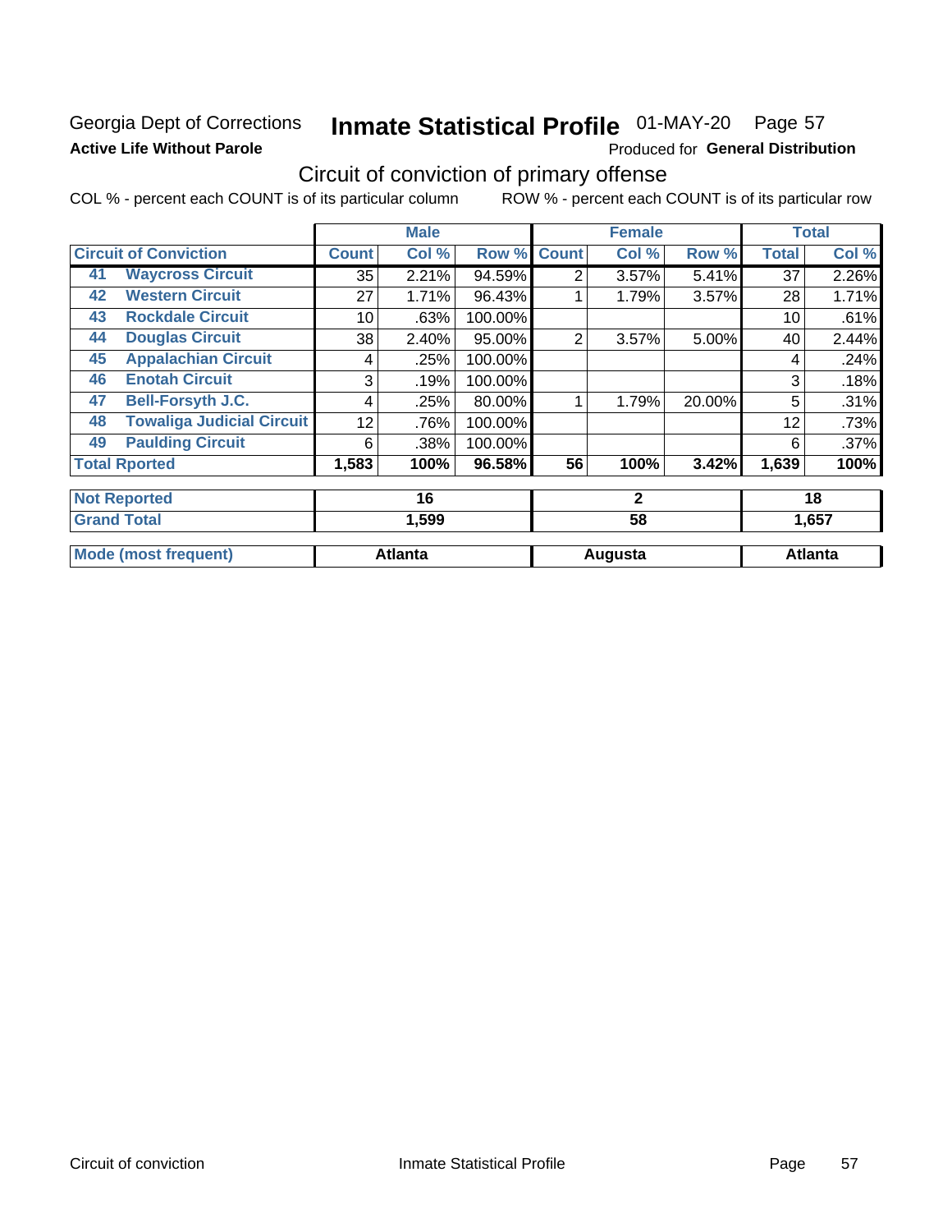Georgia Dept of Corrections

**Active Life Without Parole**

# Inmate Statistical Profile 01-MAY-20 Page 57

Produced for **General Distribution**

## Circuit of conviction of primary offense

COL % - percent each COUNT is of its particular column ROW % - percent each COUNT is of its particular row

| Circuit of Conviction | Male Count | Male Col % | Male Row % | Female Count | Female Col % | Female Row % | Total | Total Col % |
|---|---|---|---|---|---|---|---|---|
| 41 Waycross Circuit | 35 | 2.21% | 94.59% | 2 | 3.57% | 5.41% | 37 | 2.26% |
| 42 Western Circuit | 27 | 1.71% | 96.43% | 1 | 1.79% | 3.57% | 28 | 1.71% |
| 43 Rockdale Circuit | 10 | .63% | 100.00% | | | | 10 | .61% |
| 44 Douglas Circuit | 38 | 2.40% | 95.00% | 2 | 3.57% | 5.00% | 40 | 2.44% |
| 45 Appalachian Circuit | 4 | .25% | 100.00% | | | | 4 | .24% |
| 46 Enotah Circuit | 3 | .19% | 100.00% | | | | 3 | .18% |
| 47 Bell-Forsyth J.C. | 4 | .25% | 80.00% | 1 | 1.79% | 20.00% | 5 | .31% |
| 48 Towaliga Judicial Circuit | 12 | .76% | 100.00% | | | | 12 | .73% |
| 49 Paulding Circuit | 6 | .38% | 100.00% | | | | 6 | .37% |
| **Total Rported** | **1,583** | **100%** | **96.58%** | **56** | **100%** | **3.42%** | **1,639** | **100%** |

| | Male | Female | Total |
|---|---|---|---|
| Not Reported | 16 | 2 | 18 |
| Grand Total | 1,599 | 58 | 1,657 |
| Mode (most frequent) | Atlanta | Augusta | Atlanta |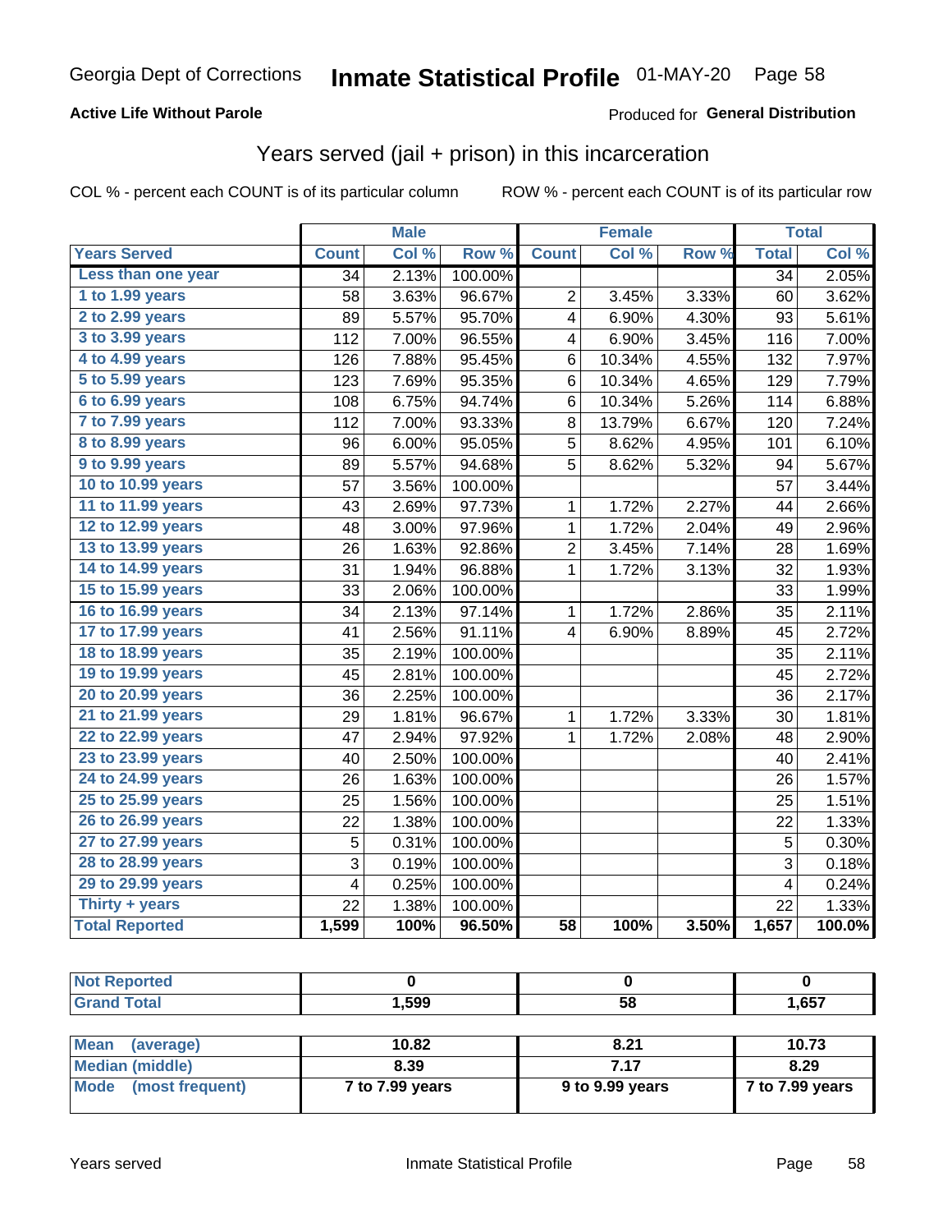Georgia Dept of Corrections **Inmate Statistical Profile** 01-MAY-20

**Active Life Without Parole**

Produced for **General Distribution**

## Years served (jail + prison) in this incarceration

COL % - percent each COUNT is of its particular column

ROW % - percent each COUNT is of its particular row

| | Male | | | Female | | | Total | |
|---|---|---|---|---|---|---|---|---|
| **Years Served** | **Count** | **Col %** | **Row %** | **Count** | **Col %** | **Row %** | **Total** | **Col %** |
| Less than one year | 34 | 2.13% | 100.00% | | | | 34 | 2.05% |
| 1 to 1.99 years | 58 | 3.63% | 96.67% | 2 | 3.45% | 3.33% | 60 | 3.62% |
| 2 to 2.99 years | 89 | 5.57% | 95.70% | 4 | 6.90% | 4.30% | 93 | 5.61% |
| 3 to 3.99 years | 112 | 7.00% | 96.55% | 4 | 6.90% | 3.45% | 116 | 7.00% |
| 4 to 4.99 years | 126 | 7.88% | 95.45% | 6 | 10.34% | 4.55% | 132 | 7.97% |
| 5 to 5.99 years | 123 | 7.69% | 95.35% | 6 | 10.34% | 4.65% | 129 | 7.79% |
| 6 to 6.99 years | 108 | 6.75% | 94.74% | 6 | 10.34% | 5.26% | 114 | 6.88% |
| 7 to 7.99 years | 112 | 7.00% | 93.33% | 8 | 13.79% | 6.67% | 120 | 7.24% |
| 8 to 8.99 years | 96 | 6.00% | 95.05% | 5 | 8.62% | 4.95% | 101 | 6.10% |
| 9 to 9.99 years | 89 | 5.57% | 94.68% | 5 | 8.62% | 5.32% | 94 | 5.67% |
| 10 to 10.99 years | 57 | 3.56% | 100.00% | | | | 57 | 3.44% |
| 11 to 11.99 years | 43 | 2.69% | 97.73% | 1 | 1.72% | 2.27% | 44 | 2.66% |
| 12 to 12.99 years | 48 | 3.00% | 97.96% | 1 | 1.72% | 2.04% | 49 | 2.96% |
| 13 to 13.99 years | 26 | 1.63% | 92.86% | 2 | 3.45% | 7.14% | 28 | 1.69% |
| 14 to 14.99 years | 31 | 1.94% | 96.88% | 1 | 1.72% | 3.13% | 32 | 1.93% |
| 15 to 15.99 years | 33 | 2.06% | 100.00% | | | | 33 | 1.99% |
| 16 to 16.99 years | 34 | 2.13% | 97.14% | 1 | 1.72% | 2.86% | 35 | 2.11% |
| 17 to 17.99 years | 41 | 2.56% | 91.11% | 4 | 6.90% | 8.89% | 45 | 2.72% |
| 18 to 18.99 years | 35 | 2.19% | 100.00% | | | | 35 | 2.11% |
| 19 to 19.99 years | 45 | 2.81% | 100.00% | | | | 45 | 2.72% |
| 20 to 20.99 years | 36 | 2.25% | 100.00% | | | | 36 | 2.17% |
| 21 to 21.99 years | 29 | 1.81% | 96.67% | 1 | 1.72% | 3.33% | 30 | 1.81% |
| 22 to 22.99 years | 47 | 2.94% | 97.92% | 1 | 1.72% | 2.08% | 48 | 2.90% |
| 23 to 23.99 years | 40 | 2.50% | 100.00% | | | | 40 | 2.41% |
| 24 to 24.99 years | 26 | 1.63% | 100.00% | | | | 26 | 1.57% |
| 25 to 25.99 years | 25 | 1.56% | 100.00% | | | | 25 | 1.51% |
| 26 to 26.99 years | 22 | 1.38% | 100.00% | | | | 22 | 1.33% |
| 27 to 27.99 years | 5 | 0.31% | 100.00% | | | | 5 | 0.30% |
| 28 to 28.99 years | 3 | 0.19% | 100.00% | | | | 3 | 0.18% |
| 29 to 29.99 years | 4 | 0.25% | 100.00% | | | | 4 | 0.24% |
| Thirty + years | 22 | 1.38% | 100.00% | | | | 22 | 1.33% |
| **Total Reported** | **1,599** | **100%** | **96.50%** | **58** | **100%** | **3.50%** | **1,657** | **100.0%** |

| | Male | Female | Total |
|---|---|---|---|
| Not Reported | 0 | 0 | 0 |
| Grand Total | 1,599 | 58 | 1,657 |

| | Male | Female | Total |
|---|---|---|---|
| Mean (average) | 10.82 | 8.21 | 10.73 |
| Median (middle) | 8.39 | 7.17 | 8.29 |
| Mode (most frequent) | 7 to 7.99 years | 9 to 9.99 years | 7 to 7.99 years |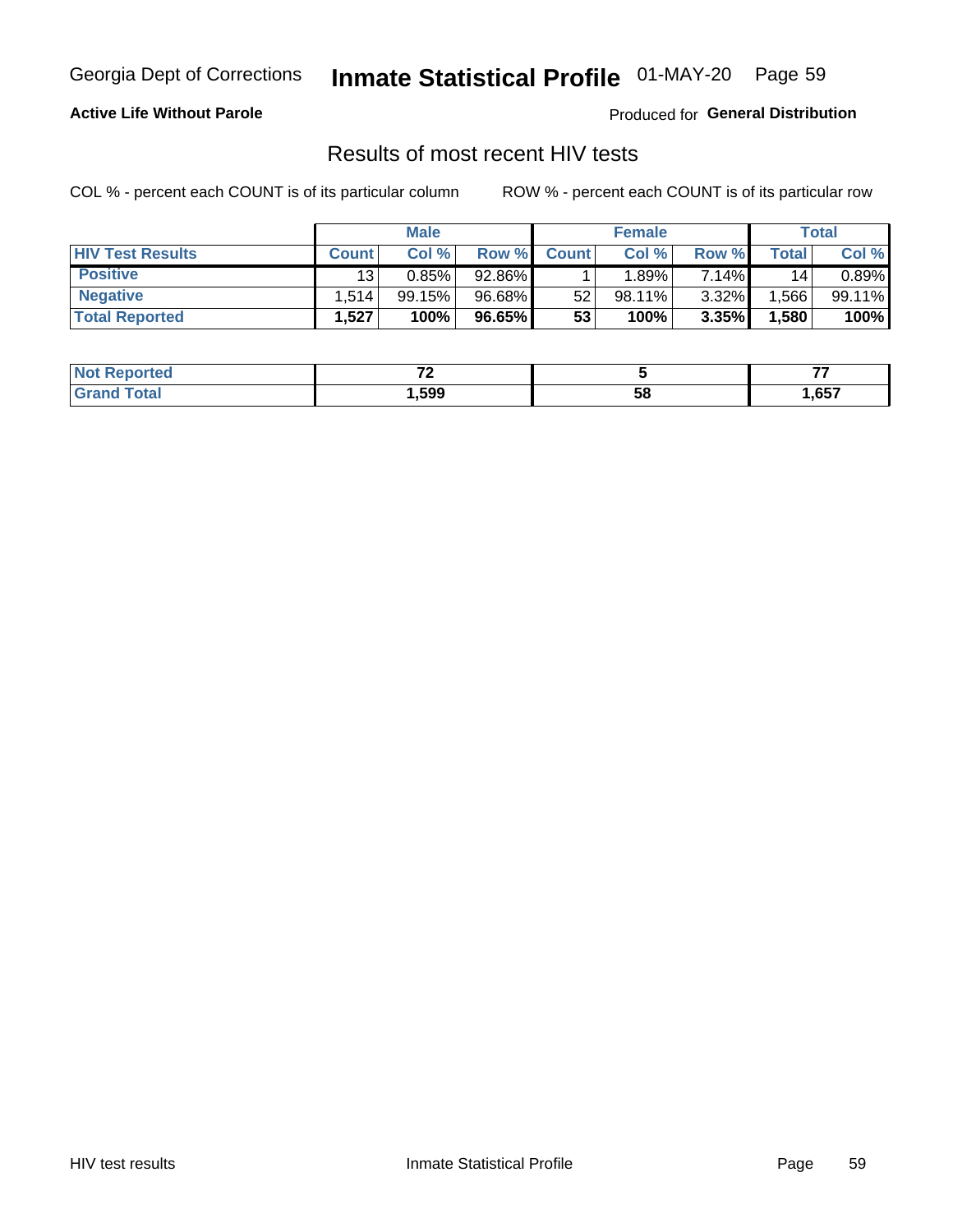Georgia Dept of Corrections **Inmate Statistical Profile** 01-MAY-20

**Active Life Without Parole**

Produced for **General Distribution**

## Results of most recent HIV tests

COL % - percent each COUNT is of its particular column

ROW % - percent each COUNT is of its particular row

| | Male | | | Female | | | Total | |
|---|---|---|---|---|---|---|---|---|
| **HIV Test Results** | **Count** | **Col %** | **Row %** | **Count** | **Col %** | **Row %** | **Total** | **Col %** |
| **Positive** | 13 | 0.85% | 92.86% | 1 | 1.89% | 7.14% | 14 | 0.89% |
| **Negative** | 1,514 | 99.15% | 96.68% | 52 | 98.11% | 3.32% | 1,566 | 99.11% |
| **Total Reported** | **1,527** | **100%** | **96.65%** | **53** | **100%** | **3.35%** | **1,580** | **100%** |

| | Male | Female | Total |
|---|---|---|---|
| **Not Reported** | **72** | **5** | **77** |
| **Grand Total** | **1,599** | **58** | **1,657** |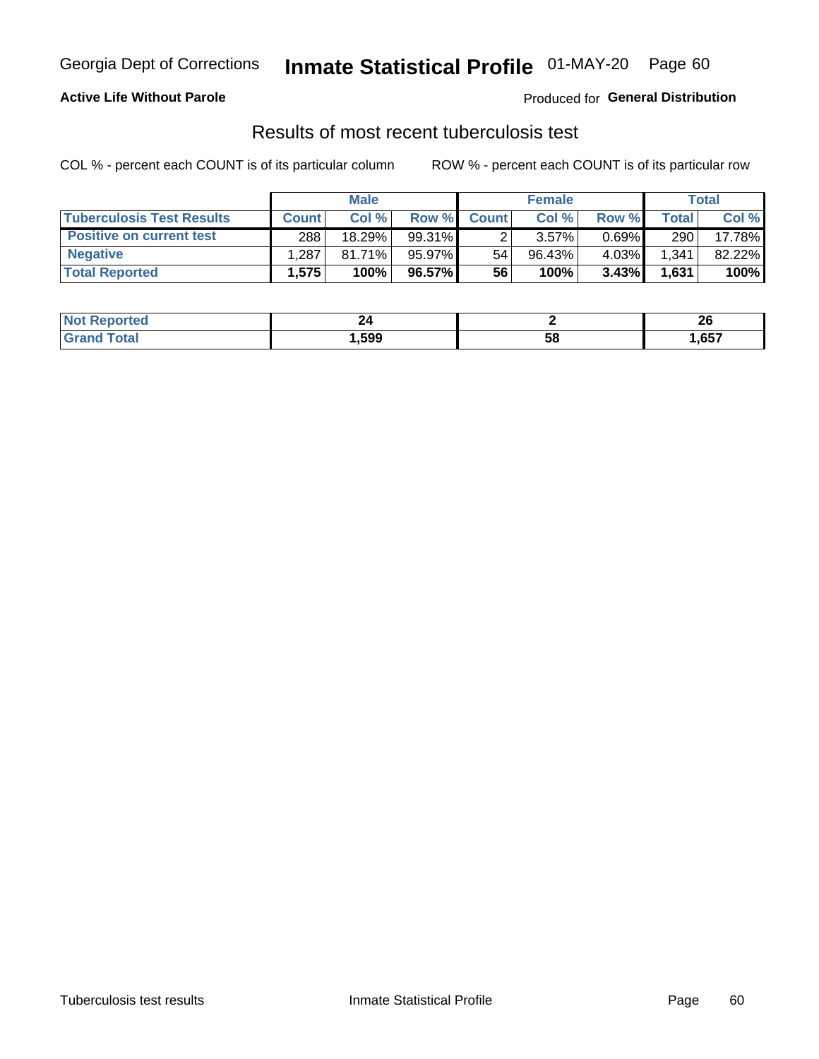Georgia Dept of Corrections **Inmate Statistical Profile** 01-MAY-20

**Active Life Without Parole**

Produced for **General Distribution**

## Results of most recent tuberculosis test

COL % - percent each COUNT is of its particular column

ROW % - percent each COUNT is of its particular row

| | Male | | | Female | | | Total | |
|---|---|---|---|---|---|---|---|---|
| **Tuberculosis Test Results** | **Count** | **Col %** | **Row %** | **Count** | **Col %** | **Row %** | **Total** | **Col %** |
| **Positive on current test** | 288 | 18.29% | 99.31% | 2 | 3.57% | 0.69% | 290 | 17.78% |
| **Negative** | 1,287 | 81.71% | 95.97% | 54 | 96.43% | 4.03% | 1,341 | 82.22% |
| **Total Reported** | **1,575** | **100%** | **96.57%** | **56** | **100%** | **3.43%** | **1,631** | **100%** |

| | Male | Female | Total |
|---|---|---|---|
| **Not Reported** | **24** | **2** | **26** |
| **Grand Total** | **1,599** | **58** | **1,657** |

Tuberculosis test results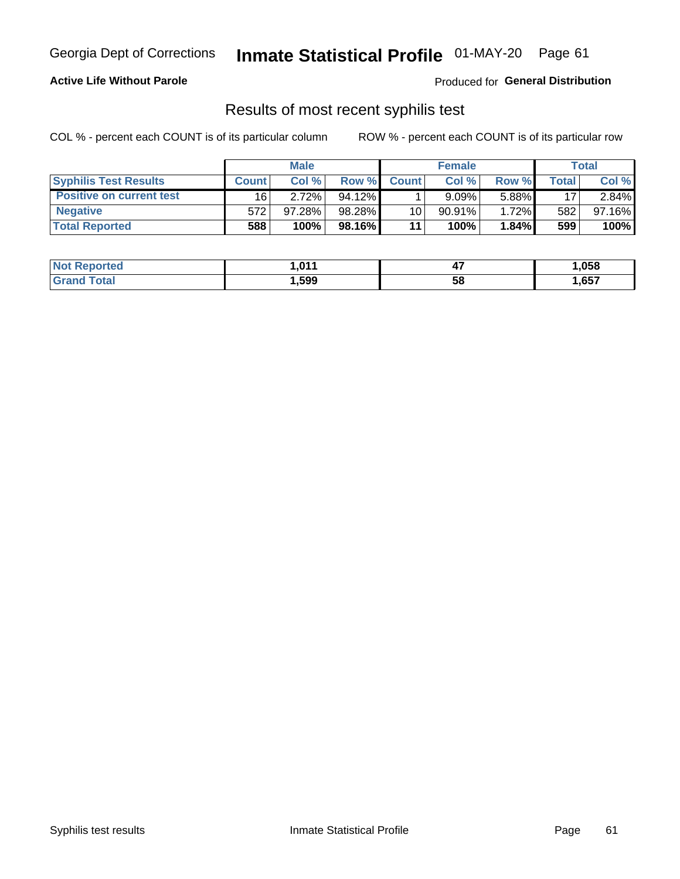Georgia Dept of Corrections **Inmate Statistical Profile** 01-MAY-20 Page 61

**Active Life Without Parole**

Produced for **General Distribution**

## Results of most recent syphilis test

COL % - percent each COUNT is of its particular column ROW % - percent each COUNT is of its particular row

| | Male | | | Female | | | Total | |
|---|---|---|---|---|---|---|---|---|
| **Syphilis Test Results** | **Count** | **Col %** | **Row %** | **Count** | **Col %** | **Row %** | **Total** | **Col %** |
| **Positive on current test** | 16 | 2.72% | 94.12% | 1 | 9.09% | 5.88% | 17 | 2.84% |
| **Negative** | 572 | 97.28% | 98.28% | 10 | 90.91% | 1.72% | 582 | 97.16% |
| **Total Reported** | **588** | **100%** | **98.16%** | **11** | **100%** | **1.84%** | **599** | **100%** |

| | Male | Female | Total |
|---|---|---|---|
| **Not Reported** | **1,011** | **47** | **1,058** |
| **Grand Total** | **1,599** | **58** | **1,657** |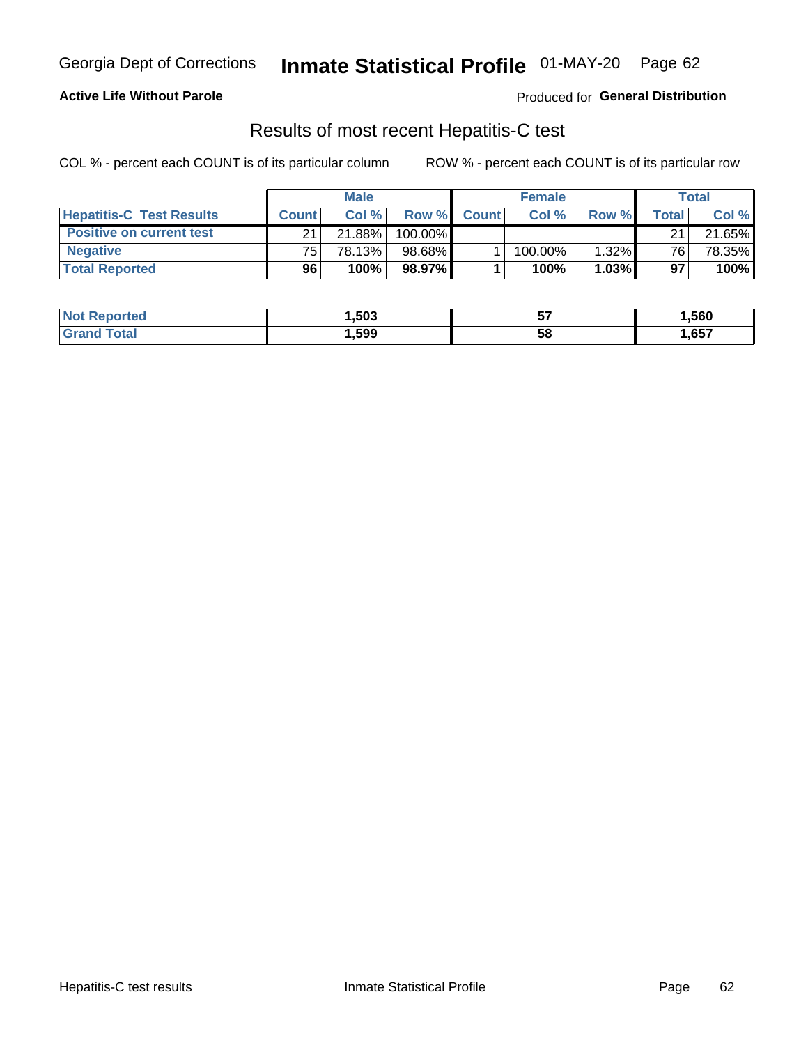Georgia Dept of Corrections **Inmate Statistical Profile** 01-MAY-20

**Active Life Without Parole**

Produced for **General Distribution**

## Results of most recent Hepatitis-C test

COL % - percent each COUNT is of its particular column ROW % - percent each COUNT is of its particular row

| | Male | | | Female | | | Total | |
|---|---|---|---|---|---|---|---|---|
| **Hepatitis-C Test Results** | **Count** | **Col %** | **Row %** | **Count** | **Col %** | **Row %** | **Total** | **Col %** |
| **Positive on current test** | 21 | 21.88% | 100.00% | | | | 21 | 21.65% |
| **Negative** | 75 | 78.13% | 98.68% | 1 | 100.00% | 1.32% | 76 | 78.35% |
| **Total Reported** | **96** | **100%** | **98.97%** | **1** | **100%** | **1.03%** | **97** | **100%** |

| | Male | Female | Total |
|---|---|---|---|
| **Not Reported** | **1,503** | **57** | **1,560** |
| **Grand Total** | **1,599** | **58** | **1,657** |

Hepatitis-C test results Inmate Statistical Profile